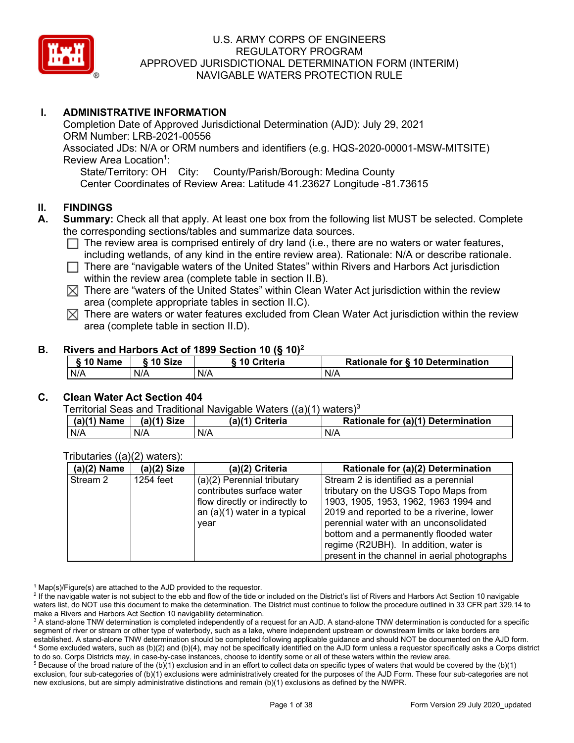# U.S. ARMY CORPS OF ENGINEERS
# REGULATORY PROGRAM
# APPROVED JURISDICTIONAL DETERMINATION FORM (INTERIM)
# NAVIGABLE WATERS PROTECTION RULE

## I. ADMINISTRATIVE INFORMATION

Completion Date of Approved Jurisdictional Determination (AJD): July 29, 2021
ORM Number: LRB-2021-00556
Associated JDs: N/A or ORM numbers and identifiers (e.g. HQS-2020-00001-MSW-MITSITE)
Review Area Location[1]:
State/Territory: OH City: County/Parish/Borough: Medina County
Center Coordinates of Review Area: Latitude 41.23627 Longitude -81.73615

## II. FINDINGS

**A. Summary:** Check all that apply. At least one box from the following list MUST be selected. Complete the corresponding sections/tables and summarize data sources.

- ☐ The review area is comprised entirely of dry land (i.e., there are no waters or water features, including wetlands, of any kind in the entire review area). Rationale: N/A or describe rationale.
- ☐ There are "navigable waters of the United States" within Rivers and Harbors Act jurisdiction within the review area (complete table in section II.B).
- ☒ There are "waters of the United States" within Clean Water Act jurisdiction within the review area (complete appropriate tables in section II.C).
- ☒ There are waters or water features excluded from Clean Water Act jurisdiction within the review area (complete table in section II.D).

**B. Rivers and Harbors Act of 1899 Section 10 (§ 10)[2]**

| § 10 Name | § 10 Size | § 10 Criteria | Rationale for § 10 Determination |
|---|---|---|---|
| N/A | N/A | N/A | N/A |

**C. Clean Water Act Section 404**

Territorial Seas and Traditional Navigable Waters ((a)(1) waters)[3]

| (a)(1) Name | (a)(1) Size | (a)(1) Criteria | Rationale for (a)(1) Determination |
|---|---|---|---|
| N/A | N/A | N/A | N/A |

Tributaries ((a)(2) waters):

| (a)(2) Name | (a)(2) Size | (a)(2) Criteria | Rationale for (a)(2) Determination |
|---|---|---|---|
| Stream 2 | 1254 feet | (a)(2) Perennial tributary contributes surface water flow directly or indirectly to an (a)(1) water in a typical year | Stream 2 is identified as a perennial tributary on the USGS Topo Maps from 1903, 1905, 1953, 1962, 1963 1994 and 2019 and reported to be a riverine, lower perennial water with an unconsolidated bottom and a permanently flooded water regime (R2UBH). In addition, water is present in the channel in aerial photographs |

[1] Map(s)/Figure(s) are attached to the AJD provided to the requestor.
[2] If the navigable water is not subject to the ebb and flow of the tide or included on the District's list of Rivers and Harbors Act Section 10 navigable waters list, do NOT use this document to make the determination. The District must continue to follow the procedure outlined in 33 CFR part 329.14 to make a Rivers and Harbors Act Section 10 navigability determination.
[3] A stand-alone TNW determination is completed independently of a request for an AJD. A stand-alone TNW determination is conducted for a specific segment of river or stream or other type of waterbody, such as a lake, where independent upstream or downstream limits or lake borders are established. A stand-alone TNW determination should be completed following applicable guidance and should NOT be documented on the AJD form.
[4] Some excluded waters, such as (b)(2) and (b)(4), may not be specifically identified on the AJD form unless a requestor specifically asks a Corps district to do so. Corps Districts may, in case-by-case instances, choose to identify some or all of these waters within the review area.
[5] Because of the broad nature of the (b)(1) exclusion and in an effort to collect data on specific types of waters that would be covered by the (b)(1) exclusion, four sub-categories of (b)(1) exclusions were administratively created for the purposes of the AJD Form. These four sub-categories are not new exclusions, but are simply administrative distinctions and remain (b)(1) exclusions as defined by the NWPR.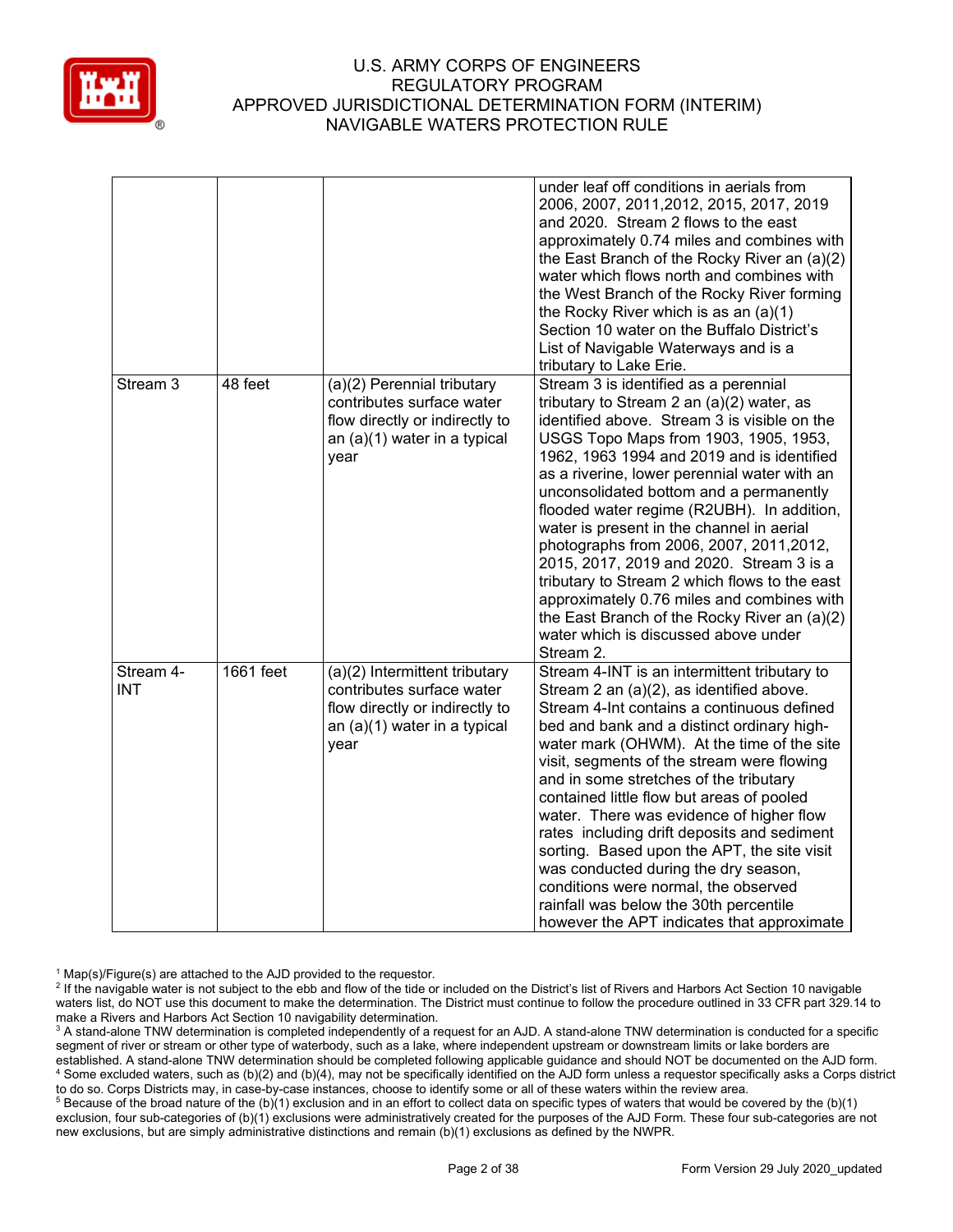| | | | |
|---|---|---|---|
| | | | under leaf off conditions in aerials from 2006, 2007, 2011,2012, 2015, 2017, 2019 and 2020. Stream 2 flows to the east approximately 0.74 miles and combines with the East Branch of the Rocky River an (a)(2) water which flows north and combines with the West Branch of the Rocky River forming the Rocky River which is as an (a)(1) Section 10 water on the Buffalo District's List of Navigable Waterways and is a tributary to Lake Erie. |
| Stream 3 | 48 feet | (a)(2) Perennial tributary contributes surface water flow directly or indirectly to an (a)(1) water in a typical year | Stream 3 is identified as a perennial tributary to Stream 2 an (a)(2) water, as identified above. Stream 3 is visible on the USGS Topo Maps from 1903, 1905, 1953, 1962, 1963 1994 and 2019 and is identified as a riverine, lower perennial water with an unconsolidated bottom and a permanently flooded water regime (R2UBH). In addition, water is present in the channel in aerial photographs from 2006, 2007, 2011,2012, 2015, 2017, 2019 and 2020. Stream 3 is a tributary to Stream 2 which flows to the east approximately 0.76 miles and combines with the East Branch of the Rocky River an (a)(2) water which is discussed above under Stream 2. |
| Stream 4-INT | 1661 feet | (a)(2) Intermittent tributary contributes surface water flow directly or indirectly to an (a)(1) water in a typical year | Stream 4-INT is an intermittent tributary to Stream 2 an (a)(2), as identified above. Stream 4-Int contains a continuous defined bed and bank and a distinct ordinary high-water mark (OHWM). At the time of the site visit, segments of the stream were flowing and in some stretches of the tributary contained little flow but areas of pooled water. There was evidence of higher flow rates including drift deposits and sediment sorting. Based upon the APT, the site visit was conducted during the dry season, conditions were normal, the observed rainfall was below the 30th percentile however the APT indicates that approximate |

[1] Map(s)/Figure(s) are attached to the AJD provided to the requestor.
[2] If the navigable water is not subject to the ebb and flow of the tide or included on the District's list of Rivers and Harbors Act Section 10 navigable waters list, do NOT use this document to make the determination. The District must continue to follow the procedure outlined in 33 CFR part 329.14 to make a Rivers and Harbors Act Section 10 navigability determination.
[3] A stand-alone TNW determination is completed independently of a request for an AJD. A stand-alone TNW determination is conducted for a specific segment of river or stream or other type of waterbody, such as a lake, where independent upstream or downstream limits or lake borders are established. A stand-alone TNW determination should be completed following applicable guidance and should NOT be documented on the AJD form.
[4] Some excluded waters, such as (b)(2) and (b)(4), may not be specifically identified on the AJD form unless a requestor specifically asks a Corps district to do so. Corps Districts may, in case-by-case instances, choose to identify some or all of these waters within the review area.
[5] Because of the broad nature of the (b)(1) exclusion and in an effort to collect data on specific types of waters that would be covered by the (b)(1) exclusion, four sub-categories of (b)(1) exclusions were administratively created for the purposes of the AJD Form. These four sub-categories are not new exclusions, but are simply administrative distinctions and remain (b)(1) exclusions as defined by the NWPR.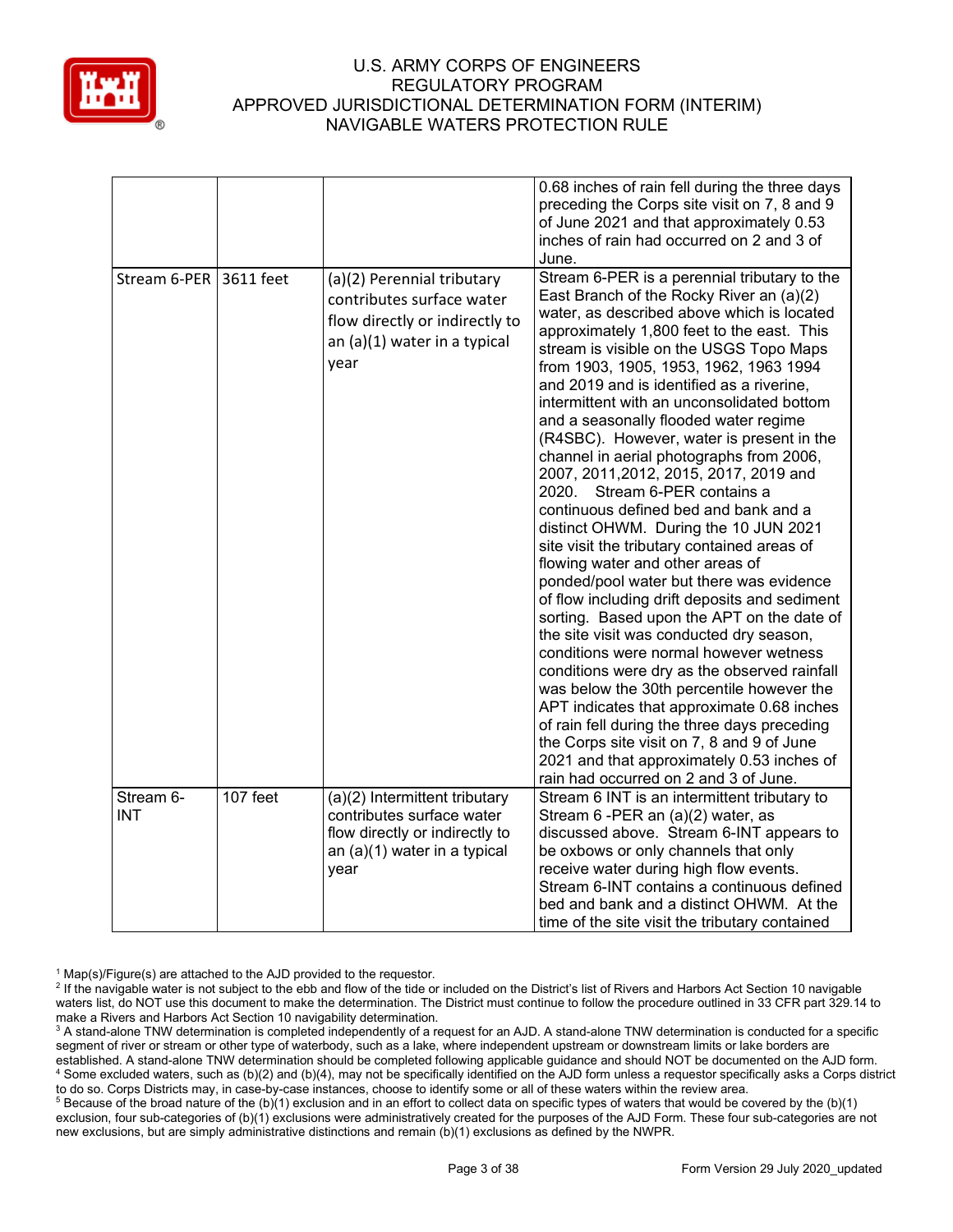|  |  |  | 0.68 inches of rain fell during the three days preceding the Corps site visit on 7, 8 and 9 of June 2021 and that approximately 0.53 inches of rain had occurred on 2 and 3 of June. |
|---|---|---|---|
| Stream 6-PER | 3611 feet | (a)(2) Perennial tributary contributes surface water flow directly or indirectly to an (a)(1) water in a typical year | Stream 6-PER is a perennial tributary to the East Branch of the Rocky River an (a)(2) water, as described above which is located approximately 1,800 feet to the east. This stream is visible on the USGS Topo Maps from 1903, 1905, 1953, 1962, 1963 1994 and 2019 and is identified as a riverine, intermittent with an unconsolidated bottom and a seasonally flooded water regime (R4SBC). However, water is present in the channel in aerial photographs from 2006, 2007, 2011,2012, 2015, 2017, 2019 and 2020. Stream 6-PER contains a continuous defined bed and bank and a distinct OHWM. During the 10 JUN 2021 site visit the tributary contained areas of flowing water and other areas of ponded/pool water but there was evidence of flow including drift deposits and sediment sorting. Based upon the APT on the date of the site visit was conducted dry season, conditions were normal however wetness conditions were dry as the observed rainfall was below the 30th percentile however the APT indicates that approximate 0.68 inches of rain fell during the three days preceding the Corps site visit on 7, 8 and 9 of June 2021 and that approximately 0.53 inches of rain had occurred on 2 and 3 of June. |
| Stream 6-INT | 107 feet | (a)(2) Intermittent tributary contributes surface water flow directly or indirectly to an (a)(1) water in a typical year | Stream 6 INT is an intermittent tributary to Stream 6 -PER an (a)(2) water, as discussed above. Stream 6-INT appears to be oxbows or only channels that only receive water during high flow events. Stream 6-INT contains a continuous defined bed and bank and a distinct OHWM. At the time of the site visit the tributary contained |

[1] Map(s)/Figure(s) are attached to the AJD provided to the requestor.
[2] If the navigable water is not subject to the ebb and flow of the tide or included on the District's list of Rivers and Harbors Act Section 10 navigable waters list, do NOT use this document to make the determination. The District must continue to follow the procedure outlined in 33 CFR part 329.14 to make a Rivers and Harbors Act Section 10 navigability determination.
[3] A stand-alone TNW determination is completed independently of a request for an AJD. A stand-alone TNW determination is conducted for a specific segment of river or stream or other type of waterbody, such as a lake, where independent upstream or downstream limits or lake borders are established. A stand-alone TNW determination should be completed following applicable guidance and should NOT be documented on the AJD form.
[4] Some excluded waters, such as (b)(2) and (b)(4), may not be specifically identified on the AJD form unless a requestor specifically asks a Corps district to do so. Corps Districts may, in case-by-case instances, choose to identify some or all of these waters within the review area.
[5] Because of the broad nature of the (b)(1) exclusion and in an effort to collect data on specific types of waters that would be covered by the (b)(1) exclusion, four sub-categories of (b)(1) exclusions were administratively created for the purposes of the AJD Form. These four sub-categories are not new exclusions, but are simply administrative distinctions and remain (b)(1) exclusions as defined by the NWPR.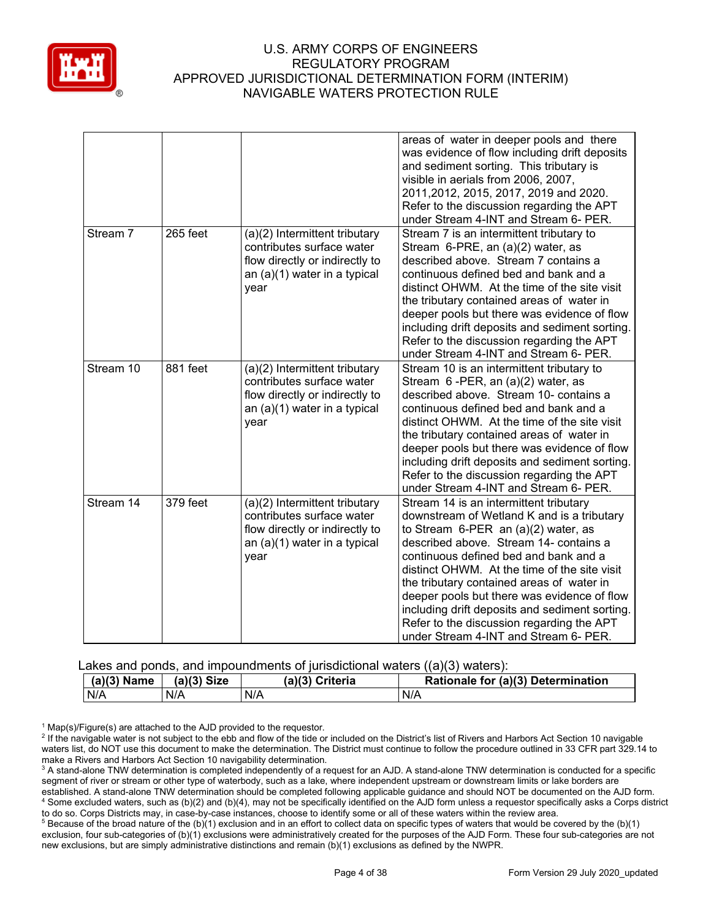| | | | |
|---|---|---|---|
| | | | areas of water in deeper pools and there was evidence of flow including drift deposits and sediment sorting. This tributary is visible in aerials from 2006, 2007, 2011,2012, 2015, 2017, 2019 and 2020. Refer to the discussion regarding the APT under Stream 4-INT and Stream 6- PER. |
| Stream 7 | 265 feet | (a)(2) Intermittent tributary contributes surface water flow directly or indirectly to an (a)(1) water in a typical year | Stream 7 is an intermittent tributary to Stream 6-PRE, an (a)(2) water, as described above. Stream 7 contains a continuous defined bed and bank and a distinct OHWM. At the time of the site visit the tributary contained areas of water in deeper pools but there was evidence of flow including drift deposits and sediment sorting. Refer to the discussion regarding the APT under Stream 4-INT and Stream 6- PER. |
| Stream 10 | 881 feet | (a)(2) Intermittent tributary contributes surface water flow directly or indirectly to an (a)(1) water in a typical year | Stream 10 is an intermittent tributary to Stream 6 -PER, an (a)(2) water, as described above. Stream 10- contains a continuous defined bed and bank and a distinct OHWM. At the time of the site visit the tributary contained areas of water in deeper pools but there was evidence of flow including drift deposits and sediment sorting. Refer to the discussion regarding the APT under Stream 4-INT and Stream 6- PER. |
| Stream 14 | 379 feet | (a)(2) Intermittent tributary contributes surface water flow directly or indirectly to an (a)(1) water in a typical year | Stream 14 is an intermittent tributary downstream of Wetland K and is a tributary to Stream 6-PER an (a)(2) water, as described above. Stream 14- contains a continuous defined bed and bank and a distinct OHWM. At the time of the site visit the tributary contained areas of water in deeper pools but there was evidence of flow including drift deposits and sediment sorting. Refer to the discussion regarding the APT under Stream 4-INT and Stream 6- PER. |

Lakes and ponds, and impoundments of jurisdictional waters ((a)(3) waters):

| (a)(3) Name | (a)(3) Size | (a)(3) Criteria | Rationale for (a)(3) Determination |
|---|---|---|---|
| N/A | N/A | N/A | N/A |

[1] Map(s)/Figure(s) are attached to the AJD provided to the requestor.
[2] If the navigable water is not subject to the ebb and flow of the tide or included on the District's list of Rivers and Harbors Act Section 10 navigable waters list, do NOT use this document to make the determination. The District must continue to follow the procedure outlined in 33 CFR part 329.14 to make a Rivers and Harbors Act Section 10 navigability determination.
[3] A stand-alone TNW determination is completed independently of a request for an AJD. A stand-alone TNW determination is conducted for a specific segment of river or stream or other type of waterbody, such as a lake, where independent upstream or downstream limits or lake borders are established. A stand-alone TNW determination should be completed following applicable guidance and should NOT be documented on the AJD form.
[4] Some excluded waters, such as (b)(2) and (b)(4), may not be specifically identified on the AJD form unless a requestor specifically asks a Corps district to do so. Corps Districts may, in case-by-case instances, choose to identify some or all of these waters within the review area.
[5] Because of the broad nature of the (b)(1) exclusion and in an effort to collect data on specific types of waters that would be covered by the (b)(1) exclusion, four sub-categories of (b)(1) exclusions were administratively created for the purposes of the AJD Form. These four sub-categories are not new exclusions, but are simply administrative distinctions and remain (b)(1) exclusions as defined by the NWPR.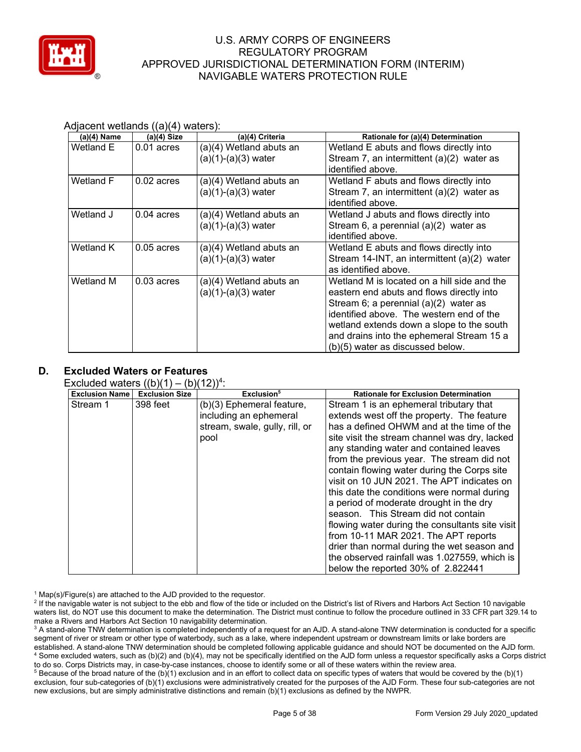Adjacent wetlands ((a)(4) waters):

| (a)(4) Name | (a)(4) Size | (a)(4) Criteria | Rationale for (a)(4) Determination |
|---|---|---|---|
| Wetland E | 0.01 acres | (a)(4) Wetland abuts an (a)(1)-(a)(3) water | Wetland E abuts and flows directly into Stream 7, an intermittent (a)(2) water as identified above. |
| Wetland F | 0.02 acres | (a)(4) Wetland abuts an (a)(1)-(a)(3) water | Wetland F abuts and flows directly into Stream 7, an intermittent (a)(2) water as identified above. |
| Wetland J | 0.04 acres | (a)(4) Wetland abuts an (a)(1)-(a)(3) water | Wetland J abuts and flows directly into Stream 6, a perennial (a)(2) water as identified above. |
| Wetland K | 0.05 acres | (a)(4) Wetland abuts an (a)(1)-(a)(3) water | Wetland E abuts and flows directly into Stream 14-INT, an intermittent (a)(2) water as identified above. |
| Wetland M | 0.03 acres | (a)(4) Wetland abuts an (a)(1)-(a)(3) water | Wetland M is located on a hill side and the eastern end abuts and flows directly into Stream 6; a perennial (a)(2) water as identified above. The western end of the wetland extends down a slope to the south and drains into the ephemeral Stream 15 a (b)(5) water as discussed below. |

## D. Excluded Waters or Features

Excluded waters ((b)(1) – (b)(12))[4]:

| Exclusion Name | Exclusion Size | Exclusion[5] | Rationale for Exclusion Determination |
|---|---|---|---|
| Stream 1 | 398 feet | (b)(3) Ephemeral feature, including an ephemeral stream, swale, gully, rill, or pool | Stream 1 is an ephemeral tributary that extends west off the property. The feature has a defined OHWM and at the time of the site visit the stream channel was dry, lacked any standing water and contained leaves from the previous year. The stream did not contain flowing water during the Corps site visit on 10 JUN 2021. The APT indicates on this date the conditions were normal during a period of moderate drought in the dry season. This Stream did not contain flowing water during the consultants site visit from 10-11 MAR 2021. The APT reports drier than normal during the wet season and the observed rainfall was 1.027559, which is below the reported 30% of 2.822441 |

[1] Map(s)/Figure(s) are attached to the AJD provided to the requestor.
[2] If the navigable water is not subject to the ebb and flow of the tide or included on the District's list of Rivers and Harbors Act Section 10 navigable waters list, do NOT use this document to make the determination. The District must continue to follow the procedure outlined in 33 CFR part 329.14 to make a Rivers and Harbors Act Section 10 navigability determination.
[3] A stand-alone TNW determination is completed independently of a request for an AJD. A stand-alone TNW determination is conducted for a specific segment of river or stream or other type of waterbody, such as a lake, where independent upstream or downstream limits or lake borders are established. A stand-alone TNW determination should be completed following applicable guidance and should NOT be documented on the AJD form.
[4] Some excluded waters, such as (b)(2) and (b)(4), may not be specifically identified on the AJD form unless a requestor specifically asks a Corps district to do so. Corps Districts may, in case-by-case instances, choose to identify some or all of these waters within the review area.
[5] Because of the broad nature of the (b)(1) exclusion and in an effort to collect data on specific types of waters that would be covered by the (b)(1) exclusion, four sub-categories of (b)(1) exclusions were administratively created for the purposes of the AJD Form. These four sub-categories are not new exclusions, but are simply administrative distinctions and remain (b)(1) exclusions as defined by the NWPR.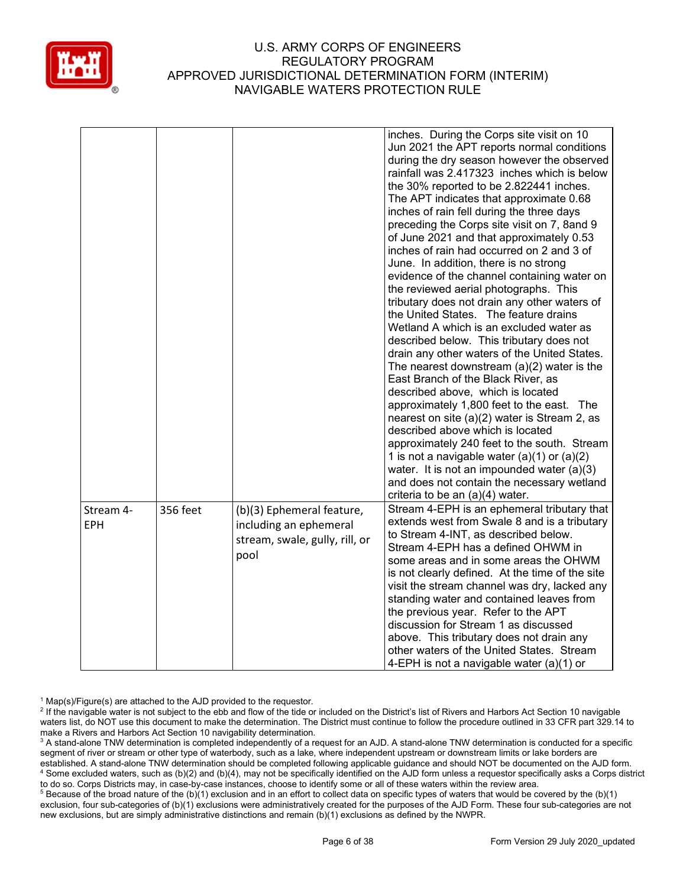| | | | |
|---|---|---|---|
| | | | inches. During the Corps site visit on 10 Jun 2021 the APT reports normal conditions during the dry season however the observed rainfall was 2.417323 inches which is below the 30% reported to be 2.822441 inches. The APT indicates that approximate 0.68 inches of rain fell during the three days preceding the Corps site visit on 7, 8and 9 of June 2021 and that approximately 0.53 inches of rain had occurred on 2 and 3 of June. In addition, there is no strong evidence of the channel containing water on the reviewed aerial photographs. This tributary does not drain any other waters of the United States. The feature drains Wetland A which is an excluded water as described below. This tributary does not drain any other waters of the United States. The nearest downstream (a)(2) water is the East Branch of the Black River, as described above, which is located approximately 1,800 feet to the east. The nearest on site (a)(2) water is Stream 2, as described above which is located approximately 240 feet to the south. Stream 1 is not a navigable water (a)(1) or (a)(2) water. It is not an impounded water (a)(3) and does not contain the necessary wetland criteria to be an (a)(4) water. |
| Stream 4-EPH | 356 feet | (b)(3) Ephemeral feature, including an ephemeral stream, swale, gully, rill, or pool | Stream 4-EPH is an ephemeral tributary that extends west from Swale 8 and is a tributary to Stream 4-INT, as described below. Stream 4-EPH has a defined OHWM in some areas and in some areas the OHWM is not clearly defined. At the time of the site visit the stream channel was dry, lacked any standing water and contained leaves from the previous year. Refer to the APT discussion for Stream 1 as discussed above. This tributary does not drain any other waters of the United States. Stream 4-EPH is not a navigable water (a)(1) or |

[1] Map(s)/Figure(s) are attached to the AJD provided to the requestor.
[2] If the navigable water is not subject to the ebb and flow of the tide or included on the District's list of Rivers and Harbors Act Section 10 navigable waters list, do NOT use this document to make the determination. The District must continue to follow the procedure outlined in 33 CFR part 329.14 to make a Rivers and Harbors Act Section 10 navigability determination.
[3] A stand-alone TNW determination is completed independently of a request for an AJD. A stand-alone TNW determination is conducted for a specific segment of river or stream or other type of waterbody, such as a lake, where independent upstream or downstream limits or lake borders are established. A stand-alone TNW determination should be completed following applicable guidance and should NOT be documented on the AJD form.
[4] Some excluded waters, such as (b)(2) and (b)(4), may not be specifically identified on the AJD form unless a requestor specifically asks a Corps district to do so. Corps Districts may, in case-by-case instances, choose to identify some or all of these waters within the review area.
[5] Because of the broad nature of the (b)(1) exclusion and in an effort to collect data on specific types of waters that would be covered by the (b)(1) exclusion, four sub-categories of (b)(1) exclusions were administratively created for the purposes of the AJD Form. These four sub-categories are not new exclusions, but are simply administrative distinctions and remain (b)(1) exclusions as defined by the NWPR.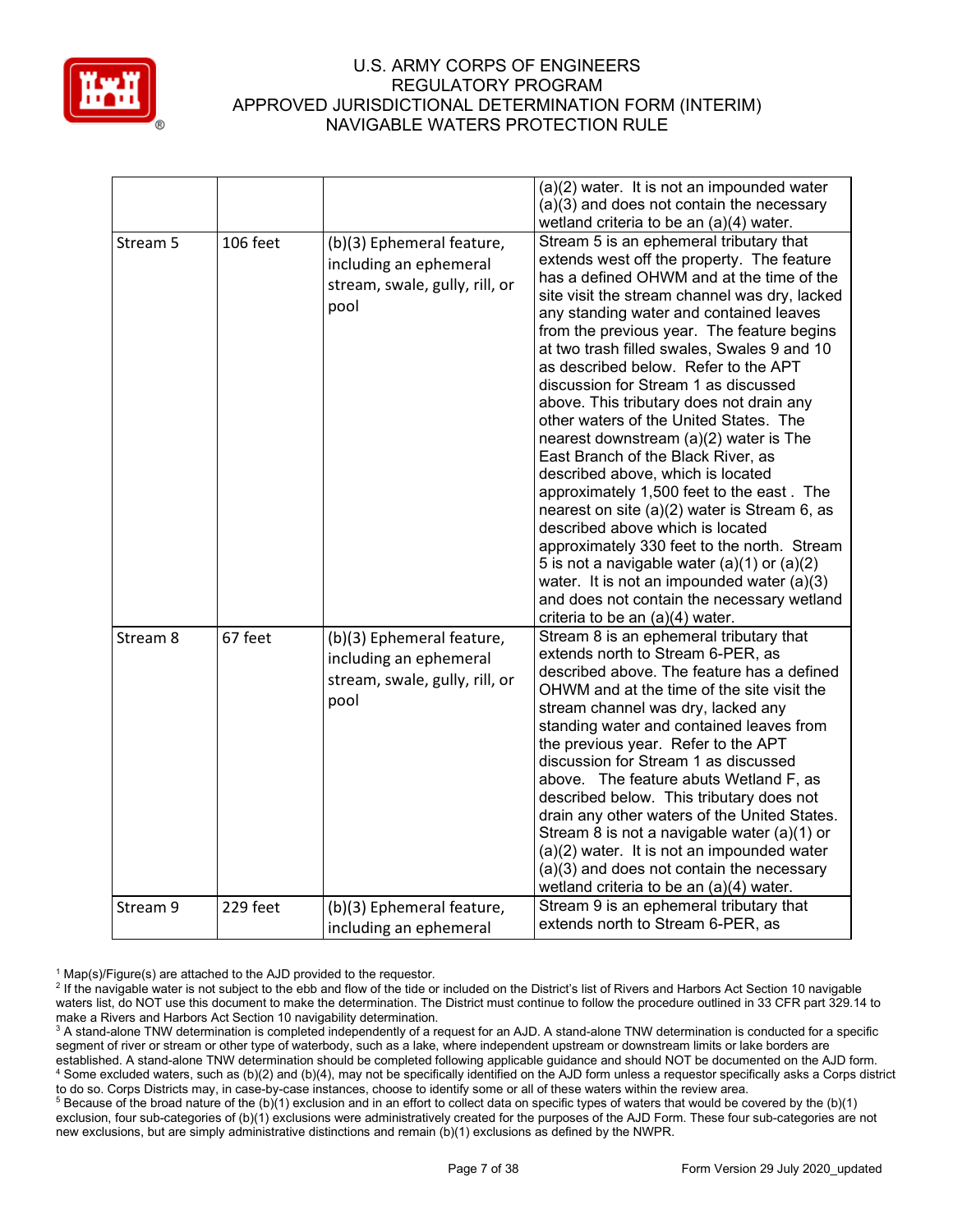| | | | |
|---|---|---|---|
| | | | (a)(2) water. It is not an impounded water (a)(3) and does not contain the necessary wetland criteria to be an (a)(4) water. |
| Stream 5 | 106 feet | (b)(3) Ephemeral feature, including an ephemeral stream, swale, gully, rill, or pool | Stream 5 is an ephemeral tributary that extends west off the property. The feature has a defined OHWM and at the time of the site visit the stream channel was dry, lacked any standing water and contained leaves from the previous year. The feature begins at two trash filled swales, Swales 9 and 10 as described below. Refer to the APT discussion for Stream 1 as discussed above. This tributary does not drain any other waters of the United States. The nearest downstream (a)(2) water is The East Branch of the Black River, as described above, which is located approximately 1,500 feet to the east . The nearest on site (a)(2) water is Stream 6, as described above which is located approximately 330 feet to the north. Stream 5 is not a navigable water (a)(1) or (a)(2) water. It is not an impounded water (a)(3) and does not contain the necessary wetland criteria to be an (a)(4) water. |
| Stream 8 | 67 feet | (b)(3) Ephemeral feature, including an ephemeral stream, swale, gully, rill, or pool | Stream 8 is an ephemeral tributary that extends north to Stream 6-PER, as described above. The feature has a defined OHWM and at the time of the site visit the stream channel was dry, lacked any standing water and contained leaves from the previous year. Refer to the APT discussion for Stream 1 as discussed above. The feature abuts Wetland F, as described below. This tributary does not drain any other waters of the United States. Stream 8 is not a navigable water (a)(1) or (a)(2) water. It is not an impounded water (a)(3) and does not contain the necessary wetland criteria to be an (a)(4) water. |
| Stream 9 | 229 feet | (b)(3) Ephemeral feature, including an ephemeral | Stream 9 is an ephemeral tributary that extends north to Stream 6-PER, as |

[1] Map(s)/Figure(s) are attached to the AJD provided to the requestor.
[2] If the navigable water is not subject to the ebb and flow of the tide or included on the District's list of Rivers and Harbors Act Section 10 navigable waters list, do NOT use this document to make the determination. The District must continue to follow the procedure outlined in 33 CFR part 329.14 to make a Rivers and Harbors Act Section 10 navigability determination.
[3] A stand-alone TNW determination is completed independently of a request for an AJD. A stand-alone TNW determination is conducted for a specific segment of river or stream or other type of waterbody, such as a lake, where independent upstream or downstream limits or lake borders are established. A stand-alone TNW determination should be completed following applicable guidance and should NOT be documented on the AJD form.
[4] Some excluded waters, such as (b)(2) and (b)(4), may not be specifically identified on the AJD form unless a requestor specifically asks a Corps district to do so. Corps Districts may, in case-by-case instances, choose to identify some or all of these waters within the review area.
[5] Because of the broad nature of the (b)(1) exclusion and in an effort to collect data on specific types of waters that would be covered by the (b)(1) exclusion, four sub-categories of (b)(1) exclusions were administratively created for the purposes of the AJD Form. These four sub-categories are not new exclusions, but are simply administrative distinctions and remain (b)(1) exclusions as defined by the NWPR.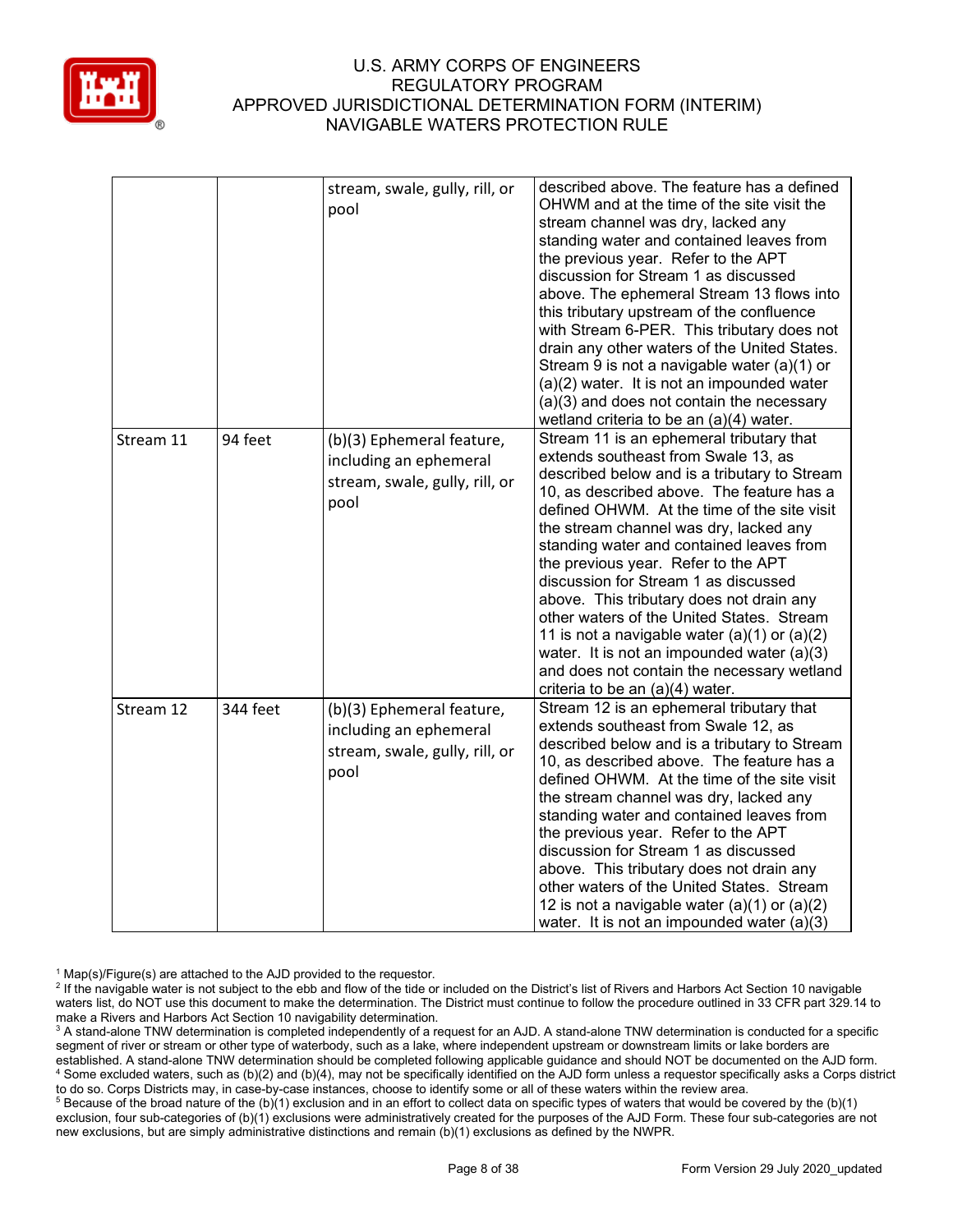| | | | |
|---|---|---|---|
| | | stream, swale, gully, rill, or pool | described above. The feature has a defined OHWM and at the time of the site visit the stream channel was dry, lacked any standing water and contained leaves from the previous year. Refer to the APT discussion for Stream 1 as discussed above. The ephemeral Stream 13 flows into this tributary upstream of the confluence with Stream 6-PER. This tributary does not drain any other waters of the United States. Stream 9 is not a navigable water (a)(1) or (a)(2) water. It is not an impounded water (a)(3) and does not contain the necessary wetland criteria to be an (a)(4) water. |
| Stream 11 | 94 feet | (b)(3) Ephemeral feature, including an ephemeral stream, swale, gully, rill, or pool | Stream 11 is an ephemeral tributary that extends southeast from Swale 13, as described below and is a tributary to Stream 10, as described above. The feature has a defined OHWM. At the time of the site visit the stream channel was dry, lacked any standing water and contained leaves from the previous year. Refer to the APT discussion for Stream 1 as discussed above. This tributary does not drain any other waters of the United States. Stream 11 is not a navigable water (a)(1) or (a)(2) water. It is not an impounded water (a)(3) and does not contain the necessary wetland criteria to be an (a)(4) water. |
| Stream 12 | 344 feet | (b)(3) Ephemeral feature, including an ephemeral stream, swale, gully, rill, or pool | Stream 12 is an ephemeral tributary that extends southeast from Swale 12, as described below and is a tributary to Stream 10, as described above. The feature has a defined OHWM. At the time of the site visit the stream channel was dry, lacked any standing water and contained leaves from the previous year. Refer to the APT discussion for Stream 1 as discussed above. This tributary does not drain any other waters of the United States. Stream 12 is not a navigable water (a)(1) or (a)(2) water. It is not an impounded water (a)(3) |

[1] Map(s)/Figure(s) are attached to the AJD provided to the requestor.

[2] If the navigable water is not subject to the ebb and flow of the tide or included on the District's list of Rivers and Harbors Act Section 10 navigable waters list, do NOT use this document to make the determination. The District must continue to follow the procedure outlined in 33 CFR part 329.14 to make a Rivers and Harbors Act Section 10 navigability determination.

[3] A stand-alone TNW determination is completed independently of a request for an AJD. A stand-alone TNW determination is conducted for a specific segment of river or stream or other type of waterbody, such as a lake, where independent upstream or downstream limits or lake borders are established. A stand-alone TNW determination should be completed following applicable guidance and should NOT be documented on the AJD form.

[4] Some excluded waters, such as (b)(2) and (b)(4), may not be specifically identified on the AJD form unless a requestor specifically asks a Corps district to do so. Corps Districts may, in case-by-case instances, choose to identify some or all of these waters within the review area.

[5] Because of the broad nature of the (b)(1) exclusion and in an effort to collect data on specific types of waters that would be covered by the (b)(1) exclusion, four sub-categories of (b)(1) exclusions were administratively created for the purposes of the AJD Form. These four sub-categories are not new exclusions, but are simply administrative distinctions and remain (b)(1) exclusions as defined by the NWPR.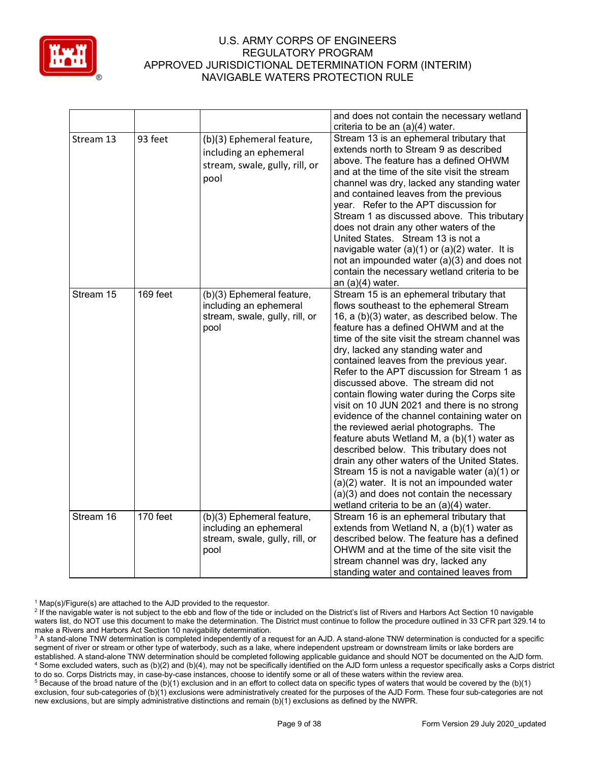| | | | and does not contain the necessary wetland criteria to be an (a)(4) water. |
|---|---|---|---|
| Stream 13 | 93 feet | (b)(3) Ephemeral feature, including an ephemeral stream, swale, gully, rill, or pool | Stream 13 is an ephemeral tributary that extends north to Stream 9 as described above. The feature has a defined OHWM and at the time of the site visit the stream channel was dry, lacked any standing water and contained leaves from the previous year. Refer to the APT discussion for Stream 1 as discussed above. This tributary does not drain any other waters of the United States. Stream 13 is not a navigable water (a)(1) or (a)(2) water. It is not an impounded water (a)(3) and does not contain the necessary wetland criteria to be an (a)(4) water. |
| Stream 15 | 169 feet | (b)(3) Ephemeral feature, including an ephemeral stream, swale, gully, rill, or pool | Stream 15 is an ephemeral tributary that flows southeast to the ephemeral Stream 16, a (b)(3) water, as described below. The feature has a defined OHWM and at the time of the site visit the stream channel was dry, lacked any standing water and contained leaves from the previous year. Refer to the APT discussion for Stream 1 as discussed above. The stream did not contain flowing water during the Corps site visit on 10 JUN 2021 and there is no strong evidence of the channel containing water on the reviewed aerial photographs. The feature abuts Wetland M, a (b)(1) water as described below. This tributary does not drain any other waters of the United States. Stream 15 is not a navigable water (a)(1) or (a)(2) water. It is not an impounded water (a)(3) and does not contain the necessary wetland criteria to be an (a)(4) water. |
| Stream 16 | 170 feet | (b)(3) Ephemeral feature, including an ephemeral stream, swale, gully, rill, or pool | Stream 16 is an ephemeral tributary that extends from Wetland N, a (b)(1) water as described below. The feature has a defined OHWM and at the time of the site visit the stream channel was dry, lacked any standing water and contained leaves from |

[1] Map(s)/Figure(s) are attached to the AJD provided to the requestor.

[2] If the navigable water is not subject to the ebb and flow of the tide or included on the District's list of Rivers and Harbors Act Section 10 navigable waters list, do NOT use this document to make the determination. The District must continue to follow the procedure outlined in 33 CFR part 329.14 to make a Rivers and Harbors Act Section 10 navigability determination.

[3] A stand-alone TNW determination is completed independently of a request for an AJD. A stand-alone TNW determination is conducted for a specific segment of river or stream or other type of waterbody, such as a lake, where independent upstream or downstream limits or lake borders are established. A stand-alone TNW determination should be completed following applicable guidance and should NOT be documented on the AJD form.

[4] Some excluded waters, such as (b)(2) and (b)(4), may not be specifically identified on the AJD form unless a requestor specifically asks a Corps district to do so. Corps Districts may, in case-by-case instances, choose to identify some or all of these waters within the review area.

[5] Because of the broad nature of the (b)(1) exclusion and in an effort to collect data on specific types of waters that would be covered by the (b)(1) exclusion, four sub-categories of (b)(1) exclusions were administratively created for the purposes of the AJD Form. These four sub-categories are not new exclusions, but are simply administrative distinctions and remain (b)(1) exclusions as defined by the NWPR.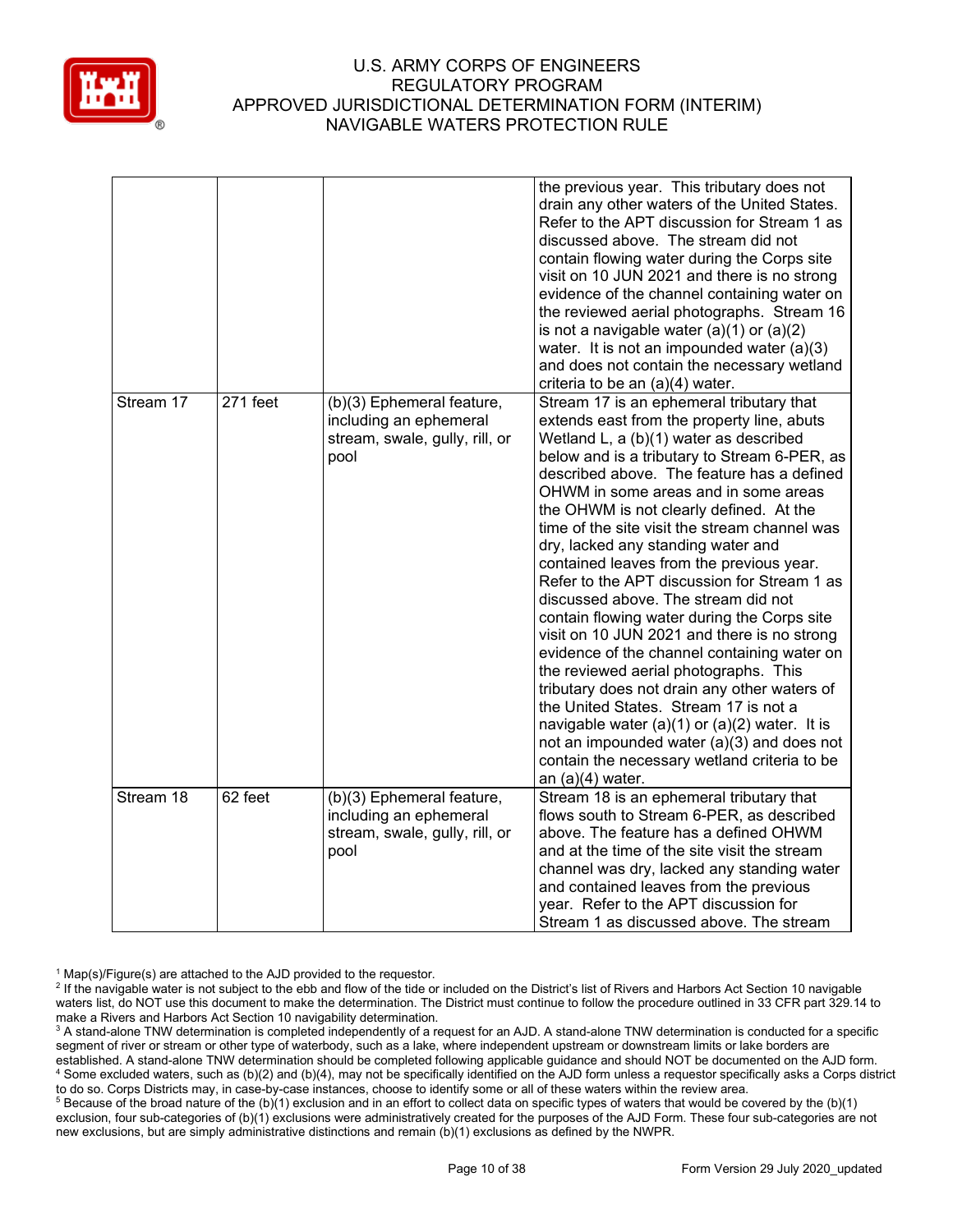| | | | |
|---|---|---|---|
| | | | the previous year. This tributary does not drain any other waters of the United States. Refer to the APT discussion for Stream 1 as discussed above. The stream did not contain flowing water during the Corps site visit on 10 JUN 2021 and there is no strong evidence of the channel containing water on the reviewed aerial photographs. Stream 16 is not a navigable water (a)(1) or (a)(2) water. It is not an impounded water (a)(3) and does not contain the necessary wetland criteria to be an (a)(4) water. |
| Stream 17 | 271 feet | (b)(3) Ephemeral feature, including an ephemeral stream, swale, gully, rill, or pool | Stream 17 is an ephemeral tributary that extends east from the property line, abuts Wetland L, a (b)(1) water as described below and is a tributary to Stream 6-PER, as described above. The feature has a defined OHWM in some areas and in some areas the OHWM is not clearly defined. At the time of the site visit the stream channel was dry, lacked any standing water and contained leaves from the previous year. Refer to the APT discussion for Stream 1 as discussed above. The stream did not contain flowing water during the Corps site visit on 10 JUN 2021 and there is no strong evidence of the channel containing water on the reviewed aerial photographs. This tributary does not drain any other waters of the United States. Stream 17 is not a navigable water (a)(1) or (a)(2) water. It is not an impounded water (a)(3) and does not contain the necessary wetland criteria to be an (a)(4) water. |
| Stream 18 | 62 feet | (b)(3) Ephemeral feature, including an ephemeral stream, swale, gully, rill, or pool | Stream 18 is an ephemeral tributary that flows south to Stream 6-PER, as described above. The feature has a defined OHWM and at the time of the site visit the stream channel was dry, lacked any standing water and contained leaves from the previous year. Refer to the APT discussion for Stream 1 as discussed above. The stream |

[1] Map(s)/Figure(s) are attached to the AJD provided to the requestor.

[2] If the navigable water is not subject to the ebb and flow of the tide or included on the District's list of Rivers and Harbors Act Section 10 navigable waters list, do NOT use this document to make the determination. The District must continue to follow the procedure outlined in 33 CFR part 329.14 to make a Rivers and Harbors Act Section 10 navigability determination.

[3] A stand-alone TNW determination is completed independently of a request for an AJD. A stand-alone TNW determination is conducted for a specific segment of river or stream or other type of waterbody, such as a lake, where independent upstream or downstream limits or lake borders are established. A stand-alone TNW determination should be completed following applicable guidance and should NOT be documented on the AJD form.

[4] Some excluded waters, such as (b)(2) and (b)(4), may not be specifically identified on the AJD form unless a requestor specifically asks a Corps district to do so. Corps Districts may, in case-by-case instances, choose to identify some or all of these waters within the review area.

[5] Because of the broad nature of the (b)(1) exclusion and in an effort to collect data on specific types of waters that would be covered by the (b)(1) exclusion, four sub-categories of (b)(1) exclusions were administratively created for the purposes of the AJD Form. These four sub-categories are not new exclusions, but are simply administrative distinctions and remain (b)(1) exclusions as defined by the NWPR.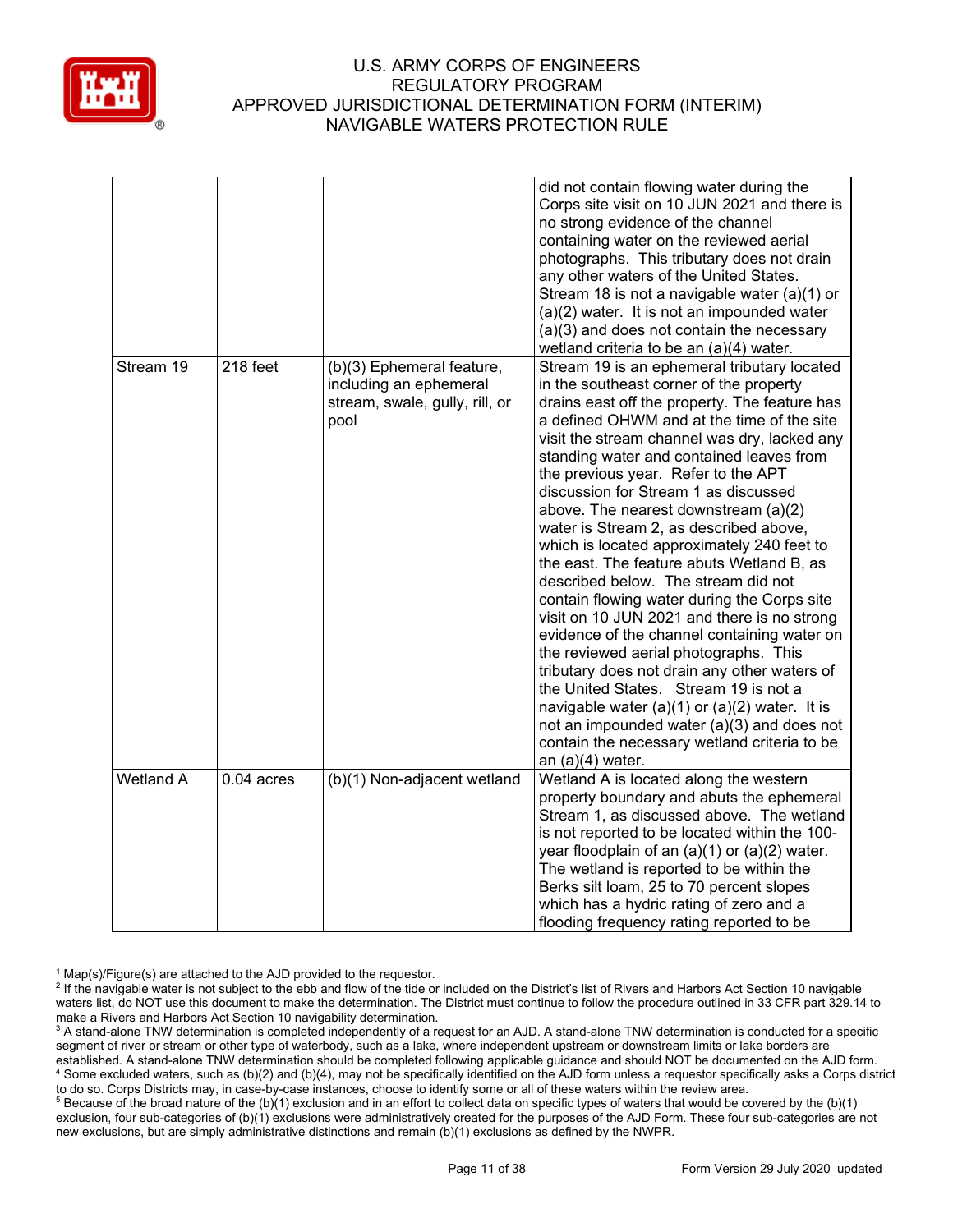|  |  |  | did not contain flowing water during the Corps site visit on 10 JUN 2021 and there is no strong evidence of the channel containing water on the reviewed aerial photographs. This tributary does not drain any other waters of the United States. Stream 18 is not a navigable water (a)(1) or (a)(2) water. It is not an impounded water (a)(3) and does not contain the necessary wetland criteria to be an (a)(4) water. |
|---|---|---|---|
| Stream 19 | 218 feet | (b)(3) Ephemeral feature, including an ephemeral stream, swale, gully, rill, or pool | Stream 19 is an ephemeral tributary located in the southeast corner of the property drains east off the property. The feature has a defined OHWM and at the time of the site visit the stream channel was dry, lacked any standing water and contained leaves from the previous year. Refer to the APT discussion for Stream 1 as discussed above. The nearest downstream (a)(2) water is Stream 2, as described above, which is located approximately 240 feet to the east. The feature abuts Wetland B, as described below. The stream did not contain flowing water during the Corps site visit on 10 JUN 2021 and there is no strong evidence of the channel containing water on the reviewed aerial photographs. This tributary does not drain any other waters of the United States. Stream 19 is not a navigable water (a)(1) or (a)(2) water. It is not an impounded water (a)(3) and does not contain the necessary wetland criteria to be an (a)(4) water. |
| Wetland A | 0.04 acres | (b)(1) Non-adjacent wetland | Wetland A is located along the western property boundary and abuts the ephemeral Stream 1, as discussed above. The wetland is not reported to be located within the 100-year floodplain of an (a)(1) or (a)(2) water. The wetland is reported to be within the Berks silt loam, 25 to 70 percent slopes which has a hydric rating of zero and a flooding frequency rating reported to be |

[1] Map(s)/Figure(s) are attached to the AJD provided to the requestor.
[2] If the navigable water is not subject to the ebb and flow of the tide or included on the District's list of Rivers and Harbors Act Section 10 navigable waters list, do NOT use this document to make the determination. The District must continue to follow the procedure outlined in 33 CFR part 329.14 to make a Rivers and Harbors Act Section 10 navigability determination.
[3] A stand-alone TNW determination is completed independently of a request for an AJD. A stand-alone TNW determination is conducted for a specific segment of river or stream or other type of waterbody, such as a lake, where independent upstream or downstream limits or lake borders are established. A stand-alone TNW determination should be completed following applicable guidance and should NOT be documented on the AJD form.
[4] Some excluded waters, such as (b)(2) and (b)(4), may not be specifically identified on the AJD form unless a requestor specifically asks a Corps district to do so. Corps Districts may, in case-by-case instances, choose to identify some or all of these waters within the review area.
[5] Because of the broad nature of the (b)(1) exclusion and in an effort to collect data on specific types of waters that would be covered by the (b)(1) exclusion, four sub-categories of (b)(1) exclusions were administratively created for the purposes of the AJD Form. These four sub-categories are not new exclusions, but are simply administrative distinctions and remain (b)(1) exclusions as defined by the NWPR.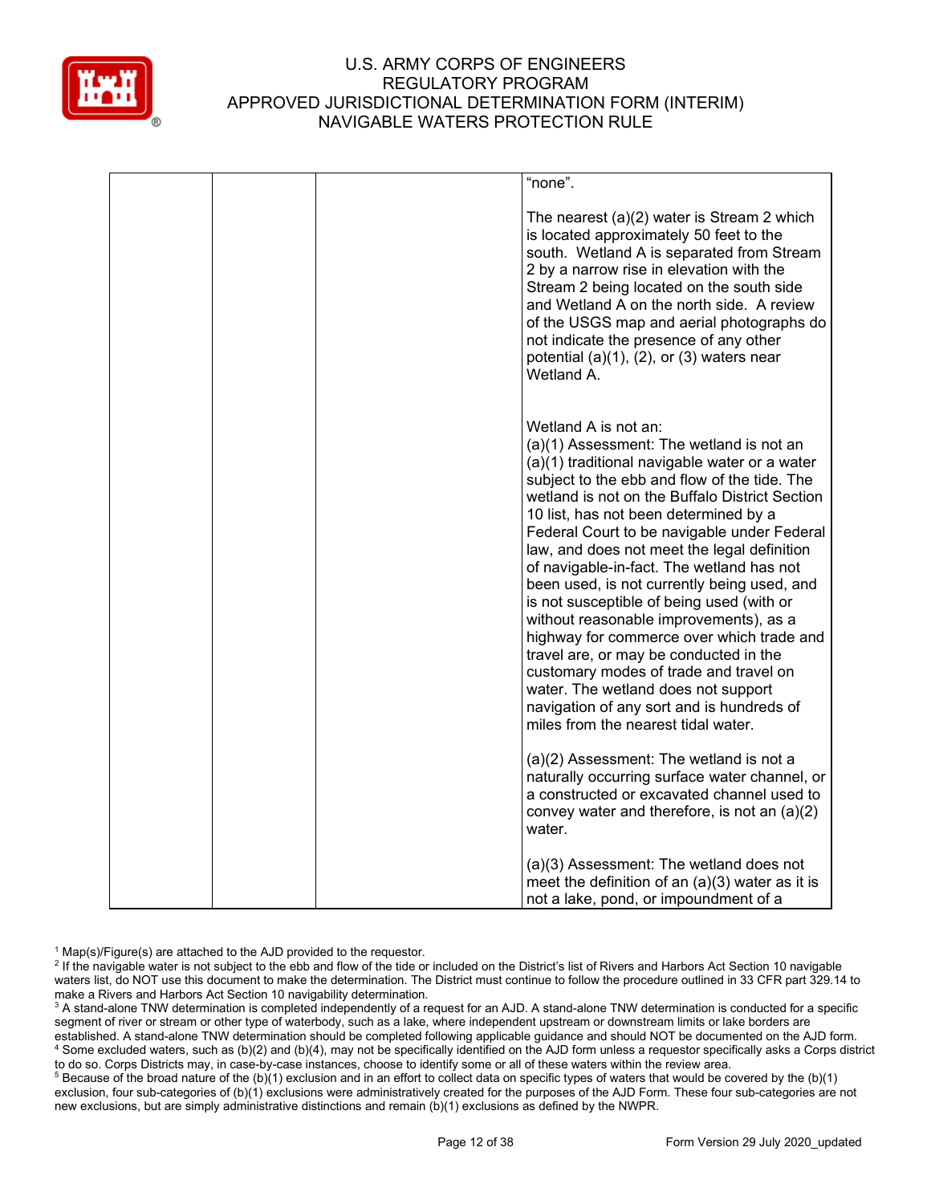| | | | “none”.<br><br>The nearest (a)(2) water is Stream 2 which is located approximately 50 feet to the south. Wetland A is separated from Stream 2 by a narrow rise in elevation with the Stream 2 being located on the south side and Wetland A on the north side. A review of the USGS map and aerial photographs do not indicate the presence of any other potential (a)(1), (2), or (3) waters near Wetland A.<br><br>Wetland A is not an:<br>(a)(1) Assessment: The wetland is not an (a)(1) traditional navigable water or a water subject to the ebb and flow of the tide. The wetland is not on the Buffalo District Section 10 list, has not been determined by a Federal Court to be navigable under Federal law, and does not meet the legal definition of navigable-in-fact. The wetland has not been used, is not currently being used, and is not susceptible of being used (with or without reasonable improvements), as a highway for commerce over which trade and travel are, or may be conducted in the customary modes of trade and travel on water. The wetland does not support navigation of any sort and is hundreds of miles from the nearest tidal water.<br><br>(a)(2) Assessment: The wetland is not a naturally occurring surface water channel, or a constructed or excavated channel used to convey water and therefore, is not an (a)(2) water.<br><br>(a)(3) Assessment: The wetland does not meet the definition of an (a)(3) water as it is not a lake, pond, or impoundment of a |
|---|---|---|---|

[1] Map(s)/Figure(s) are attached to the AJD provided to the requestor.
[2] If the navigable water is not subject to the ebb and flow of the tide or included on the District's list of Rivers and Harbors Act Section 10 navigable waters list, do NOT use this document to make the determination. The District must continue to follow the procedure outlined in 33 CFR part 329.14 to make a Rivers and Harbors Act Section 10 navigability determination.
[3] A stand-alone TNW determination is completed independently of a request for an AJD. A stand-alone TNW determination is conducted for a specific segment of river or stream or other type of waterbody, such as a lake, where independent upstream or downstream limits or lake borders are established. A stand-alone TNW determination should be completed following applicable guidance and should NOT be documented on the AJD form.
[4] Some excluded waters, such as (b)(2) and (b)(4), may not be specifically identified on the AJD form unless a requestor specifically asks a Corps district to do so. Corps Districts may, in case-by-case instances, choose to identify some or all of these waters within the review area.
[5] Because of the broad nature of the (b)(1) exclusion and in an effort to collect data on specific types of waters that would be covered by the (b)(1) exclusion, four sub-categories of (b)(1) exclusions were administratively created for the purposes of the AJD Form. These four sub-categories are not new exclusions, but are simply administrative distinctions and remain (b)(1) exclusions as defined by the NWPR.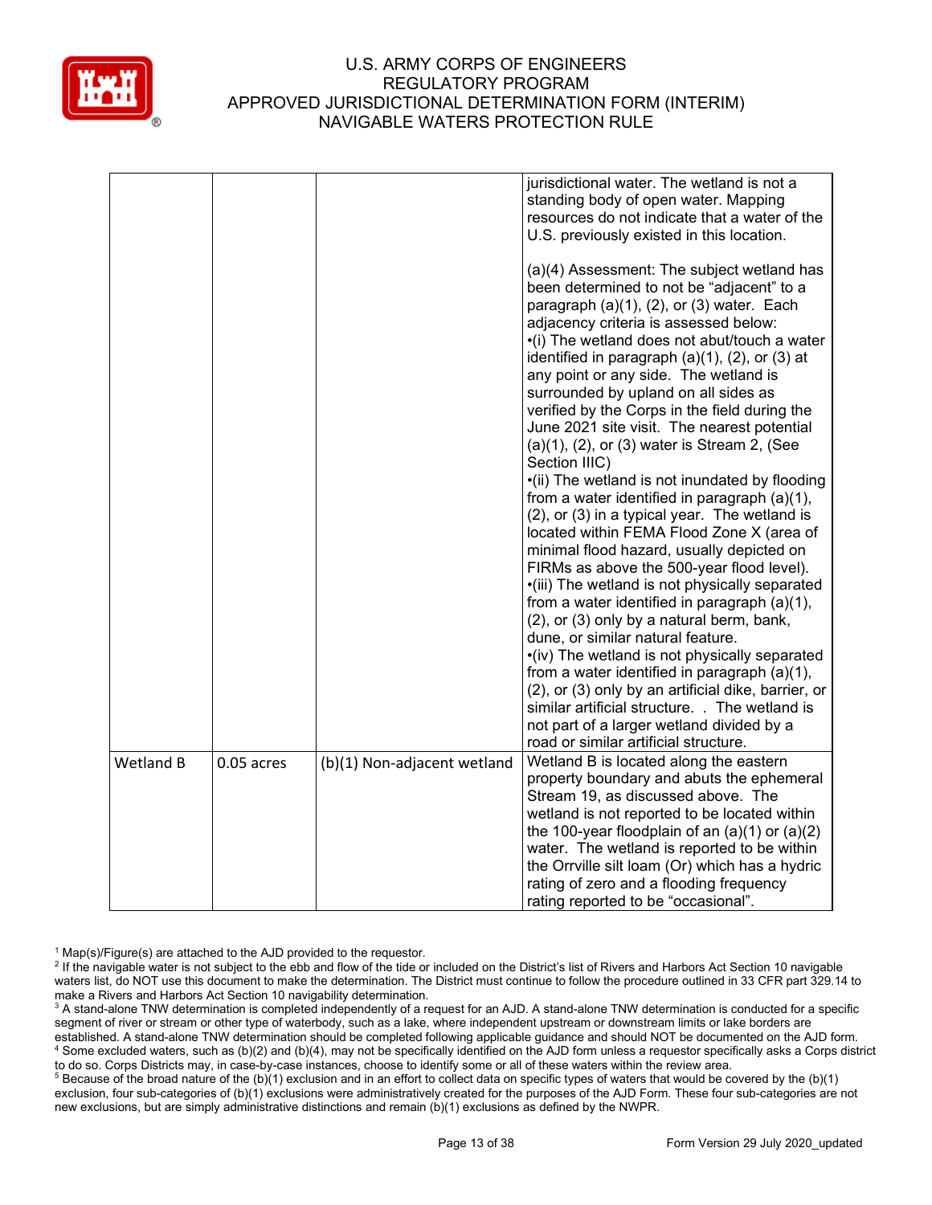| | | | |
|---|---|---|---|
| | | | jurisdictional water. The wetland is not a standing body of open water. Mapping resources do not indicate that a water of the U.S. previously existed in this location.<br><br>(a)(4) Assessment: The subject wetland has been determined to not be "adjacent" to a paragraph (a)(1), (2), or (3) water. Each adjacency criteria is assessed below:<br>•(i) The wetland does not abut/touch a water identified in paragraph (a)(1), (2), or (3) at any point or any side. The wetland is surrounded by upland on all sides as verified by the Corps in the field during the June 2021 site visit. The nearest potential (a)(1), (2), or (3) water is Stream 2, (See Section IIIC)<br>•(ii) The wetland is not inundated by flooding from a water identified in paragraph (a)(1), (2), or (3) in a typical year. The wetland is located within FEMA Flood Zone X (area of minimal flood hazard, usually depicted on FIRMs as above the 500-year flood level).<br>•(iii) The wetland is not physically separated from a water identified in paragraph (a)(1), (2), or (3) only by a natural berm, bank, dune, or similar natural feature.<br>•(iv) The wetland is not physically separated from a water identified in paragraph (a)(1), (2), or (3) only by an artificial dike, barrier, or similar artificial structure. . The wetland is not part of a larger wetland divided by a road or similar artificial structure. |
| Wetland B | 0.05 acres | (b)(1) Non-adjacent wetland | Wetland B is located along the eastern property boundary and abuts the ephemeral Stream 19, as discussed above. The wetland is not reported to be located within the 100-year floodplain of an (a)(1) or (a)(2) water. The wetland is reported to be within the Orrville silt loam (Or) which has a hydric rating of zero and a flooding frequency rating reported to be "occasional". |

[1] Map(s)/Figure(s) are attached to the AJD provided to the requestor.
[2] If the navigable water is not subject to the ebb and flow of the tide or included on the District's list of Rivers and Harbors Act Section 10 navigable waters list, do NOT use this document to make the determination. The District must continue to follow the procedure outlined in 33 CFR part 329.14 to make a Rivers and Harbors Act Section 10 navigability determination.
[3] A stand-alone TNW determination is completed independently of a request for an AJD. A stand-alone TNW determination is conducted for a specific segment of river or stream or other type of waterbody, such as a lake, where independent upstream or downstream limits or lake borders are established. A stand-alone TNW determination should be completed following applicable guidance and should NOT be documented on the AJD form.
[4] Some excluded waters, such as (b)(2) and (b)(4), may not be specifically identified on the AJD form unless a requestor specifically asks a Corps district to do so. Corps Districts may, in case-by-case instances, choose to identify some or all of these waters within the review area.
[5] Because of the broad nature of the (b)(1) exclusion and in an effort to collect data on specific types of waters that would be covered by the (b)(1) exclusion, four sub-categories of (b)(1) exclusions were administratively created for the purposes of the AJD Form. These four sub-categories are not new exclusions, but are simply administrative distinctions and remain (b)(1) exclusions as defined by the NWPR.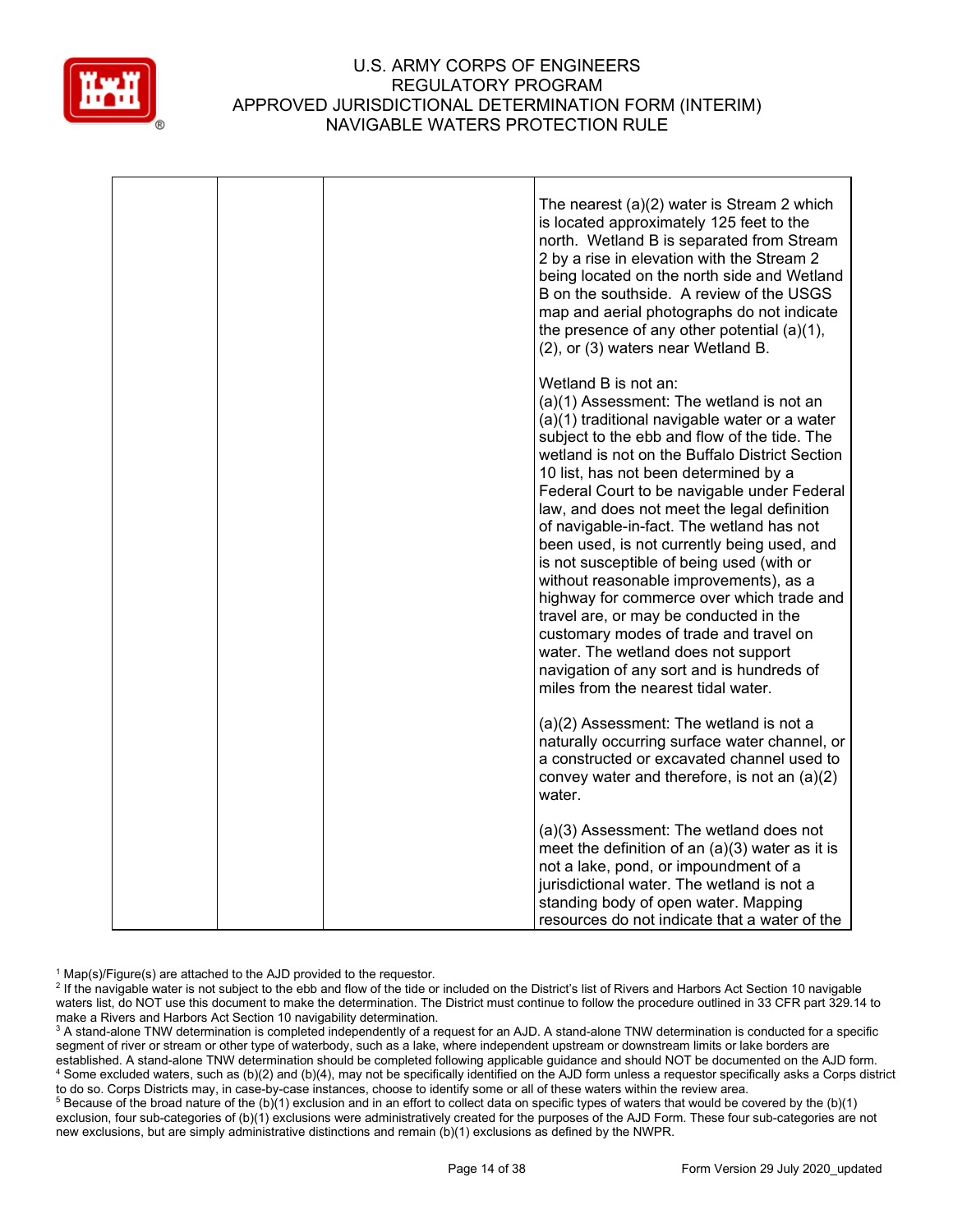| | | | |
|---|---|---|---|
| | | | The nearest (a)(2) water is Stream 2 which is located approximately 125 feet to the north. Wetland B is separated from Stream 2 by a rise in elevation with the Stream 2 being located on the north side and Wetland B on the southside. A review of the USGS map and aerial photographs do not indicate the presence of any other potential (a)(1), (2), or (3) waters near Wetland B.<br><br>Wetland B is not an:<br>(a)(1) Assessment: The wetland is not an (a)(1) traditional navigable water or a water subject to the ebb and flow of the tide. The wetland is not on the Buffalo District Section 10 list, has not been determined by a Federal Court to be navigable under Federal law, and does not meet the legal definition of navigable-in-fact. The wetland has not been used, is not currently being used, and is not susceptible of being used (with or without reasonable improvements), as a highway for commerce over which trade and travel are, or may be conducted in the customary modes of trade and travel on water. The wetland does not support navigation of any sort and is hundreds of miles from the nearest tidal water.<br><br>(a)(2) Assessment: The wetland is not a naturally occurring surface water channel, or a constructed or excavated channel used to convey water and therefore, is not an (a)(2) water.<br><br>(a)(3) Assessment: The wetland does not meet the definition of an (a)(3) water as it is not a lake, pond, or impoundment of a jurisdictional water. The wetland is not a standing body of open water. Mapping resources do not indicate that a water of the |

[1] Map(s)/Figure(s) are attached to the AJD provided to the requestor.
[2] If the navigable water is not subject to the ebb and flow of the tide or included on the District's list of Rivers and Harbors Act Section 10 navigable waters list, do NOT use this document to make the determination. The District must continue to follow the procedure outlined in 33 CFR part 329.14 to make a Rivers and Harbors Act Section 10 navigability determination.
[3] A stand-alone TNW determination is completed independently of a request for an AJD. A stand-alone TNW determination is conducted for a specific segment of river or stream or other type of waterbody, such as a lake, where independent upstream or downstream limits or lake borders are established. A stand-alone TNW determination should be completed following applicable guidance and should NOT be documented on the AJD form.
[4] Some excluded waters, such as (b)(2) and (b)(4), may not be specifically identified on the AJD form unless a requestor specifically asks a Corps district to do so. Corps Districts may, in case-by-case instances, choose to identify some or all of these waters within the review area.
[5] Because of the broad nature of the (b)(1) exclusion and in an effort to collect data on specific types of waters that would be covered by the (b)(1) exclusion, four sub-categories of (b)(1) exclusions were administratively created for the purposes of the AJD Form. These four sub-categories are not new exclusions, but are simply administrative distinctions and remain (b)(1) exclusions as defined by the NWPR.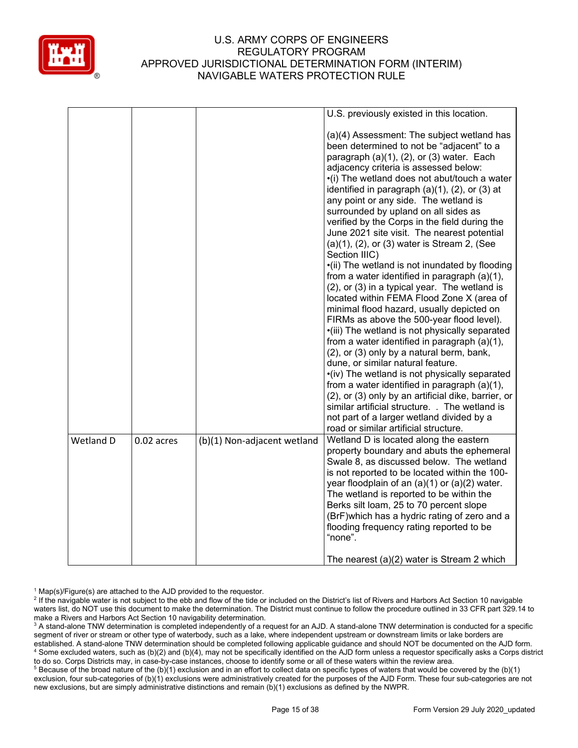| | | | |
|---|---|---|---|
| | | | U.S. previously existed in this location.<br><br>(a)(4) Assessment: The subject wetland has been determined to not be "adjacent" to a paragraph (a)(1), (2), or (3) water. Each adjacency criteria is assessed below:<br>•(i) The wetland does not abut/touch a water identified in paragraph (a)(1), (2), or (3) at any point or any side. The wetland is surrounded by upland on all sides as verified by the Corps in the field during the June 2021 site visit. The nearest potential (a)(1), (2), or (3) water is Stream 2, (See Section IIIC)<br>•(ii) The wetland is not inundated by flooding from a water identified in paragraph (a)(1), (2), or (3) in a typical year. The wetland is located within FEMA Flood Zone X (area of minimal flood hazard, usually depicted on FIRMs as above the 500-year flood level).<br>•(iii) The wetland is not physically separated from a water identified in paragraph (a)(1), (2), or (3) only by a natural berm, bank, dune, or similar natural feature.<br>•(iv) The wetland is not physically separated from a water identified in paragraph (a)(1), (2), or (3) only by an artificial dike, barrier, or similar artificial structure. . The wetland is not part of a larger wetland divided by a road or similar artificial structure. |
| Wetland D | 0.02 acres | (b)(1) Non-adjacent wetland | Wetland D is located along the eastern property boundary and abuts the ephemeral Swale 8, as discussed below. The wetland is not reported to be located within the 100-year floodplain of an (a)(1) or (a)(2) water. The wetland is reported to be within the Berks silt loam, 25 to 70 percent slope (BrF)which has a hydric rating of zero and a flooding frequency rating reported to be "none".<br><br>The nearest (a)(2) water is Stream 2 which |

[1] Map(s)/Figure(s) are attached to the AJD provided to the requestor.
[2] If the navigable water is not subject to the ebb and flow of the tide or included on the District's list of Rivers and Harbors Act Section 10 navigable waters list, do NOT use this document to make the determination. The District must continue to follow the procedure outlined in 33 CFR part 329.14 to make a Rivers and Harbors Act Section 10 navigability determination.
[3] A stand-alone TNW determination is completed independently of a request for an AJD. A stand-alone TNW determination is conducted for a specific segment of river or stream or other type of waterbody, such as a lake, where independent upstream or downstream limits or lake borders are established. A stand-alone TNW determination should be completed following applicable guidance and should NOT be documented on the AJD form.
[4] Some excluded waters, such as (b)(2) and (b)(4), may not be specifically identified on the AJD form unless a requestor specifically asks a Corps district to do so. Corps Districts may, in case-by-case instances, choose to identify some or all of these waters within the review area.
[5] Because of the broad nature of the (b)(1) exclusion and in an effort to collect data on specific types of waters that would be covered by the (b)(1) exclusion, four sub-categories of (b)(1) exclusions were administratively created for the purposes of the AJD Form. These four sub-categories are not new exclusions, but are simply administrative distinctions and remain (b)(1) exclusions as defined by the NWPR.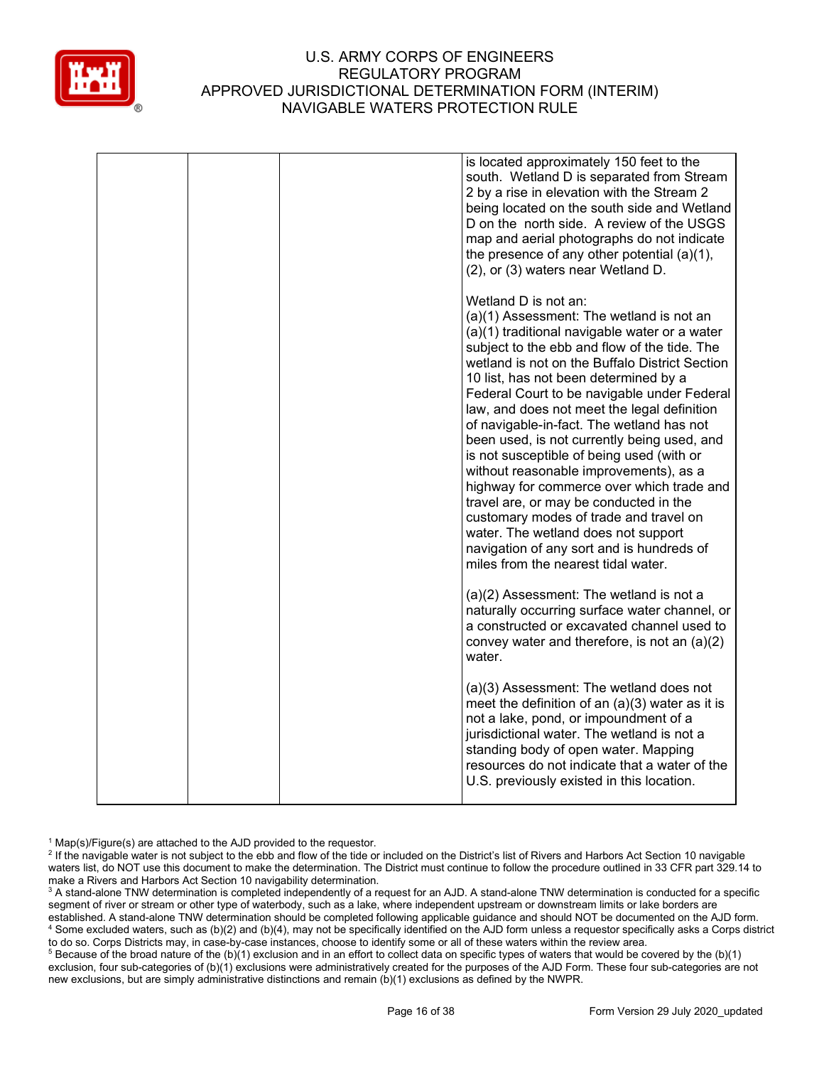|  |  |  | is located approximately 150 feet to the south. Wetland D is separated from Stream 2 by a rise in elevation with the Stream 2 being located on the south side and Wetland D on the north side. A review of the USGS map and aerial photographs do not indicate the presence of any other potential (a)(1), (2), or (3) waters near Wetland D.<br><br>Wetland D is not an:<br>(a)(1) Assessment: The wetland is not an (a)(1) traditional navigable water or a water subject to the ebb and flow of the tide. The wetland is not on the Buffalo District Section 10 list, has not been determined by a Federal Court to be navigable under Federal law, and does not meet the legal definition of navigable-in-fact. The wetland has not been used, is not currently being used, and is not susceptible of being used (with or without reasonable improvements), as a highway for commerce over which trade and travel are, or may be conducted in the customary modes of trade and travel on water. The wetland does not support navigation of any sort and is hundreds of miles from the nearest tidal water.<br><br>(a)(2) Assessment: The wetland is not a naturally occurring surface water channel, or a constructed or excavated channel used to convey water and therefore, is not an (a)(2) water.<br><br>(a)(3) Assessment: The wetland does not meet the definition of an (a)(3) water as it is not a lake, pond, or impoundment of a jurisdictional water. The wetland is not a standing body of open water. Mapping resources do not indicate that a water of the U.S. previously existed in this location. |
|---|---|---|---|

[1] Map(s)/Figure(s) are attached to the AJD provided to the requestor.

[2] If the navigable water is not subject to the ebb and flow of the tide or included on the District's list of Rivers and Harbors Act Section 10 navigable waters list, do NOT use this document to make the determination. The District must continue to follow the procedure outlined in 33 CFR part 329.14 to make a Rivers and Harbors Act Section 10 navigability determination.

[3] A stand-alone TNW determination is completed independently of a request for an AJD. A stand-alone TNW determination is conducted for a specific segment of river or stream or other type of waterbody, such as a lake, where independent upstream or downstream limits or lake borders are established. A stand-alone TNW determination should be completed following applicable guidance and should NOT be documented on the AJD form.

[4] Some excluded waters, such as (b)(2) and (b)(4), may not be specifically identified on the AJD form unless a requestor specifically asks a Corps district to do so. Corps Districts may, in case-by-case instances, choose to identify some or all of these waters within the review area.

[5] Because of the broad nature of the (b)(1) exclusion and in an effort to collect data on specific types of waters that would be covered by the (b)(1) exclusion, four sub-categories of (b)(1) exclusions were administratively created for the purposes of the AJD Form. These four sub-categories are not new exclusions, but are simply administrative distinctions and remain (b)(1) exclusions as defined by the NWPR.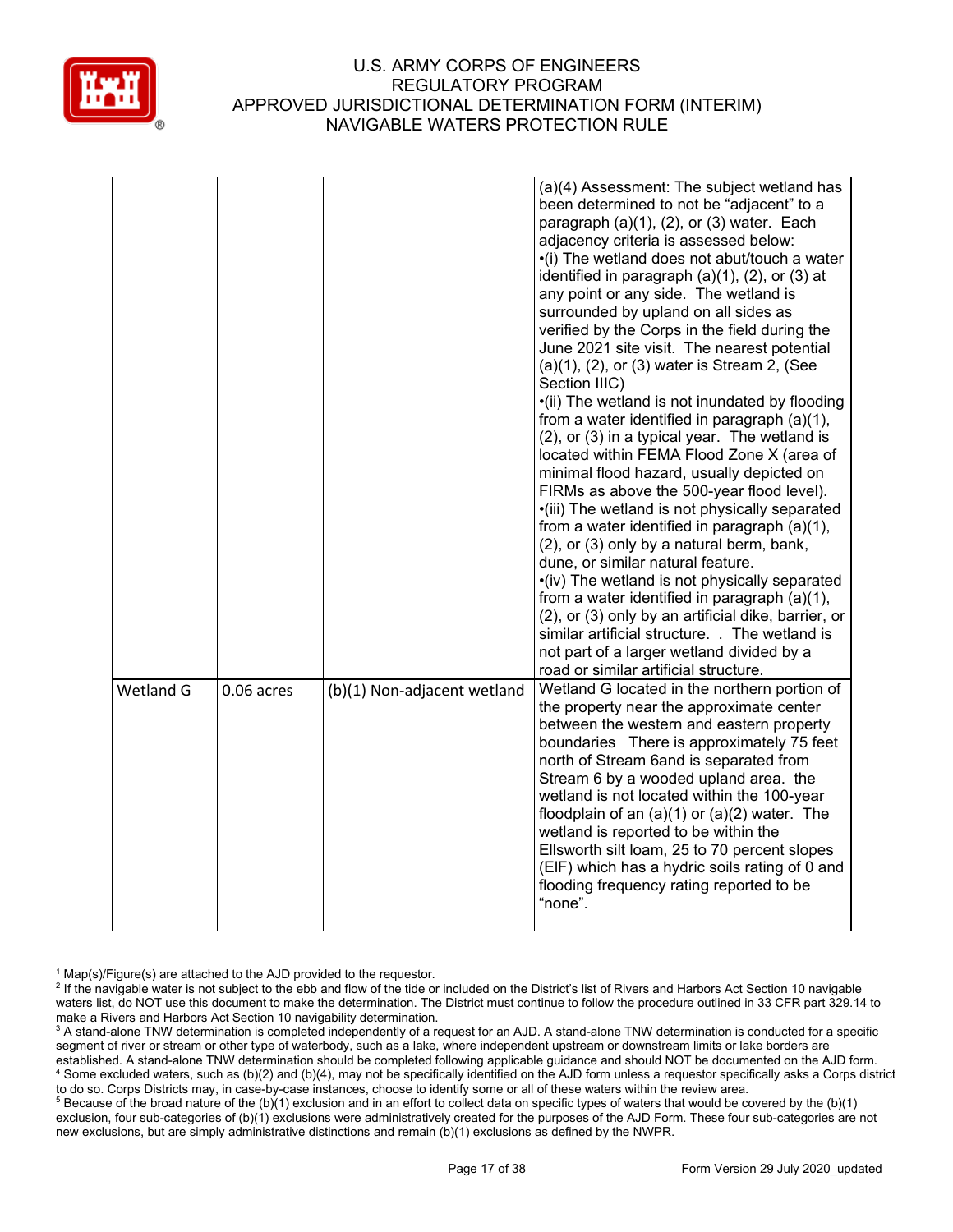| | | | |
|---|---|---|---|
| | | | (a)(4) Assessment: The subject wetland has been determined to not be "adjacent" to a paragraph (a)(1), (2), or (3) water. Each adjacency criteria is assessed below: •(i) The wetland does not abut/touch a water identified in paragraph (a)(1), (2), or (3) at any point or any side. The wetland is surrounded by upland on all sides as verified by the Corps in the field during the June 2021 site visit. The nearest potential (a)(1), (2), or (3) water is Stream 2, (See Section IIIC) •(ii) The wetland is not inundated by flooding from a water identified in paragraph (a)(1), (2), or (3) in a typical year. The wetland is located within FEMA Flood Zone X (area of minimal flood hazard, usually depicted on FIRMs as above the 500-year flood level). •(iii) The wetland is not physically separated from a water identified in paragraph (a)(1), (2), or (3) only by a natural berm, bank, dune, or similar natural feature. •(iv) The wetland is not physically separated from a water identified in paragraph (a)(1), (2), or (3) only by an artificial dike, barrier, or similar artificial structure. . The wetland is not part of a larger wetland divided by a road or similar artificial structure. |
| Wetland G | 0.06 acres | (b)(1) Non-adjacent wetland | Wetland G located in the northern portion of the property near the approximate center between the western and eastern property boundaries There is approximately 75 feet north of Stream 6and is separated from Stream 6 by a wooded upland area. the wetland is not located within the 100-year floodplain of an (a)(1) or (a)(2) water. The wetland is reported to be within the Ellsworth silt loam, 25 to 70 percent slopes (EIF) which has a hydric soils rating of 0 and flooding frequency rating reported to be "none". |

[1] Map(s)/Figure(s) are attached to the AJD provided to the requestor.
[2] If the navigable water is not subject to the ebb and flow of the tide or included on the District's list of Rivers and Harbors Act Section 10 navigable waters list, do NOT use this document to make the determination. The District must continue to follow the procedure outlined in 33 CFR part 329.14 to make a Rivers and Harbors Act Section 10 navigability determination.
[3] A stand-alone TNW determination is completed independently of a request for an AJD. A stand-alone TNW determination is conducted for a specific segment of river or stream or other type of waterbody, such as a lake, where independent upstream or downstream limits or lake borders are established. A stand-alone TNW determination should be completed following applicable guidance and should NOT be documented on the AJD form.
[4] Some excluded waters, such as (b)(2) and (b)(4), may not be specifically identified on the AJD form unless a requestor specifically asks a Corps district to do so. Corps Districts may, in case-by-case instances, choose to identify some or all of these waters within the review area.
[5] Because of the broad nature of the (b)(1) exclusion and in an effort to collect data on specific types of waters that would be covered by the (b)(1) exclusion, four sub-categories of (b)(1) exclusions were administratively created for the purposes of the AJD Form. These four sub-categories are not new exclusions, but are simply administrative distinctions and remain (b)(1) exclusions as defined by the NWPR.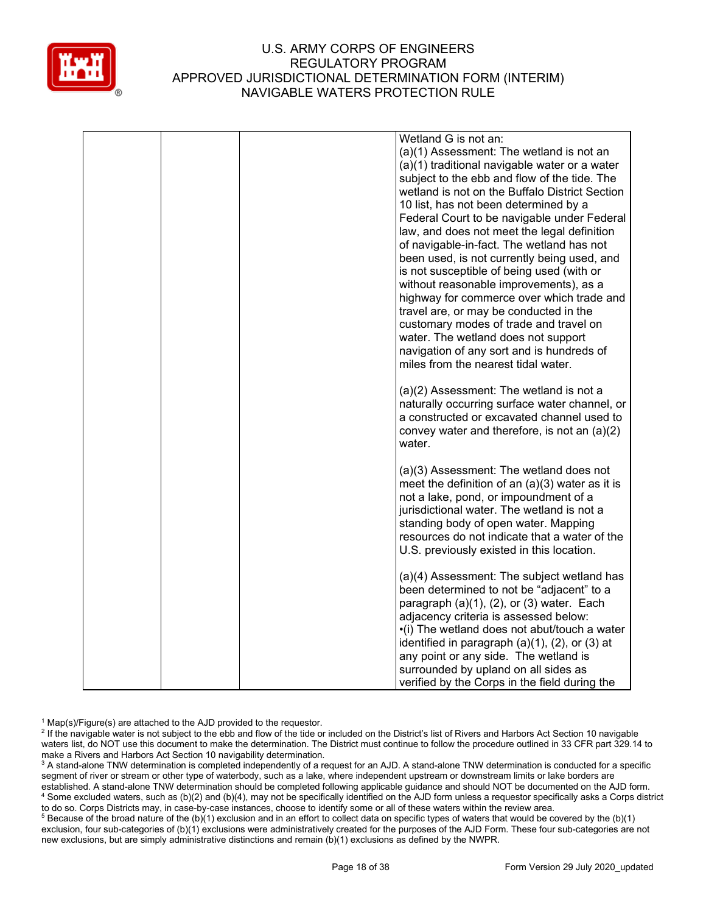| | | | Wetland G is not an:<br>(a)(1) Assessment: The wetland is not an (a)(1) traditional navigable water or a water subject to the ebb and flow of the tide. The wetland is not on the Buffalo District Section 10 list, has not been determined by a Federal Court to be navigable under Federal law, and does not meet the legal definition of navigable-in-fact. The wetland has not been used, is not currently being used, and is not susceptible of being used (with or without reasonable improvements), as a highway for commerce over which trade and travel are, or may be conducted in the customary modes of trade and travel on water. The wetland does not support navigation of any sort and is hundreds of miles from the nearest tidal water.<br><br>(a)(2) Assessment: The wetland is not a naturally occurring surface water channel, or a constructed or excavated channel used to convey water and therefore, is not an (a)(2) water.<br><br>(a)(3) Assessment: The wetland does not meet the definition of an (a)(3) water as it is not a lake, pond, or impoundment of a jurisdictional water. The wetland is not a standing body of open water. Mapping resources do not indicate that a water of the U.S. previously existed in this location.<br><br>(a)(4) Assessment: The subject wetland has been determined to not be "adjacent" to a paragraph (a)(1), (2), or (3) water. Each adjacency criteria is assessed below:<br>•(i) The wetland does not abut/touch a water identified in paragraph (a)(1), (2), or (3) at any point or any side. The wetland is surrounded by upland on all sides as verified by the Corps in the field during the |
|---|---|---|---|

[1] Map(s)/Figure(s) are attached to the AJD provided to the requestor.

[2] If the navigable water is not subject to the ebb and flow of the tide or included on the District's list of Rivers and Harbors Act Section 10 navigable waters list, do NOT use this document to make the determination. The District must continue to follow the procedure outlined in 33 CFR part 329.14 to make a Rivers and Harbors Act Section 10 navigability determination.

[3] A stand-alone TNW determination is completed independently of a request for an AJD. A stand-alone TNW determination is conducted for a specific segment of river or stream or other type of waterbody, such as a lake, where independent upstream or downstream limits or lake borders are established. A stand-alone TNW determination should be completed following applicable guidance and should NOT be documented on the AJD form.

[4] Some excluded waters, such as (b)(2) and (b)(4), may not be specifically identified on the AJD form unless a requestor specifically asks a Corps district to do so. Corps Districts may, in case-by-case instances, choose to identify some or all of these waters within the review area.

[5] Because of the broad nature of the (b)(1) exclusion and in an effort to collect data on specific types of waters that would be covered by the (b)(1) exclusion, four sub-categories of (b)(1) exclusions were administratively created for the purposes of the AJD Form. These four sub-categories are not new exclusions, but are simply administrative distinctions and remain (b)(1) exclusions as defined by the NWPR.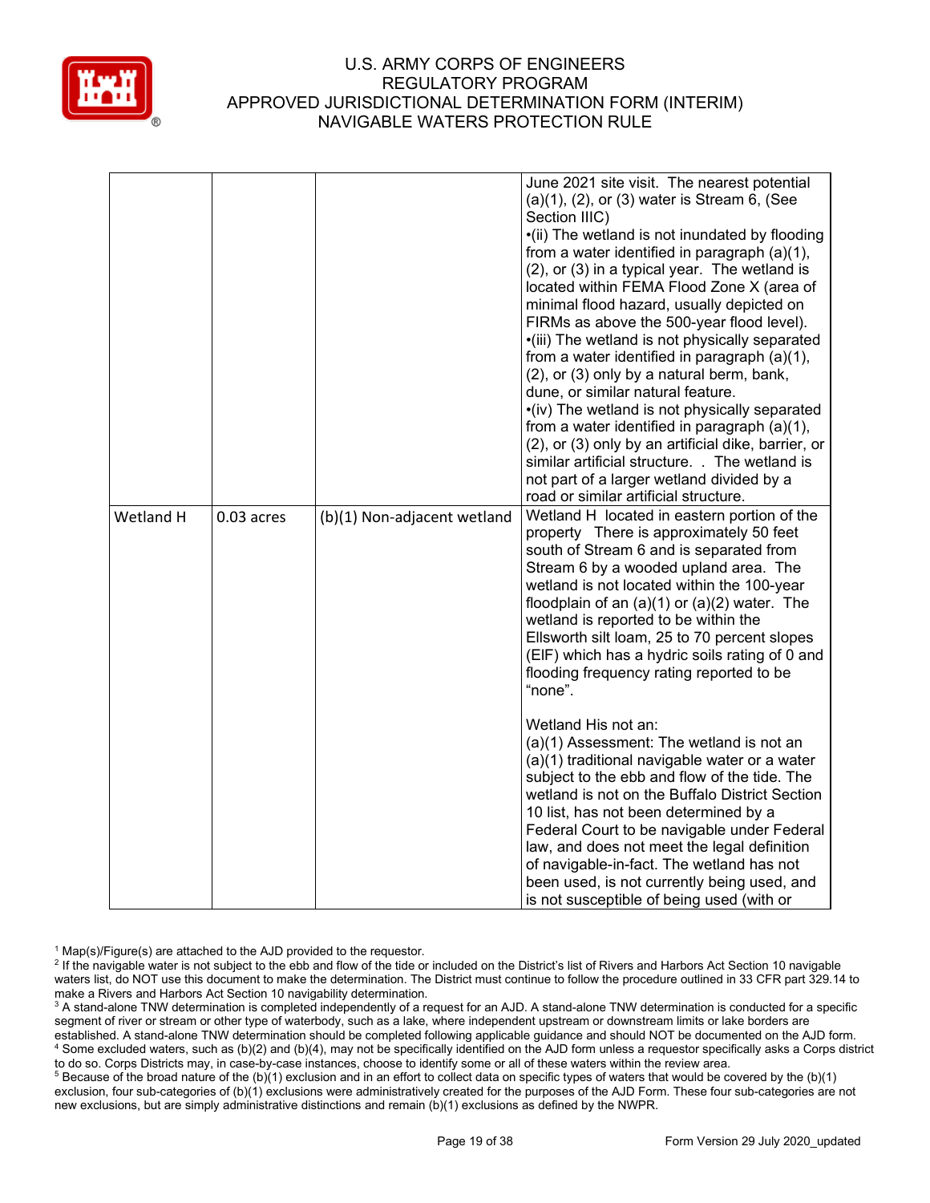| | | | |
|---|---|---|---|
| | | | June 2021 site visit. The nearest potential (a)(1), (2), or (3) water is Stream 6, (See Section IIIC)<br>•(ii) The wetland is not inundated by flooding from a water identified in paragraph (a)(1), (2), or (3) in a typical year. The wetland is located within FEMA Flood Zone X (area of minimal flood hazard, usually depicted on FIRMs as above the 500-year flood level).<br>•(iii) The wetland is not physically separated from a water identified in paragraph (a)(1), (2), or (3) only by a natural berm, bank, dune, or similar natural feature.<br>•(iv) The wetland is not physically separated from a water identified in paragraph (a)(1), (2), or (3) only by an artificial dike, barrier, or similar artificial structure. . The wetland is not part of a larger wetland divided by a road or similar artificial structure. |
| Wetland H | 0.03 acres | (b)(1) Non-adjacent wetland | Wetland H located in eastern portion of the property There is approximately 50 feet south of Stream 6 and is separated from Stream 6 by a wooded upland area. The wetland is not located within the 100-year floodplain of an (a)(1) or (a)(2) water. The wetland is reported to be within the Ellsworth silt loam, 25 to 70 percent slopes (ElF) which has a hydric soils rating of 0 and flooding frequency rating reported to be "none".<br><br>Wetland His not an:<br>(a)(1) Assessment: The wetland is not an (a)(1) traditional navigable water or a water subject to the ebb and flow of the tide. The wetland is not on the Buffalo District Section 10 list, has not been determined by a Federal Court to be navigable under Federal law, and does not meet the legal definition of navigable-in-fact. The wetland has not been used, is not currently being used, and is not susceptible of being used (with or |

[1] Map(s)/Figure(s) are attached to the AJD provided to the requestor.
[2] If the navigable water is not subject to the ebb and flow of the tide or included on the District's list of Rivers and Harbors Act Section 10 navigable waters list, do NOT use this document to make the determination. The District must continue to follow the procedure outlined in 33 CFR part 329.14 to make a Rivers and Harbors Act Section 10 navigability determination.
[3] A stand-alone TNW determination is completed independently of a request for an AJD. A stand-alone TNW determination is conducted for a specific segment of river or stream or other type of waterbody, such as a lake, where independent upstream or downstream limits or lake borders are established. A stand-alone TNW determination should be completed following applicable guidance and should NOT be documented on the AJD form.
[4] Some excluded waters, such as (b)(2) and (b)(4), may not be specifically identified on the AJD form unless a requestor specifically asks a Corps district to do so. Corps Districts may, in case-by-case instances, choose to identify some or all of these waters within the review area.
[5] Because of the broad nature of the (b)(1) exclusion and in an effort to collect data on specific types of waters that would be covered by the (b)(1) exclusion, four sub-categories of (b)(1) exclusions were administratively created for the purposes of the AJD Form. These four sub-categories are not new exclusions, but are simply administrative distinctions and remain (b)(1) exclusions as defined by the NWPR.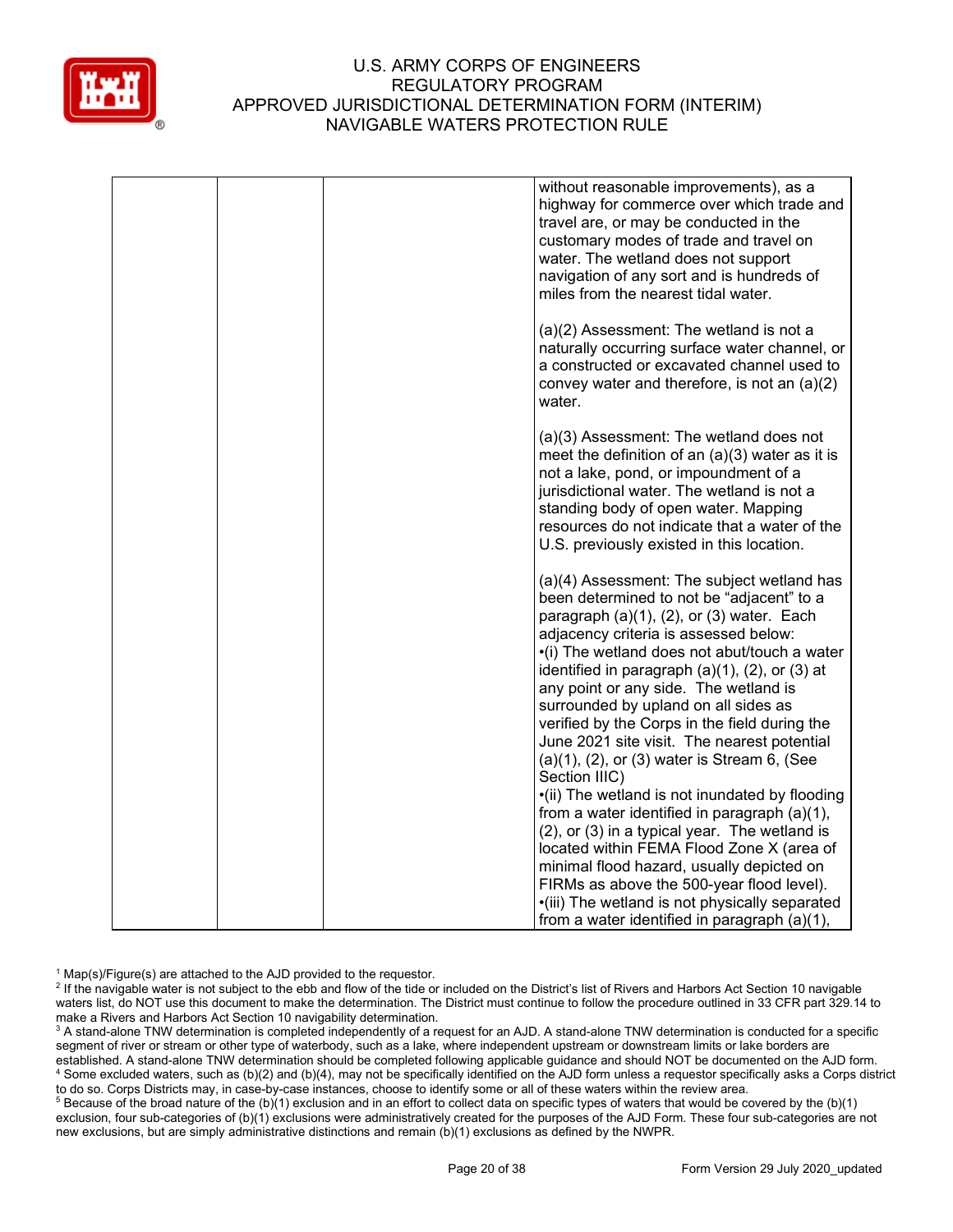| | | | without reasonable improvements), as a highway for commerce over which trade and travel are, or may be conducted in the customary modes of trade and travel on water. The wetland does not support navigation of any sort and is hundreds of miles from the nearest tidal water.<br><br>(a)(2) Assessment: The wetland is not a naturally occurring surface water channel, or a constructed or excavated channel used to convey water and therefore, is not an (a)(2) water.<br><br>(a)(3) Assessment: The wetland does not meet the definition of an (a)(3) water as it is not a lake, pond, or impoundment of a jurisdictional water. The wetland is not a standing body of open water. Mapping resources do not indicate that a water of the U.S. previously existed in this location.<br><br>(a)(4) Assessment: The subject wetland has been determined to not be "adjacent" to a paragraph (a)(1), (2), or (3) water. Each adjacency criteria is assessed below:<br>•(i) The wetland does not abut/touch a water identified in paragraph (a)(1), (2), or (3) at any point or any side. The wetland is surrounded by upland on all sides as verified by the Corps in the field during the June 2021 site visit. The nearest potential (a)(1), (2), or (3) water is Stream 6, (See Section IIIC)<br>•(ii) The wetland is not inundated by flooding from a water identified in paragraph (a)(1), (2), or (3) in a typical year. The wetland is located within FEMA Flood Zone X (area of minimal flood hazard, usually depicted on FIRMs as above the 500-year flood level).<br>•(iii) The wetland is not physically separated from a water identified in paragraph (a)(1), |
|---|---|---|---|

[1] Map(s)/Figure(s) are attached to the AJD provided to the requestor.

[2] If the navigable water is not subject to the ebb and flow of the tide or included on the District's list of Rivers and Harbors Act Section 10 navigable waters list, do NOT use this document to make the determination. The District must continue to follow the procedure outlined in 33 CFR part 329.14 to make a Rivers and Harbors Act Section 10 navigability determination.

[3] A stand-alone TNW determination is completed independently of a request for an AJD. A stand-alone TNW determination is conducted for a specific segment of river or stream or other type of waterbody, such as a lake, where independent upstream or downstream limits or lake borders are established. A stand-alone TNW determination should be completed following applicable guidance and should NOT be documented on the AJD form.

[4] Some excluded waters, such as (b)(2) and (b)(4), may not be specifically identified on the AJD form unless a requestor specifically asks a Corps district to do so. Corps Districts may, in case-by-case instances, choose to identify some or all of these waters within the review area.

[5] Because of the broad nature of the (b)(1) exclusion and in an effort to collect data on specific types of waters that would be covered by the (b)(1) exclusion, four sub-categories of (b)(1) exclusions were administratively created for the purposes of the AJD Form. These four sub-categories are not new exclusions, but are simply administrative distinctions and remain (b)(1) exclusions as defined by the NWPR.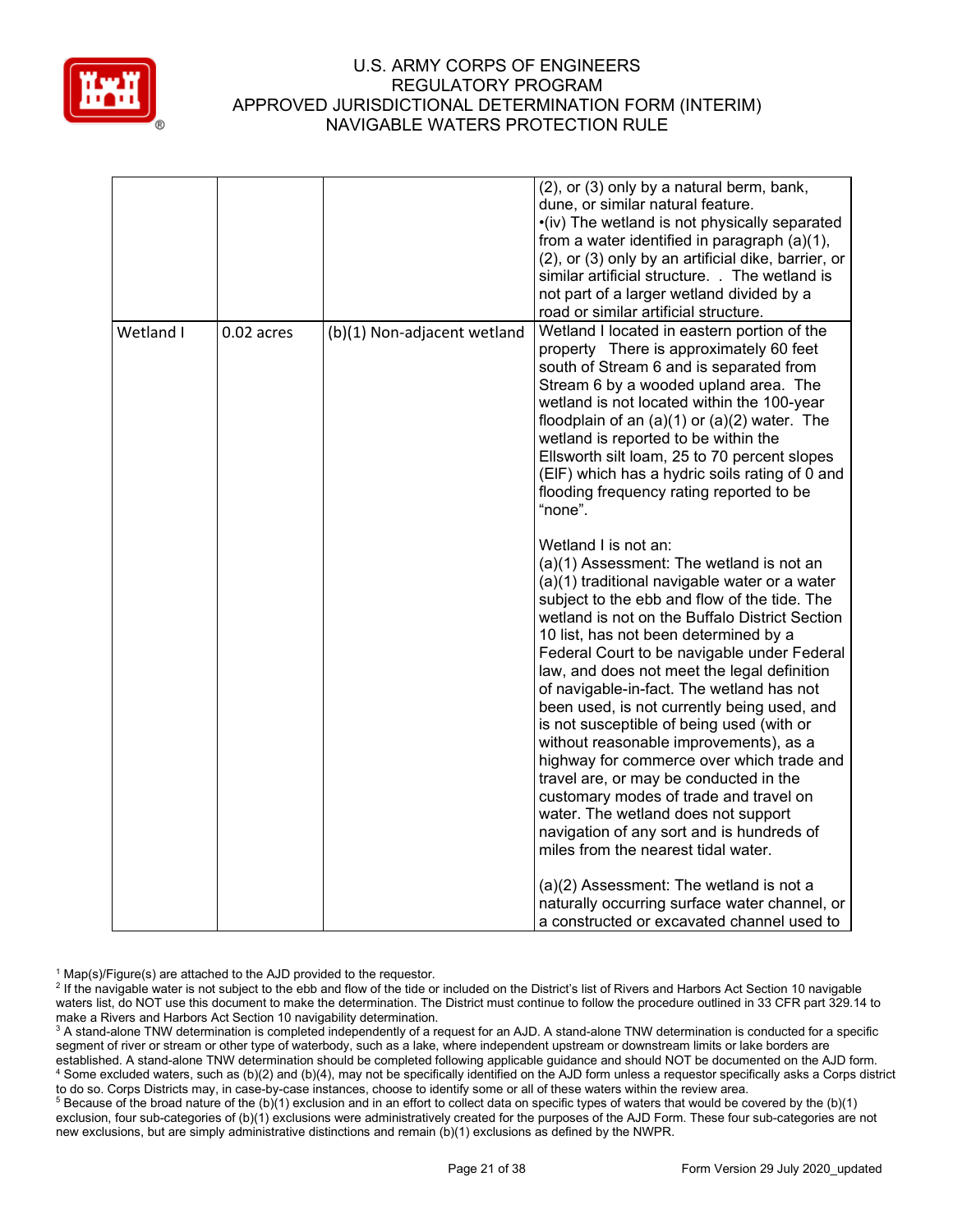| | | | |
|---|---|---|---|
| | | | (2), or (3) only by a natural berm, bank, dune, or similar natural feature.<br>•(iv) The wetland is not physically separated from a water identified in paragraph (a)(1), (2), or (3) only by an artificial dike, barrier, or similar artificial structure. . The wetland is not part of a larger wetland divided by a road or similar artificial structure. |
| Wetland I | 0.02 acres | (b)(1) Non-adjacent wetland | Wetland I located in eastern portion of the property There is approximately 60 feet south of Stream 6 and is separated from Stream 6 by a wooded upland area. The wetland is not located within the 100-year floodplain of an (a)(1) or (a)(2) water. The wetland is reported to be within the Ellsworth silt loam, 25 to 70 percent slopes (ElF) which has a hydric soils rating of 0 and flooding frequency rating reported to be “none”.<br><br>Wetland I is not an:<br>(a)(1) Assessment: The wetland is not an (a)(1) traditional navigable water or a water subject to the ebb and flow of the tide. The wetland is not on the Buffalo District Section 10 list, has not been determined by a Federal Court to be navigable under Federal law, and does not meet the legal definition of navigable-in-fact. The wetland has not been used, is not currently being used, and is not susceptible of being used (with or without reasonable improvements), as a highway for commerce over which trade and travel are, or may be conducted in the customary modes of trade and travel on water. The wetland does not support navigation of any sort and is hundreds of miles from the nearest tidal water.<br><br>(a)(2) Assessment: The wetland is not a naturally occurring surface water channel, or a constructed or excavated channel used to |

[1] Map(s)/Figure(s) are attached to the AJD provided to the requestor.
[2] If the navigable water is not subject to the ebb and flow of the tide or included on the District's list of Rivers and Harbors Act Section 10 navigable waters list, do NOT use this document to make the determination. The District must continue to follow the procedure outlined in 33 CFR part 329.14 to make a Rivers and Harbors Act Section 10 navigability determination.
[3] A stand-alone TNW determination is completed independently of a request for an AJD. A stand-alone TNW determination is conducted for a specific segment of river or stream or other type of waterbody, such as a lake, where independent upstream or downstream limits or lake borders are established. A stand-alone TNW determination should be completed following applicable guidance and should NOT be documented on the AJD form.
[4] Some excluded waters, such as (b)(2) and (b)(4), may not be specifically identified on the AJD form unless a requestor specifically asks a Corps district to do so. Corps Districts may, in case-by-case instances, choose to identify some or all of these waters within the review area.
[5] Because of the broad nature of the (b)(1) exclusion and in an effort to collect data on specific types of waters that would be covered by the (b)(1) exclusion, four sub-categories of (b)(1) exclusions were administratively created for the purposes of the AJD Form. These four sub-categories are not new exclusions, but are simply administrative distinctions and remain (b)(1) exclusions as defined by the NWPR.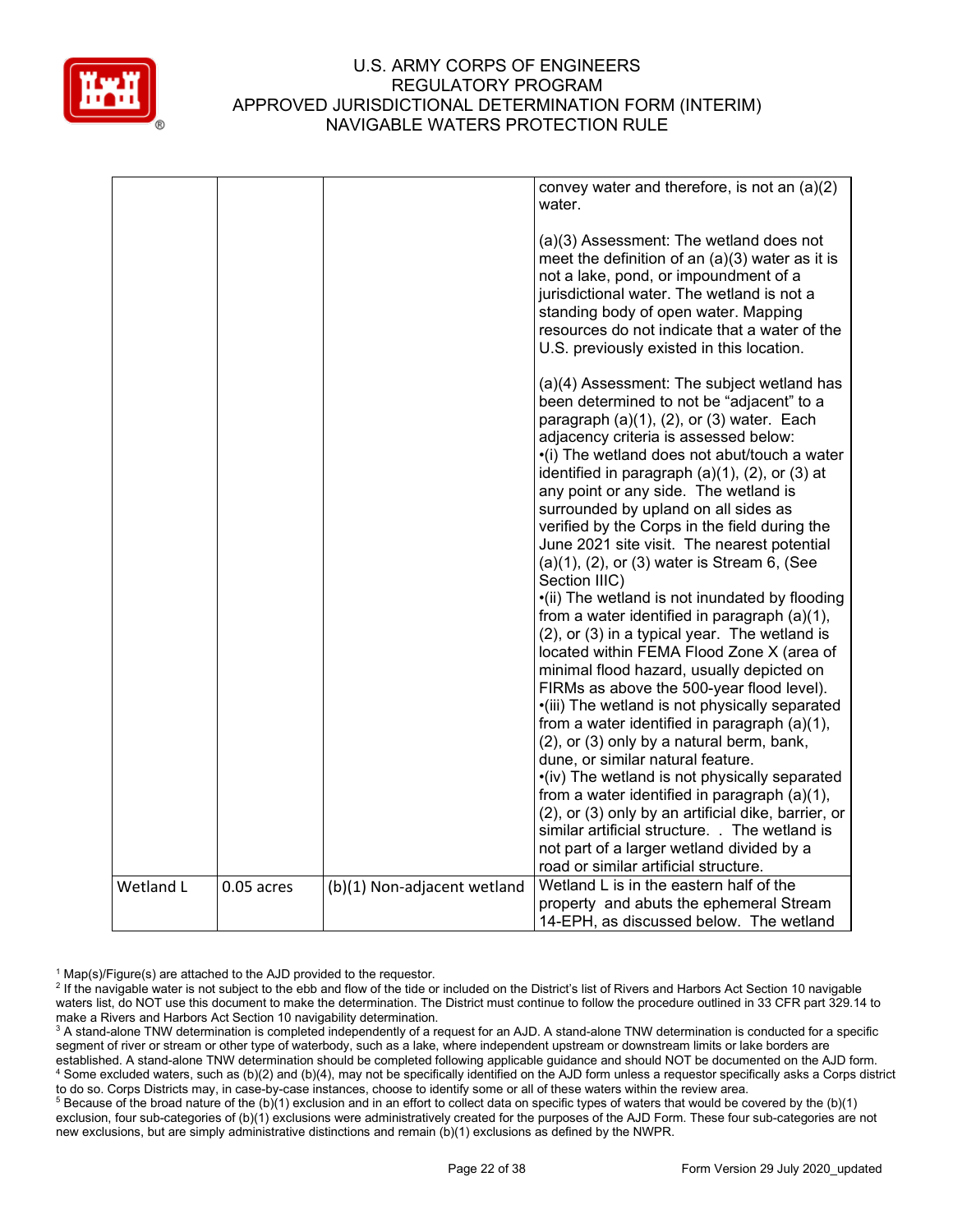| | | | |
|---|---|---|---|
| | | | convey water and therefore, is not an (a)(2) water.<br><br>(a)(3) Assessment: The wetland does not meet the definition of an (a)(3) water as it is not a lake, pond, or impoundment of a jurisdictional water. The wetland is not a standing body of open water. Mapping resources do not indicate that a water of the U.S. previously existed in this location.<br><br>(a)(4) Assessment: The subject wetland has been determined to not be "adjacent" to a paragraph (a)(1), (2), or (3) water. Each adjacency criteria is assessed below:<br>•(i) The wetland does not abut/touch a water identified in paragraph (a)(1), (2), or (3) at any point or any side. The wetland is surrounded by upland on all sides as verified by the Corps in the field during the June 2021 site visit. The nearest potential (a)(1), (2), or (3) water is Stream 6, (See Section IIIC)<br>•(ii) The wetland is not inundated by flooding from a water identified in paragraph (a)(1), (2), or (3) in a typical year. The wetland is located within FEMA Flood Zone X (area of minimal flood hazard, usually depicted on FIRMs as above the 500-year flood level).<br>•(iii) The wetland is not physically separated from a water identified in paragraph (a)(1), (2), or (3) only by a natural berm, bank, dune, or similar natural feature.<br>•(iv) The wetland is not physically separated from a water identified in paragraph (a)(1), (2), or (3) only by an artificial dike, barrier, or similar artificial structure. . The wetland is not part of a larger wetland divided by a road or similar artificial structure. |
| Wetland L | 0.05 acres | (b)(1) Non-adjacent wetland | Wetland L is in the eastern half of the property and abuts the ephemeral Stream 14-EPH, as discussed below. The wetland |

[1] Map(s)/Figure(s) are attached to the AJD provided to the requestor.
[2] If the navigable water is not subject to the ebb and flow of the tide or included on the District's list of Rivers and Harbors Act Section 10 navigable waters list, do NOT use this document to make the determination. The District must continue to follow the procedure outlined in 33 CFR part 329.14 to make a Rivers and Harbors Act Section 10 navigability determination.
[3] A stand-alone TNW determination is completed independently of a request for an AJD. A stand-alone TNW determination is conducted for a specific segment of river or stream or other type of waterbody, such as a lake, where independent upstream or downstream limits or lake borders are established. A stand-alone TNW determination should be completed following applicable guidance and should NOT be documented on the AJD form.
[4] Some excluded waters, such as (b)(2) and (b)(4), may not be specifically identified on the AJD form unless a requestor specifically asks a Corps district to do so. Corps Districts may, in case-by-case instances, choose to identify some or all of these waters within the review area.
[5] Because of the broad nature of the (b)(1) exclusion and in an effort to collect data on specific types of waters that would be covered by the (b)(1) exclusion, four sub-categories of (b)(1) exclusions were administratively created for the purposes of the AJD Form. These four sub-categories are not new exclusions, but are simply administrative distinctions and remain (b)(1) exclusions as defined by the NWPR.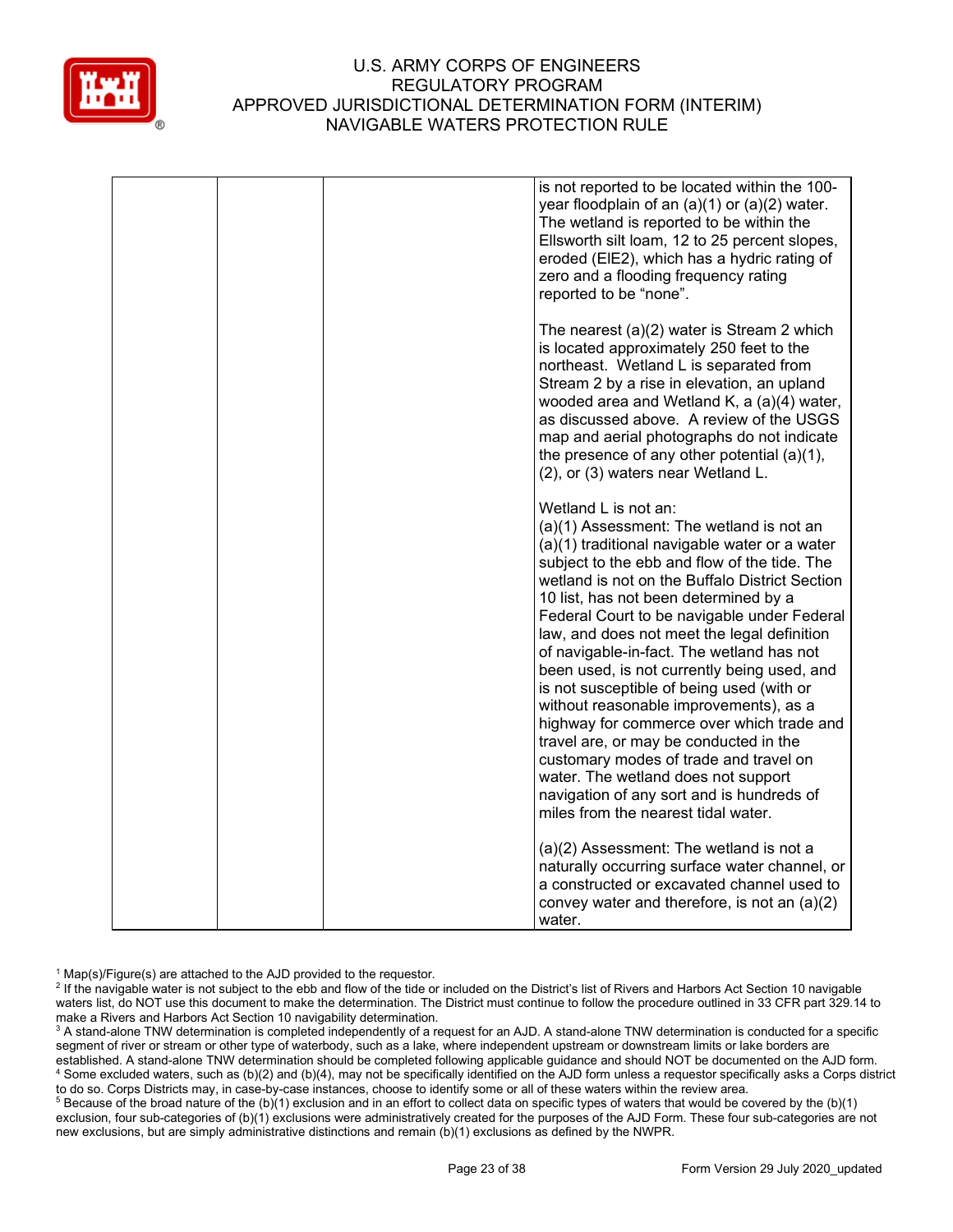| | | | |
|---|---|---|---|
| | | | is not reported to be located within the 100-year floodplain of an (a)(1) or (a)(2) water. The wetland is reported to be within the Ellsworth silt loam, 12 to 25 percent slopes, eroded (ElE2), which has a hydric rating of zero and a flooding frequency rating reported to be "none".<br><br>The nearest (a)(2) water is Stream 2 which is located approximately 250 feet to the northeast. Wetland L is separated from Stream 2 by a rise in elevation, an upland wooded area and Wetland K, a (a)(4) water, as discussed above. A review of the USGS map and aerial photographs do not indicate the presence of any other potential (a)(1), (2), or (3) waters near Wetland L.<br><br>Wetland L is not an:<br>(a)(1) Assessment: The wetland is not an (a)(1) traditional navigable water or a water subject to the ebb and flow of the tide. The wetland is not on the Buffalo District Section 10 list, has not been determined by a Federal Court to be navigable under Federal law, and does not meet the legal definition of navigable-in-fact. The wetland has not been used, is not currently being used, and is not susceptible of being used (with or without reasonable improvements), as a highway for commerce over which trade and travel are, or may be conducted in the customary modes of trade and travel on water. The wetland does not support navigation of any sort and is hundreds of miles from the nearest tidal water.<br><br>(a)(2) Assessment: The wetland is not a naturally occurring surface water channel, or a constructed or excavated channel used to convey water and therefore, is not an (a)(2) water. |

[1] Map(s)/Figure(s) are attached to the AJD provided to the requestor.
[2] If the navigable water is not subject to the ebb and flow of the tide or included on the District's list of Rivers and Harbors Act Section 10 navigable waters list, do NOT use this document to make the determination. The District must continue to follow the procedure outlined in 33 CFR part 329.14 to make a Rivers and Harbors Act Section 10 navigability determination.
[3] A stand-alone TNW determination is completed independently of a request for an AJD. A stand-alone TNW determination is conducted for a specific segment of river or stream or other type of waterbody, such as a lake, where independent upstream or downstream limits or lake borders are established. A stand-alone TNW determination should be completed following applicable guidance and should NOT be documented on the AJD form.
[4] Some excluded waters, such as (b)(2) and (b)(4), may not be specifically identified on the AJD form unless a requestor specifically asks a Corps district to do so. Corps Districts may, in case-by-case instances, choose to identify some or all of these waters within the review area.
[5] Because of the broad nature of the (b)(1) exclusion and in an effort to collect data on specific types of waters that would be covered by the (b)(1) exclusion, four sub-categories of (b)(1) exclusions were administratively created for the purposes of the AJD Form. These four sub-categories are not new exclusions, but are simply administrative distinctions and remain (b)(1) exclusions as defined by the NWPR.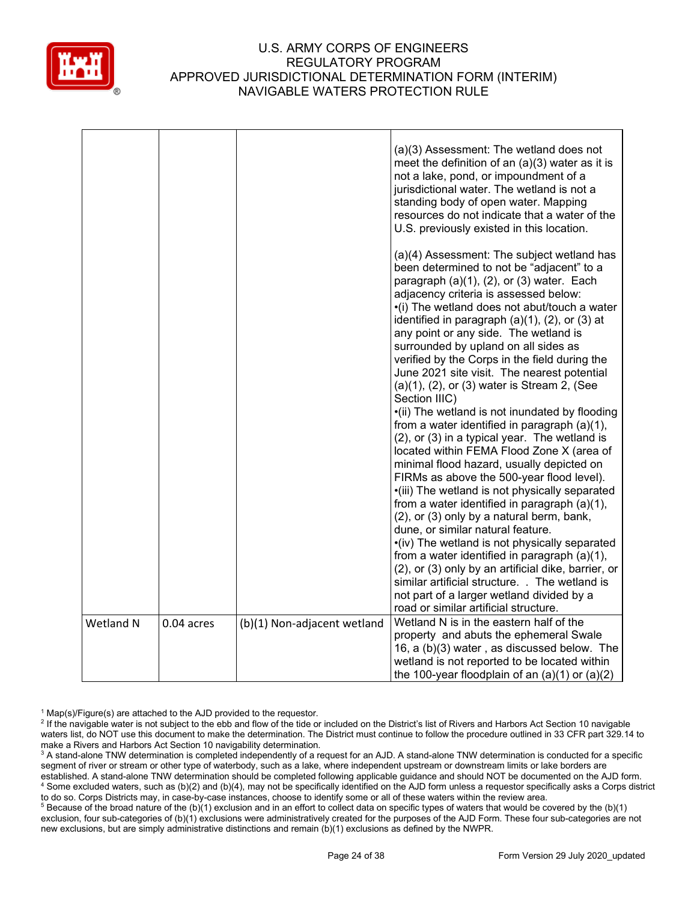| | | | |
|---|---|---|---|
| | | | (a)(3) Assessment: The wetland does not meet the definition of an (a)(3) water as it is not a lake, pond, or impoundment of a jurisdictional water. The wetland is not a standing body of open water. Mapping resources do not indicate that a water of the U.S. previously existed in this location.<br><br>(a)(4) Assessment: The subject wetland has been determined to not be "adjacent" to a paragraph (a)(1), (2), or (3) water. Each adjacency criteria is assessed below:<br>•(i) The wetland does not abut/touch a water identified in paragraph (a)(1), (2), or (3) at any point or any side. The wetland is surrounded by upland on all sides as verified by the Corps in the field during the June 2021 site visit. The nearest potential (a)(1), (2), or (3) water is Stream 2, (See Section IIIC)<br>•(ii) The wetland is not inundated by flooding from a water identified in paragraph (a)(1), (2), or (3) in a typical year. The wetland is located within FEMA Flood Zone X (area of minimal flood hazard, usually depicted on FIRMs as above the 500-year flood level).<br>•(iii) The wetland is not physically separated from a water identified in paragraph (a)(1), (2), or (3) only by a natural berm, bank, dune, or similar natural feature.<br>•(iv) The wetland is not physically separated from a water identified in paragraph (a)(1), (2), or (3) only by an artificial dike, barrier, or similar artificial structure. . The wetland is not part of a larger wetland divided by a road or similar artificial structure. |
| Wetland N | 0.04 acres | (b)(1) Non-adjacent wetland | Wetland N is in the eastern half of the property and abuts the ephemeral Swale 16, a (b)(3) water , as discussed below. The wetland is not reported to be located within the 100-year floodplain of an (a)(1) or (a)(2) |

[1] Map(s)/Figure(s) are attached to the AJD provided to the requestor.
[2] If the navigable water is not subject to the ebb and flow of the tide or included on the District's list of Rivers and Harbors Act Section 10 navigable waters list, do NOT use this document to make the determination. The District must continue to follow the procedure outlined in 33 CFR part 329.14 to make a Rivers and Harbors Act Section 10 navigability determination.
[3] A stand-alone TNW determination is completed independently of a request for an AJD. A stand-alone TNW determination is conducted for a specific segment of river or stream or other type of waterbody, such as a lake, where independent upstream or downstream limits or lake borders are established. A stand-alone TNW determination should be completed following applicable guidance and should NOT be documented on the AJD form.
[4] Some excluded waters, such as (b)(2) and (b)(4), may not be specifically identified on the AJD form unless a requestor specifically asks a Corps district to do so. Corps Districts may, in case-by-case instances, choose to identify some or all of these waters within the review area.
[5] Because of the broad nature of the (b)(1) exclusion and in an effort to collect data on specific types of waters that would be covered by the (b)(1) exclusion, four sub-categories of (b)(1) exclusions were administratively created for the purposes of the AJD Form. These four sub-categories are not new exclusions, but are simply administrative distinctions and remain (b)(1) exclusions as defined by the NWPR.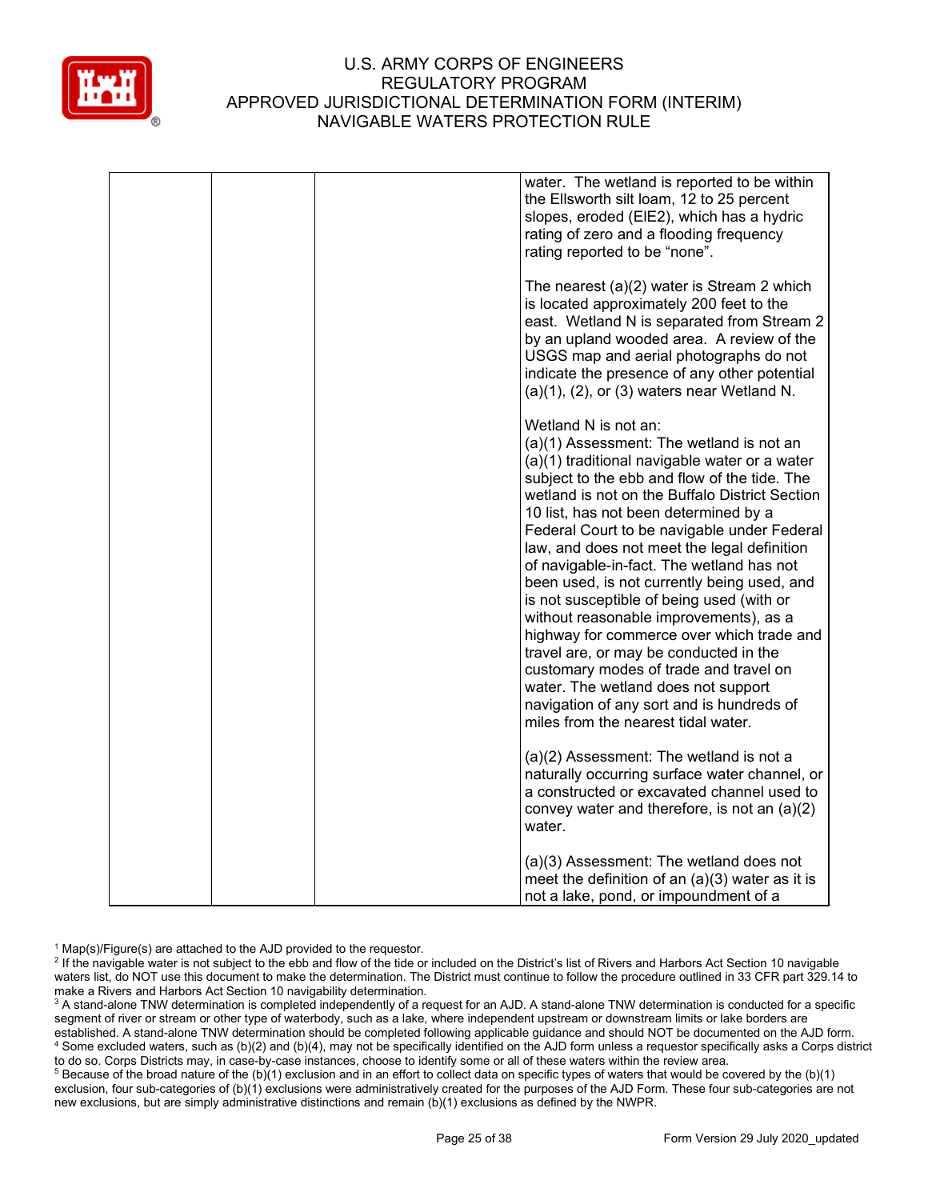| | | | water. The wetland is reported to be within the Ellsworth silt loam, 12 to 25 percent slopes, eroded (EIE2), which has a hydric rating of zero and a flooding frequency rating reported to be "none".<br><br>The nearest (a)(2) water is Stream 2 which is located approximately 200 feet to the east. Wetland N is separated from Stream 2 by an upland wooded area. A review of the USGS map and aerial photographs do not indicate the presence of any other potential (a)(1), (2), or (3) waters near Wetland N.<br><br>Wetland N is not an:<br>(a)(1) Assessment: The wetland is not an (a)(1) traditional navigable water or a water subject to the ebb and flow of the tide. The wetland is not on the Buffalo District Section 10 list, has not been determined by a Federal Court to be navigable under Federal law, and does not meet the legal definition of navigable-in-fact. The wetland has not been used, is not currently being used, and is not susceptible of being used (with or without reasonable improvements), as a highway for commerce over which trade and travel are, or may be conducted in the customary modes of trade and travel on water. The wetland does not support navigation of any sort and is hundreds of miles from the nearest tidal water.<br><br>(a)(2) Assessment: The wetland is not a naturally occurring surface water channel, or a constructed or excavated channel used to convey water and therefore, is not an (a)(2) water.<br><br>(a)(3) Assessment: The wetland does not meet the definition of an (a)(3) water as it is not a lake, pond, or impoundment of a |
|---|---|---|---|

[1] Map(s)/Figure(s) are attached to the AJD provided to the requestor.
[2] If the navigable water is not subject to the ebb and flow of the tide or included on the District's list of Rivers and Harbors Act Section 10 navigable waters list, do NOT use this document to make the determination. The District must continue to follow the procedure outlined in 33 CFR part 329.14 to make a Rivers and Harbors Act Section 10 navigability determination.
[3] A stand-alone TNW determination is completed independently of a request for an AJD. A stand-alone TNW determination is conducted for a specific segment of river or stream or other type of waterbody, such as a lake, where independent upstream or downstream limits or lake borders are established. A stand-alone TNW determination should be completed following applicable guidance and should NOT be documented on the AJD form.
[4] Some excluded waters, such as (b)(2) and (b)(4), may not be specifically identified on the AJD form unless a requestor specifically asks a Corps district to do so. Corps Districts may, in case-by-case instances, choose to identify some or all of these waters within the review area.
[5] Because of the broad nature of the (b)(1) exclusion and in an effort to collect data on specific types of waters that would be covered by the (b)(1) exclusion, four sub-categories of (b)(1) exclusions were administratively created for the purposes of the AJD Form. These four sub-categories are not new exclusions, but are simply administrative distinctions and remain (b)(1) exclusions as defined by the NWPR.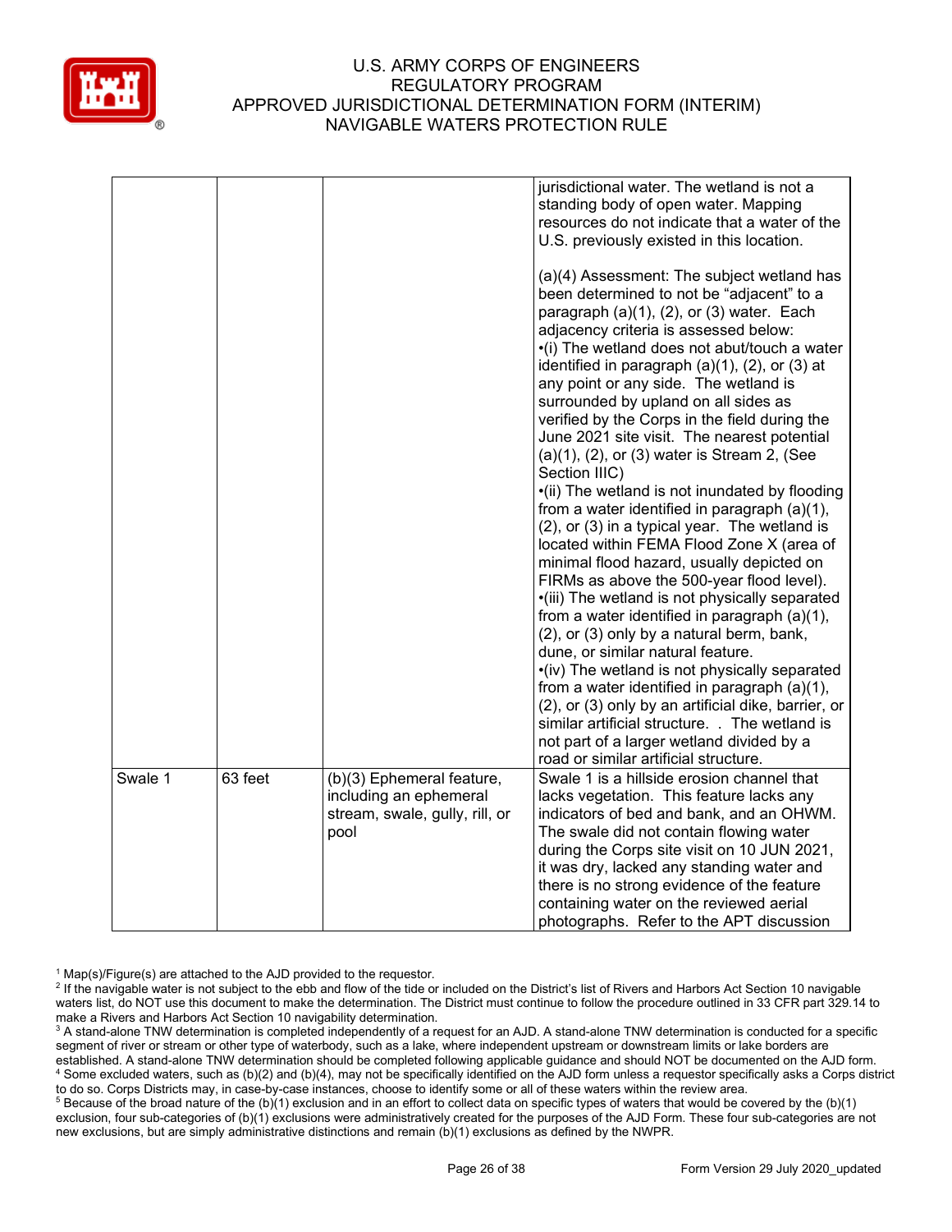| | | | |
|---|---|---|---|
| | | | jurisdictional water. The wetland is not a standing body of open water. Mapping resources do not indicate that a water of the U.S. previously existed in this location.<br><br>(a)(4) Assessment: The subject wetland has been determined to not be "adjacent" to a paragraph (a)(1), (2), or (3) water. Each adjacency criteria is assessed below:<br>•(i) The wetland does not abut/touch a water identified in paragraph (a)(1), (2), or (3) at any point or any side. The wetland is surrounded by upland on all sides as verified by the Corps in the field during the June 2021 site visit. The nearest potential (a)(1), (2), or (3) water is Stream 2, (See Section IIIC)<br>•(ii) The wetland is not inundated by flooding from a water identified in paragraph (a)(1), (2), or (3) in a typical year. The wetland is located within FEMA Flood Zone X (area of minimal flood hazard, usually depicted on FIRMs as above the 500-year flood level).<br>•(iii) The wetland is not physically separated from a water identified in paragraph (a)(1), (2), or (3) only by a natural berm, bank, dune, or similar natural feature.<br>•(iv) The wetland is not physically separated from a water identified in paragraph (a)(1), (2), or (3) only by an artificial dike, barrier, or similar artificial structure. . The wetland is not part of a larger wetland divided by a road or similar artificial structure. |
| Swale 1 | 63 feet | (b)(3) Ephemeral feature, including an ephemeral stream, swale, gully, rill, or pool | Swale 1 is a hillside erosion channel that lacks vegetation. This feature lacks any indicators of bed and bank, and an OHWM. The swale did not contain flowing water during the Corps site visit on 10 JUN 2021, it was dry, lacked any standing water and there is no strong evidence of the feature containing water on the reviewed aerial photographs. Refer to the APT discussion |

[1] Map(s)/Figure(s) are attached to the AJD provided to the requestor.
[2] If the navigable water is not subject to the ebb and flow of the tide or included on the District's list of Rivers and Harbors Act Section 10 navigable waters list, do NOT use this document to make the determination. The District must continue to follow the procedure outlined in 33 CFR part 329.14 to make a Rivers and Harbors Act Section 10 navigability determination.
[3] A stand-alone TNW determination is completed independently of a request for an AJD. A stand-alone TNW determination is conducted for a specific segment of river or stream or other type of waterbody, such as a lake, where independent upstream or downstream limits or lake borders are established. A stand-alone TNW determination should be completed following applicable guidance and should NOT be documented on the AJD form.
[4] Some excluded waters, such as (b)(2) and (b)(4), may not be specifically identified on the AJD form unless a requestor specifically asks a Corps district to do so. Corps Districts may, in case-by-case instances, choose to identify some or all of these waters within the review area.
[5] Because of the broad nature of the (b)(1) exclusion and in an effort to collect data on specific types of waters that would be covered by the (b)(1) exclusion, four sub-categories of (b)(1) exclusions were administratively created for the purposes of the AJD Form. These four sub-categories are not new exclusions, but are simply administrative distinctions and remain (b)(1) exclusions as defined by the NWPR.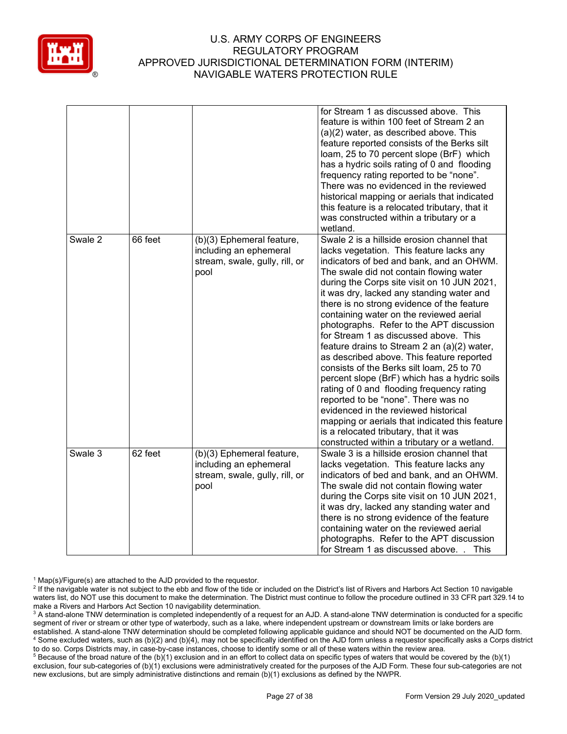| | | | |
|---|---|---|---|
| | | | for Stream 1 as discussed above. This feature is within 100 feet of Stream 2 an (a)(2) water, as described above. This feature reported consists of the Berks silt loam, 25 to 70 percent slope (BrF) which has a hydric soils rating of 0 and flooding frequency rating reported to be "none". There was no evidenced in the reviewed historical mapping or aerials that indicated this feature is a relocated tributary, that it was constructed within a tributary or a wetland. |
| Swale 2 | 66 feet | (b)(3) Ephemeral feature, including an ephemeral stream, swale, gully, rill, or pool | Swale 2 is a hillside erosion channel that lacks vegetation. This feature lacks any indicators of bed and bank, and an OHWM. The swale did not contain flowing water during the Corps site visit on 10 JUN 2021, it was dry, lacked any standing water and there is no strong evidence of the feature containing water on the reviewed aerial photographs. Refer to the APT discussion for Stream 1 as discussed above. This feature drains to Stream 2 an (a)(2) water, as described above. This feature reported consists of the Berks silt loam, 25 to 70 percent slope (BrF) which has a hydric soils rating of 0 and flooding frequency rating reported to be "none". There was no evidenced in the reviewed historical mapping or aerials that indicated this feature is a relocated tributary, that it was constructed within a tributary or a wetland. |
| Swale 3 | 62 feet | (b)(3) Ephemeral feature, including an ephemeral stream, swale, gully, rill, or pool | Swale 3 is a hillside erosion channel that lacks vegetation. This feature lacks any indicators of bed and bank, and an OHWM. The swale did not contain flowing water during the Corps site visit on 10 JUN 2021, it was dry, lacked any standing water and there is no strong evidence of the feature containing water on the reviewed aerial photographs. Refer to the APT discussion for Stream 1 as discussed above. . This |

[1] Map(s)/Figure(s) are attached to the AJD provided to the requestor.
[2] If the navigable water is not subject to the ebb and flow of the tide or included on the District's list of Rivers and Harbors Act Section 10 navigable waters list, do NOT use this document to make the determination. The District must continue to follow the procedure outlined in 33 CFR part 329.14 to make a Rivers and Harbors Act Section 10 navigability determination.
[3] A stand-alone TNW determination is completed independently of a request for an AJD. A stand-alone TNW determination is conducted for a specific segment of river or stream or other type of waterbody, such as a lake, where independent upstream or downstream limits or lake borders are established. A stand-alone TNW determination should be completed following applicable guidance and should NOT be documented on the AJD form.
[4] Some excluded waters, such as (b)(2) and (b)(4), may not be specifically identified on the AJD form unless a requestor specifically asks a Corps district to do so. Corps Districts may, in case-by-case instances, choose to identify some or all of these waters within the review area.
[5] Because of the broad nature of the (b)(1) exclusion and in an effort to collect data on specific types of waters that would be covered by the (b)(1) exclusion, four sub-categories of (b)(1) exclusions were administratively created for the purposes of the AJD Form. These four sub-categories are not new exclusions, but are simply administrative distinctions and remain (b)(1) exclusions as defined by the NWPR.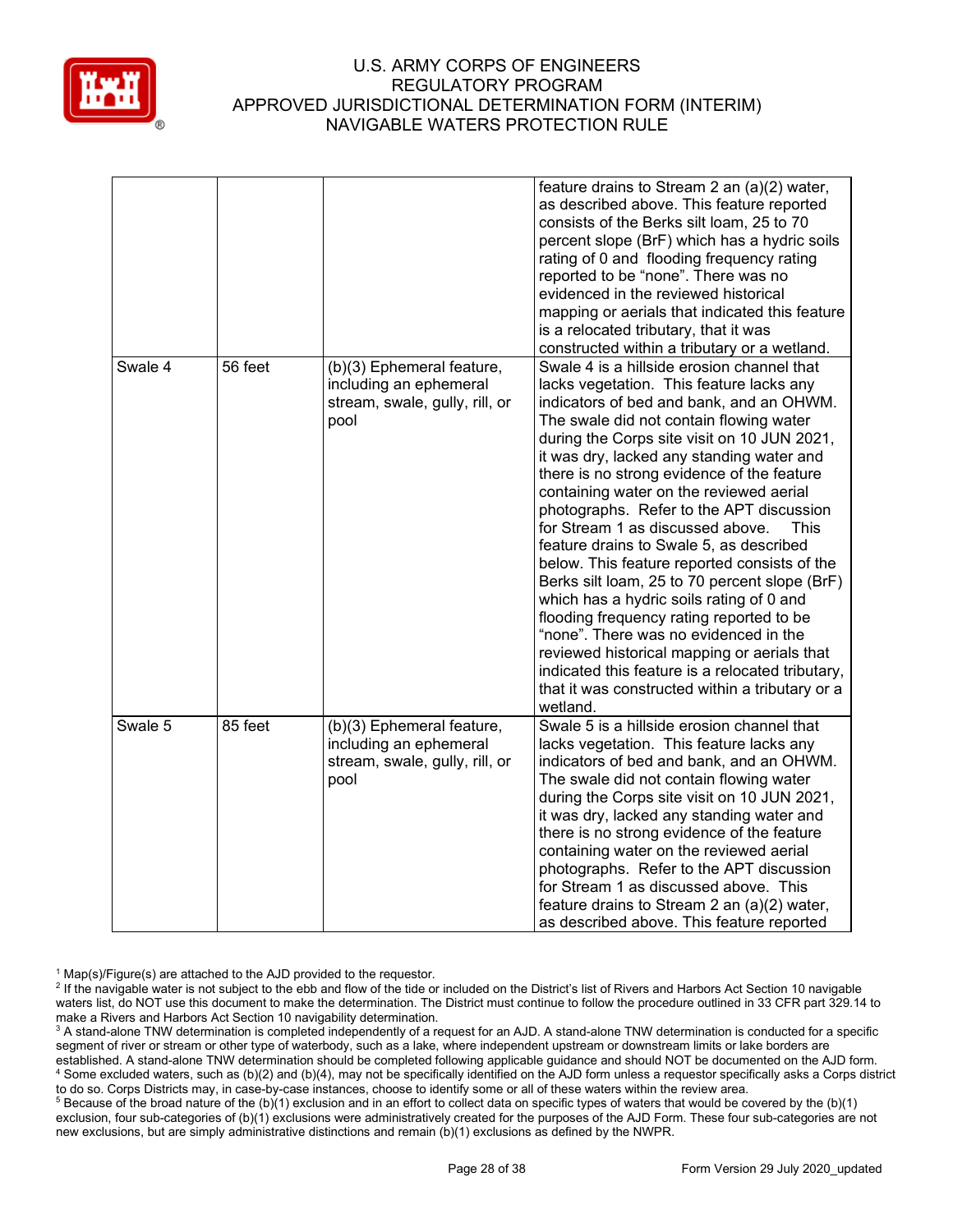| | | | |
|---|---|---|---|
| | | | feature drains to Stream 2 an (a)(2) water, as described above. This feature reported consists of the Berks silt loam, 25 to 70 percent slope (BrF) which has a hydric soils rating of 0 and flooding frequency rating reported to be "none". There was no evidenced in the reviewed historical mapping or aerials that indicated this feature is a relocated tributary, that it was constructed within a tributary or a wetland. |
| Swale 4 | 56 feet | (b)(3) Ephemeral feature, including an ephemeral stream, swale, gully, rill, or pool | Swale 4 is a hillside erosion channel that lacks vegetation. This feature lacks any indicators of bed and bank, and an OHWM. The swale did not contain flowing water during the Corps site visit on 10 JUN 2021, it was dry, lacked any standing water and there is no strong evidence of the feature containing water on the reviewed aerial photographs. Refer to the APT discussion for Stream 1 as discussed above. This feature drains to Swale 5, as described below. This feature reported consists of the Berks silt loam, 25 to 70 percent slope (BrF) which has a hydric soils rating of 0 and flooding frequency rating reported to be "none". There was no evidenced in the reviewed historical mapping or aerials that indicated this feature is a relocated tributary, that it was constructed within a tributary or a wetland. |
| Swale 5 | 85 feet | (b)(3) Ephemeral feature, including an ephemeral stream, swale, gully, rill, or pool | Swale 5 is a hillside erosion channel that lacks vegetation. This feature lacks any indicators of bed and bank, and an OHWM. The swale did not contain flowing water during the Corps site visit on 10 JUN 2021, it was dry, lacked any standing water and there is no strong evidence of the feature containing water on the reviewed aerial photographs. Refer to the APT discussion for Stream 1 as discussed above. This feature drains to Stream 2 an (a)(2) water, as described above. This feature reported |

[1] Map(s)/Figure(s) are attached to the AJD provided to the requestor.
[2] If the navigable water is not subject to the ebb and flow of the tide or included on the District's list of Rivers and Harbors Act Section 10 navigable waters list, do NOT use this document to make the determination. The District must continue to follow the procedure outlined in 33 CFR part 329.14 to make a Rivers and Harbors Act Section 10 navigability determination.
[3] A stand-alone TNW determination is completed independently of a request for an AJD. A stand-alone TNW determination is conducted for a specific segment of river or stream or other type of waterbody, such as a lake, where independent upstream or downstream limits or lake borders are established. A stand-alone TNW determination should be completed following applicable guidance and should NOT be documented on the AJD form.
[4] Some excluded waters, such as (b)(2) and (b)(4), may not be specifically identified on the AJD form unless a requestor specifically asks a Corps district to do so. Corps Districts may, in case-by-case instances, choose to identify some or all of these waters within the review area.
[5] Because of the broad nature of the (b)(1) exclusion and in an effort to collect data on specific types of waters that would be covered by the (b)(1) exclusion, four sub-categories of (b)(1) exclusions were administratively created for the purposes of the AJD Form. These four sub-categories are not new exclusions, but are simply administrative distinctions and remain (b)(1) exclusions as defined by the NWPR.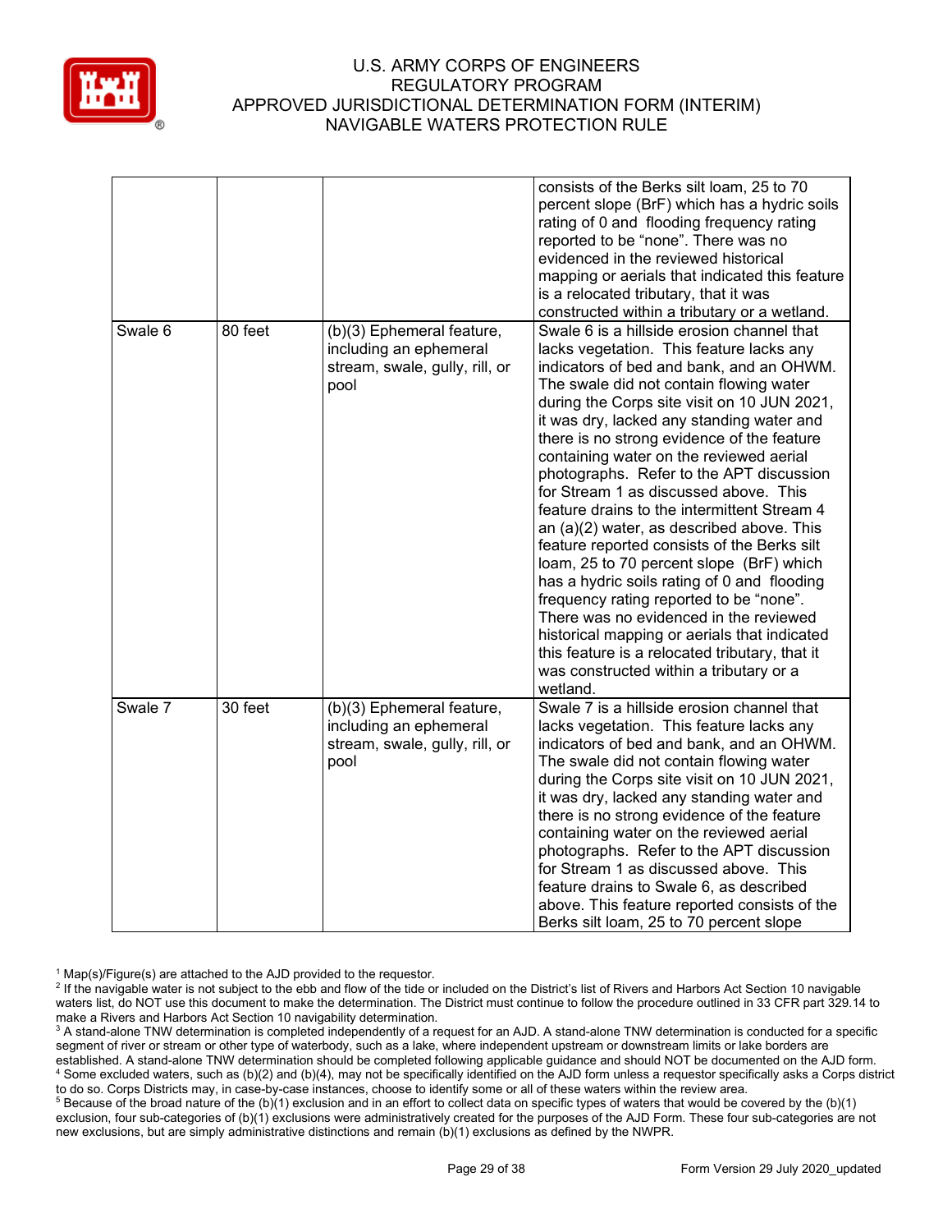| | | | |
|---|---|---|---|
| | | | consists of the Berks silt loam, 25 to 70 percent slope (BrF) which has a hydric soils rating of 0 and flooding frequency rating reported to be "none". There was no evidenced in the reviewed historical mapping or aerials that indicated this feature is a relocated tributary, that it was constructed within a tributary or a wetland. |
| Swale 6 | 80 feet | (b)(3) Ephemeral feature, including an ephemeral stream, swale, gully, rill, or pool | Swale 6 is a hillside erosion channel that lacks vegetation. This feature lacks any indicators of bed and bank, and an OHWM. The swale did not contain flowing water during the Corps site visit on 10 JUN 2021, it was dry, lacked any standing water and there is no strong evidence of the feature containing water on the reviewed aerial photographs. Refer to the APT discussion for Stream 1 as discussed above. This feature drains to the intermittent Stream 4 an (a)(2) water, as described above. This feature reported consists of the Berks silt loam, 25 to 70 percent slope (BrF) which has a hydric soils rating of 0 and flooding frequency rating reported to be "none". There was no evidenced in the reviewed historical mapping or aerials that indicated this feature is a relocated tributary, that it was constructed within a tributary or a wetland. |
| Swale 7 | 30 feet | (b)(3) Ephemeral feature, including an ephemeral stream, swale, gully, rill, or pool | Swale 7 is a hillside erosion channel that lacks vegetation. This feature lacks any indicators of bed and bank, and an OHWM. The swale did not contain flowing water during the Corps site visit on 10 JUN 2021, it was dry, lacked any standing water and there is no strong evidence of the feature containing water on the reviewed aerial photographs. Refer to the APT discussion for Stream 1 as discussed above. This feature drains to Swale 6, as described above. This feature reported consists of the Berks silt loam, 25 to 70 percent slope |

[1] Map(s)/Figure(s) are attached to the AJD provided to the requestor.
[2] If the navigable water is not subject to the ebb and flow of the tide or included on the District's list of Rivers and Harbors Act Section 10 navigable waters list, do NOT use this document to make the determination. The District must continue to follow the procedure outlined in 33 CFR part 329.14 to make a Rivers and Harbors Act Section 10 navigability determination.
[3] A stand-alone TNW determination is completed independently of a request for an AJD. A stand-alone TNW determination is conducted for a specific segment of river or stream or other type of waterbody, such as a lake, where independent upstream or downstream limits or lake borders are established. A stand-alone TNW determination should be completed following applicable guidance and should NOT be documented on the AJD form.
[4] Some excluded waters, such as (b)(2) and (b)(4), may not be specifically identified on the AJD form unless a requestor specifically asks a Corps district to do so. Corps Districts may, in case-by-case instances, choose to identify some or all of these waters within the review area.
[5] Because of the broad nature of the (b)(1) exclusion and in an effort to collect data on specific types of waters that would be covered by the (b)(1) exclusion, four sub-categories of (b)(1) exclusions were administratively created for the purposes of the AJD Form. These four sub-categories are not new exclusions, but are simply administrative distinctions and remain (b)(1) exclusions as defined by the NWPR.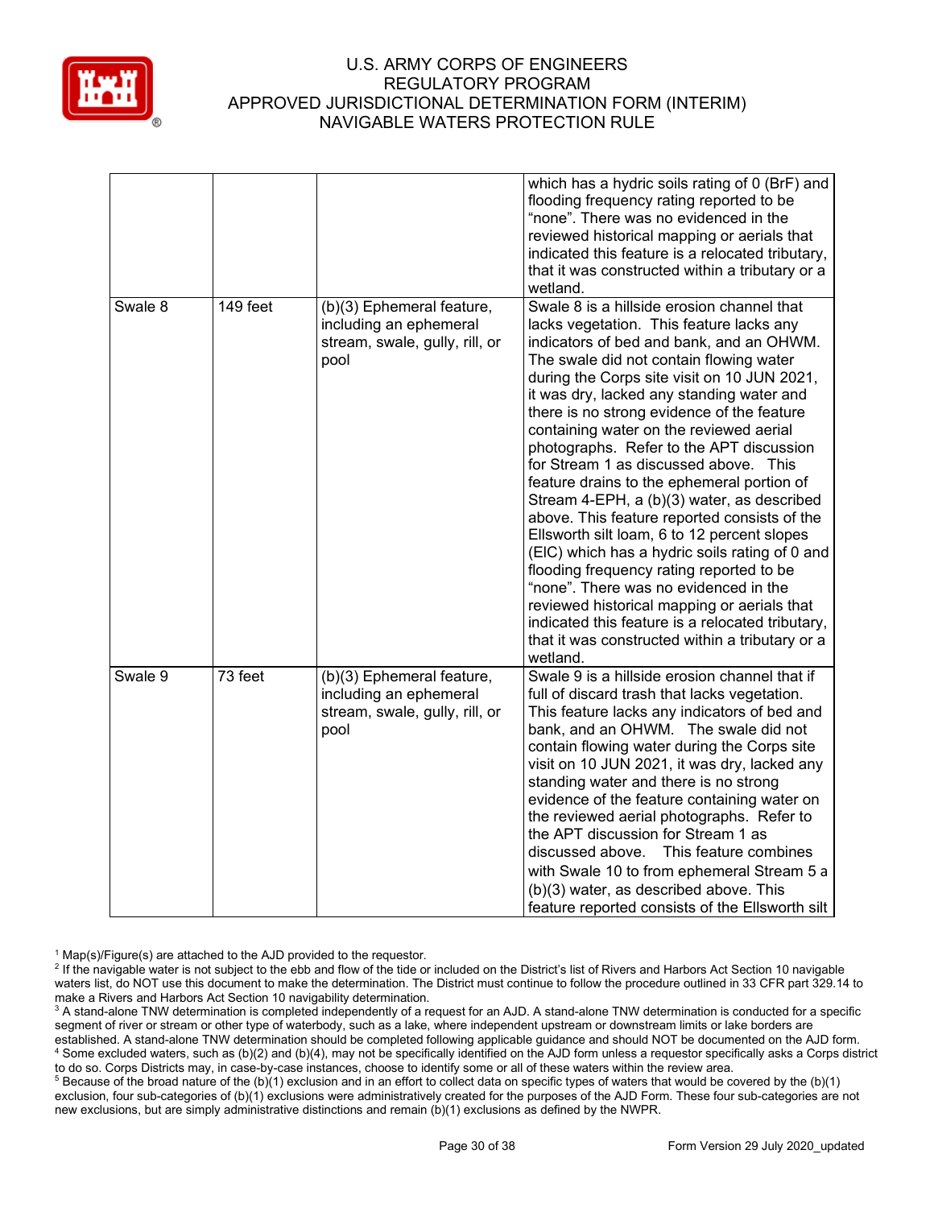| | | | |
|---|---|---|---|
| | | | which has a hydric soils rating of 0 (BrF) and flooding frequency rating reported to be "none". There was no evidenced in the reviewed historical mapping or aerials that indicated this feature is a relocated tributary, that it was constructed within a tributary or a wetland. |
| Swale 8 | 149 feet | (b)(3) Ephemeral feature, including an ephemeral stream, swale, gully, rill, or pool | Swale 8 is a hillside erosion channel that lacks vegetation. This feature lacks any indicators of bed and bank, and an OHWM. The swale did not contain flowing water during the Corps site visit on 10 JUN 2021, it was dry, lacked any standing water and there is no strong evidence of the feature containing water on the reviewed aerial photographs. Refer to the APT discussion for Stream 1 as discussed above. This feature drains to the ephemeral portion of Stream 4-EPH, a (b)(3) water, as described above. This feature reported consists of the Ellsworth silt loam, 6 to 12 percent slopes (EIC) which has a hydric soils rating of 0 and flooding frequency rating reported to be "none". There was no evidenced in the reviewed historical mapping or aerials that indicated this feature is a relocated tributary, that it was constructed within a tributary or a wetland. |
| Swale 9 | 73 feet | (b)(3) Ephemeral feature, including an ephemeral stream, swale, gully, rill, or pool | Swale 9 is a hillside erosion channel that if full of discard trash that lacks vegetation. This feature lacks any indicators of bed and bank, and an OHWM. The swale did not contain flowing water during the Corps site visit on 10 JUN 2021, it was dry, lacked any standing water and there is no strong evidence of the feature containing water on the reviewed aerial photographs. Refer to the APT discussion for Stream 1 as discussed above. This feature combines with Swale 10 to from ephemeral Stream 5 a (b)(3) water, as described above. This feature reported consists of the Ellsworth silt |

[1] Map(s)/Figure(s) are attached to the AJD provided to the requestor.
[2] If the navigable water is not subject to the ebb and flow of the tide or included on the District's list of Rivers and Harbors Act Section 10 navigable waters list, do NOT use this document to make the determination. The District must continue to follow the procedure outlined in 33 CFR part 329.14 to make a Rivers and Harbors Act Section 10 navigability determination.
[3] A stand-alone TNW determination is completed independently of a request for an AJD. A stand-alone TNW determination is conducted for a specific segment of river or stream or other type of waterbody, such as a lake, where independent upstream or downstream limits or lake borders are established. A stand-alone TNW determination should be completed following applicable guidance and should NOT be documented on the AJD form.
[4] Some excluded waters, such as (b)(2) and (b)(4), may not be specifically identified on the AJD form unless a requestor specifically asks a Corps district to do so. Corps Districts may, in case-by-case instances, choose to identify some or all of these waters within the review area.
[5] Because of the broad nature of the (b)(1) exclusion and in an effort to collect data on specific types of waters that would be covered by the (b)(1) exclusion, four sub-categories of (b)(1) exclusions were administratively created for the purposes of the AJD Form. These four sub-categories are not new exclusions, but are simply administrative distinctions and remain (b)(1) exclusions as defined by the NWPR.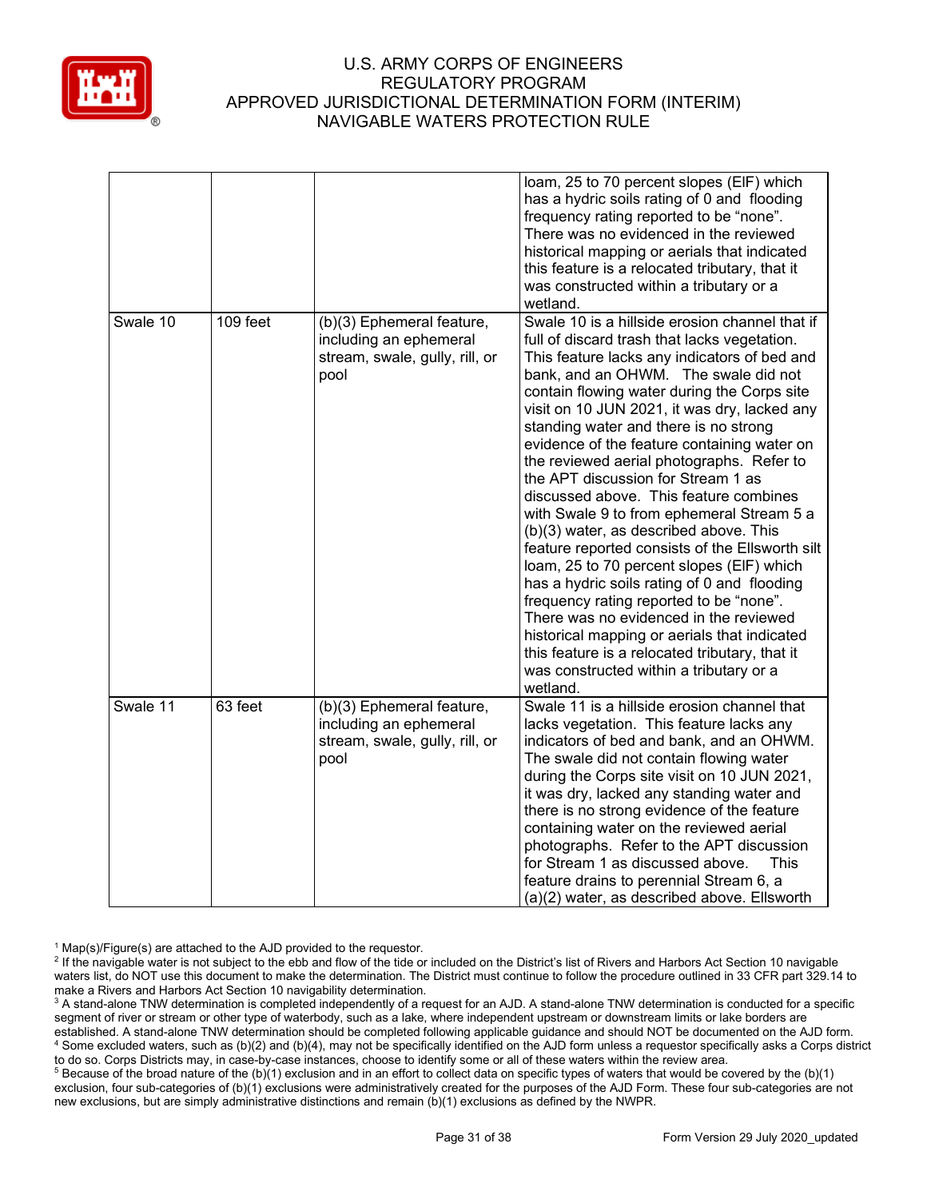| | | | |
|---|---|---|---|
| | | | loam, 25 to 70 percent slopes (EIF) which has a hydric soils rating of 0 and flooding frequency rating reported to be "none". There was no evidenced in the reviewed historical mapping or aerials that indicated this feature is a relocated tributary, that it was constructed within a tributary or a wetland. |
| Swale 10 | 109 feet | (b)(3) Ephemeral feature, including an ephemeral stream, swale, gully, rill, or pool | Swale 10 is a hillside erosion channel that if full of discard trash that lacks vegetation. This feature lacks any indicators of bed and bank, and an OHWM. The swale did not contain flowing water during the Corps site visit on 10 JUN 2021, it was dry, lacked any standing water and there is no strong evidence of the feature containing water on the reviewed aerial photographs. Refer to the APT discussion for Stream 1 as discussed above. This feature combines with Swale 9 to from ephemeral Stream 5 a (b)(3) water, as described above. This feature reported consists of the Ellsworth silt loam, 25 to 70 percent slopes (EIF) which has a hydric soils rating of 0 and flooding frequency rating reported to be "none". There was no evidenced in the reviewed historical mapping or aerials that indicated this feature is a relocated tributary, that it was constructed within a tributary or a wetland. |
| Swale 11 | 63 feet | (b)(3) Ephemeral feature, including an ephemeral stream, swale, gully, rill, or pool | Swale 11 is a hillside erosion channel that lacks vegetation. This feature lacks any indicators of bed and bank, and an OHWM. The swale did not contain flowing water during the Corps site visit on 10 JUN 2021, it was dry, lacked any standing water and there is no strong evidence of the feature containing water on the reviewed aerial photographs. Refer to the APT discussion for Stream 1 as discussed above. This feature drains to perennial Stream 6, a (a)(2) water, as described above. Ellsworth |

[1] Map(s)/Figure(s) are attached to the AJD provided to the requestor.
[2] If the navigable water is not subject to the ebb and flow of the tide or included on the District's list of Rivers and Harbors Act Section 10 navigable waters list, do NOT use this document to make the determination. The District must continue to follow the procedure outlined in 33 CFR part 329.14 to make a Rivers and Harbors Act Section 10 navigability determination.
[3] A stand-alone TNW determination is completed independently of a request for an AJD. A stand-alone TNW determination is conducted for a specific segment of river or stream or other type of waterbody, such as a lake, where independent upstream or downstream limits or lake borders are established. A stand-alone TNW determination should be completed following applicable guidance and should NOT be documented on the AJD form.
[4] Some excluded waters, such as (b)(2) and (b)(4), may not be specifically identified on the AJD form unless a requestor specifically asks a Corps district to do so. Corps Districts may, in case-by-case instances, choose to identify some or all of these waters within the review area.
[5] Because of the broad nature of the (b)(1) exclusion and in an effort to collect data on specific types of waters that would be covered by the (b)(1) exclusion, four sub-categories of (b)(1) exclusions were administratively created for the purposes of the AJD Form. These four sub-categories are not new exclusions, but are simply administrative distinctions and remain (b)(1) exclusions as defined by the NWPR.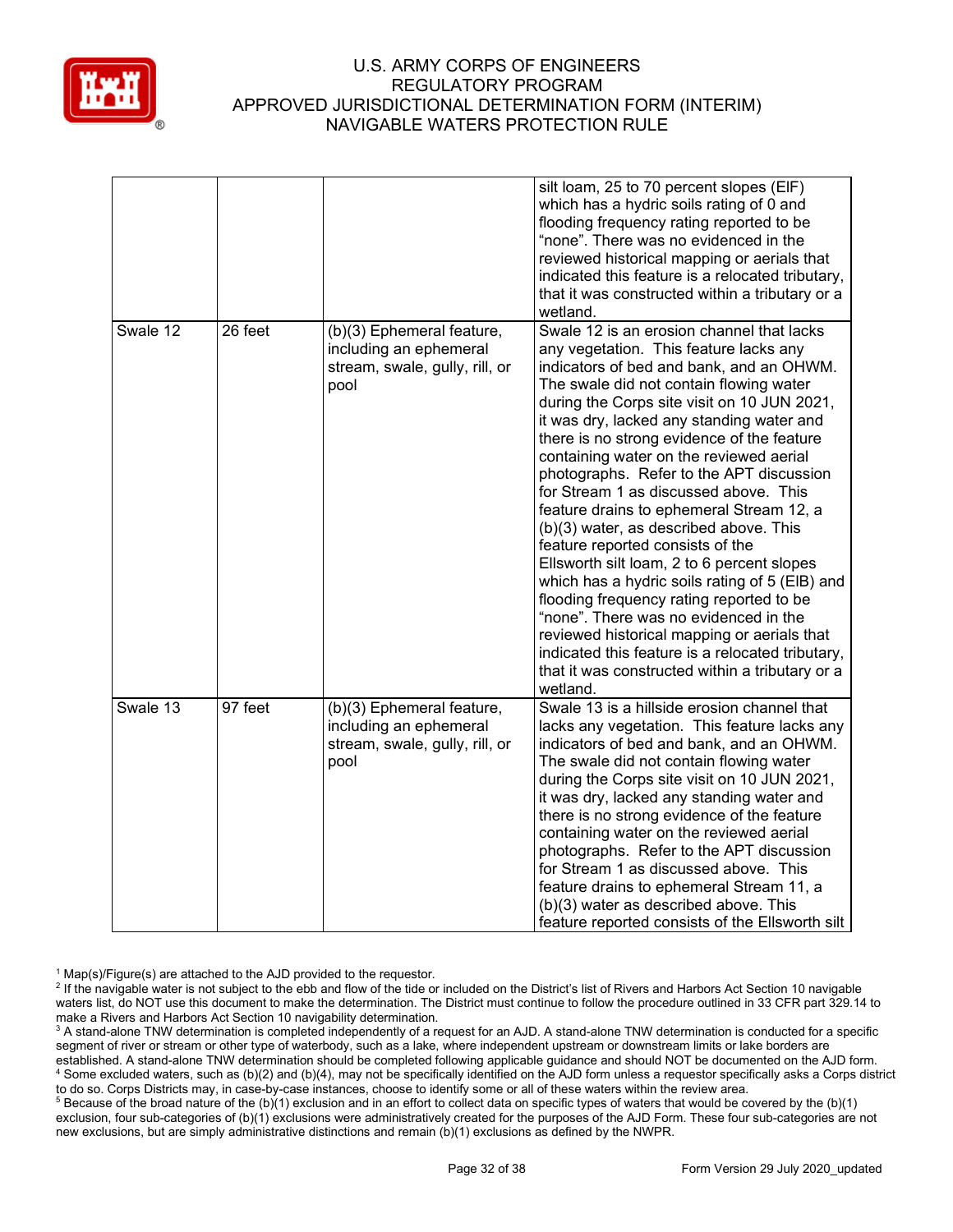| | | | |
|---|---|---|---|
| | | | silt loam, 25 to 70 percent slopes (ElF) which has a hydric soils rating of 0 and flooding frequency rating reported to be “none”. There was no evidenced in the reviewed historical mapping or aerials that indicated this feature is a relocated tributary, that it was constructed within a tributary or a wetland. |
| Swale 12 | 26 feet | (b)(3) Ephemeral feature, including an ephemeral stream, swale, gully, rill, or pool | Swale 12 is an erosion channel that lacks any vegetation. This feature lacks any indicators of bed and bank, and an OHWM. The swale did not contain flowing water during the Corps site visit on 10 JUN 2021, it was dry, lacked any standing water and there is no strong evidence of the feature containing water on the reviewed aerial photographs. Refer to the APT discussion for Stream 1 as discussed above. This feature drains to ephemeral Stream 12, a (b)(3) water, as described above. This feature reported consists of the Ellsworth silt loam, 2 to 6 percent slopes which has a hydric soils rating of 5 (ElB) and flooding frequency rating reported to be “none”. There was no evidenced in the reviewed historical mapping or aerials that indicated this feature is a relocated tributary, that it was constructed within a tributary or a wetland. |
| Swale 13 | 97 feet | (b)(3) Ephemeral feature, including an ephemeral stream, swale, gully, rill, or pool | Swale 13 is a hillside erosion channel that lacks any vegetation. This feature lacks any indicators of bed and bank, and an OHWM. The swale did not contain flowing water during the Corps site visit on 10 JUN 2021, it was dry, lacked any standing water and there is no strong evidence of the feature containing water on the reviewed aerial photographs. Refer to the APT discussion for Stream 1 as discussed above. This feature drains to ephemeral Stream 11, a (b)(3) water as described above. This feature reported consists of the Ellsworth silt |

[1] Map(s)/Figure(s) are attached to the AJD provided to the requestor.
[2] If the navigable water is not subject to the ebb and flow of the tide or included on the District's list of Rivers and Harbors Act Section 10 navigable waters list, do NOT use this document to make the determination. The District must continue to follow the procedure outlined in 33 CFR part 329.14 to make a Rivers and Harbors Act Section 10 navigability determination.
[3] A stand-alone TNW determination is completed independently of a request for an AJD. A stand-alone TNW determination is conducted for a specific segment of river or stream or other type of waterbody, such as a lake, where independent upstream or downstream limits or lake borders are established. A stand-alone TNW determination should be completed following applicable guidance and should NOT be documented on the AJD form.
[4] Some excluded waters, such as (b)(2) and (b)(4), may not be specifically identified on the AJD form unless a requestor specifically asks a Corps district to do so. Corps Districts may, in case-by-case instances, choose to identify some or all of these waters within the review area.
[5] Because of the broad nature of the (b)(1) exclusion and in an effort to collect data on specific types of waters that would be covered by the (b)(1) exclusion, four sub-categories of (b)(1) exclusions were administratively created for the purposes of the AJD Form. These four sub-categories are not new exclusions, but are simply administrative distinctions and remain (b)(1) exclusions as defined by the NWPR.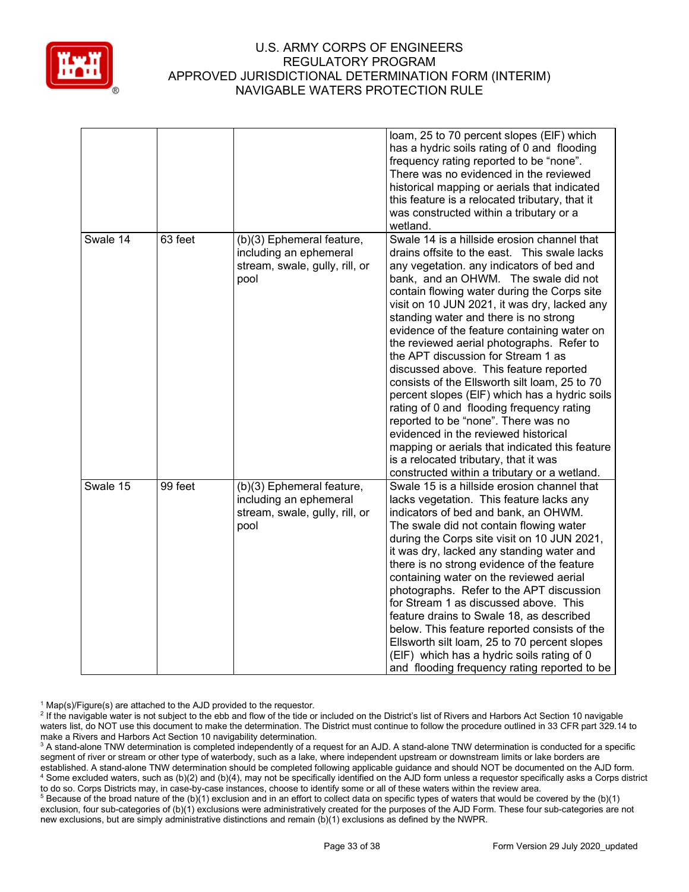| | | | |
|---|---|---|---|
| | | | loam, 25 to 70 percent slopes (EIF) which has a hydric soils rating of 0 and flooding frequency rating reported to be "none". There was no evidenced in the reviewed historical mapping or aerials that indicated this feature is a relocated tributary, that it was constructed within a tributary or a wetland. |
| Swale 14 | 63 feet | (b)(3) Ephemeral feature, including an ephemeral stream, swale, gully, rill, or pool | Swale 14 is a hillside erosion channel that drains offsite to the east. This swale lacks any vegetation. any indicators of bed and bank, and an OHWM. The swale did not contain flowing water during the Corps site visit on 10 JUN 2021, it was dry, lacked any standing water and there is no strong evidence of the feature containing water on the reviewed aerial photographs. Refer to the APT discussion for Stream 1 as discussed above. This feature reported consists of the Ellsworth silt loam, 25 to 70 percent slopes (EIF) which has a hydric soils rating of 0 and flooding frequency rating reported to be "none". There was no evidenced in the reviewed historical mapping or aerials that indicated this feature is a relocated tributary, that it was constructed within a tributary or a wetland. |
| Swale 15 | 99 feet | (b)(3) Ephemeral feature, including an ephemeral stream, swale, gully, rill, or pool | Swale 15 is a hillside erosion channel that lacks vegetation. This feature lacks any indicators of bed and bank, an OHWM. The swale did not contain flowing water during the Corps site visit on 10 JUN 2021, it was dry, lacked any standing water and there is no strong evidence of the feature containing water on the reviewed aerial photographs. Refer to the APT discussion for Stream 1 as discussed above. This feature drains to Swale 18, as described below. This feature reported consists of the Ellsworth silt loam, 25 to 70 percent slopes (EIF) which has a hydric soils rating of 0 and flooding frequency rating reported to be |

[1] Map(s)/Figure(s) are attached to the AJD provided to the requestor.
[2] If the navigable water is not subject to the ebb and flow of the tide or included on the District's list of Rivers and Harbors Act Section 10 navigable waters list, do NOT use this document to make the determination. The District must continue to follow the procedure outlined in 33 CFR part 329.14 to make a Rivers and Harbors Act Section 10 navigability determination.
[3] A stand-alone TNW determination is completed independently of a request for an AJD. A stand-alone TNW determination is conducted for a specific segment of river or stream or other type of waterbody, such as a lake, where independent upstream or downstream limits or lake borders are established. A stand-alone TNW determination should be completed following applicable guidance and should NOT be documented on the AJD form.
[4] Some excluded waters, such as (b)(2) and (b)(4), may not be specifically identified on the AJD form unless a requestor specifically asks a Corps district to do so. Corps Districts may, in case-by-case instances, choose to identify some or all of these waters within the review area.
[5] Because of the broad nature of the (b)(1) exclusion and in an effort to collect data on specific types of waters that would be covered by the (b)(1) exclusion, four sub-categories of (b)(1) exclusions were administratively created for the purposes of the AJD Form. These four sub-categories are not new exclusions, but are simply administrative distinctions and remain (b)(1) exclusions as defined by the NWPR.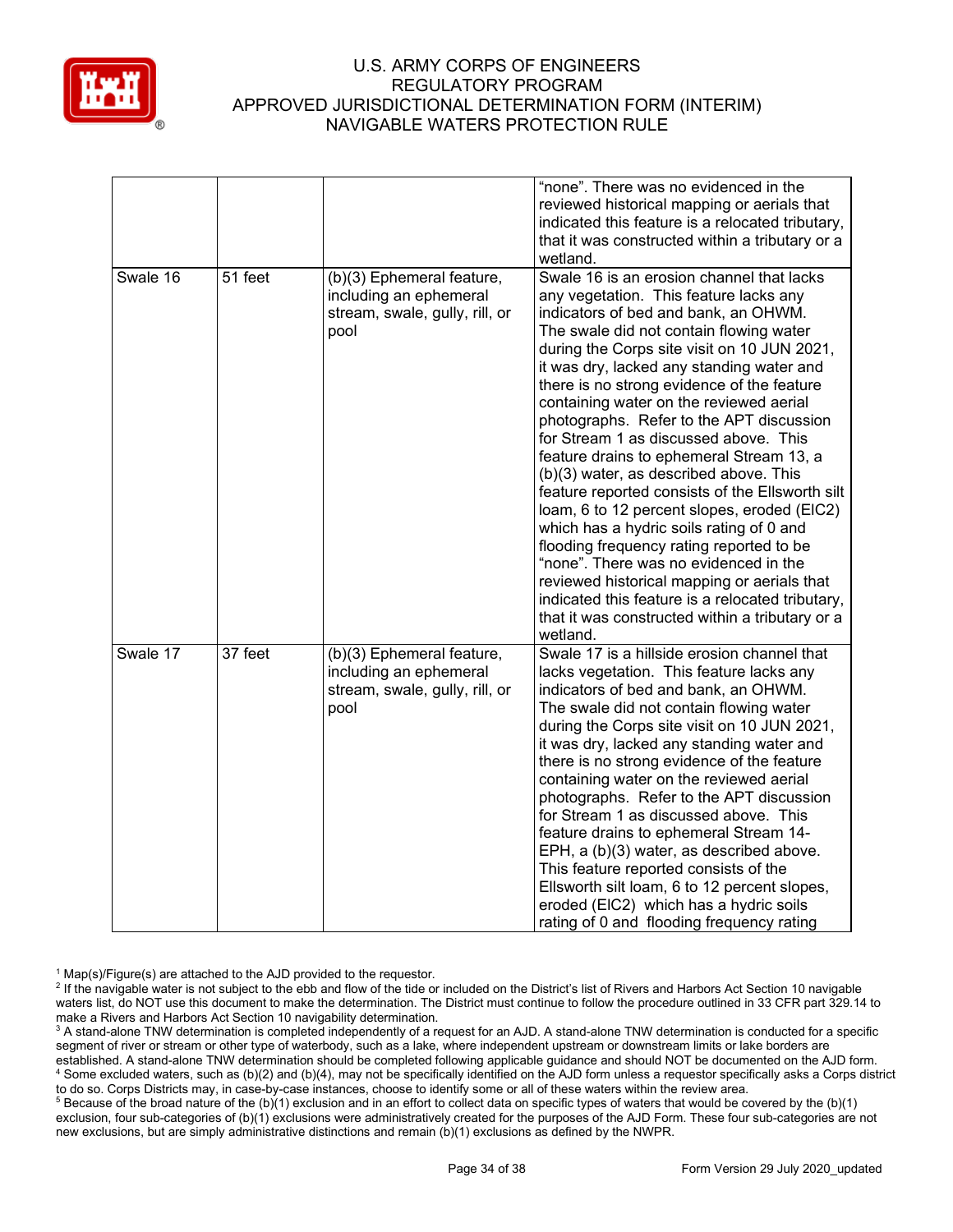| | | | |
|---|---|---|---|
| | | | "none". There was no evidenced in the reviewed historical mapping or aerials that indicated this feature is a relocated tributary, that it was constructed within a tributary or a wetland. |
| Swale 16 | 51 feet | (b)(3) Ephemeral feature, including an ephemeral stream, swale, gully, rill, or pool | Swale 16 is an erosion channel that lacks any vegetation. This feature lacks any indicators of bed and bank, an OHWM. The swale did not contain flowing water during the Corps site visit on 10 JUN 2021, it was dry, lacked any standing water and there is no strong evidence of the feature containing water on the reviewed aerial photographs. Refer to the APT discussion for Stream 1 as discussed above. This feature drains to ephemeral Stream 13, a (b)(3) water, as described above. This feature reported consists of the Ellsworth silt loam, 6 to 12 percent slopes, eroded (EIC2) which has a hydric soils rating of 0 and flooding frequency rating reported to be "none". There was no evidenced in the reviewed historical mapping or aerials that indicated this feature is a relocated tributary, that it was constructed within a tributary or a wetland. |
| Swale 17 | 37 feet | (b)(3) Ephemeral feature, including an ephemeral stream, swale, gully, rill, or pool | Swale 17 is a hillside erosion channel that lacks vegetation. This feature lacks any indicators of bed and bank, an OHWM. The swale did not contain flowing water during the Corps site visit on 10 JUN 2021, it was dry, lacked any standing water and there is no strong evidence of the feature containing water on the reviewed aerial photographs. Refer to the APT discussion for Stream 1 as discussed above. This feature drains to ephemeral Stream 14-EPH, a (b)(3) water, as described above. This feature reported consists of the Ellsworth silt loam, 6 to 12 percent slopes, eroded (EIC2) which has a hydric soils rating of 0 and flooding frequency rating |

[1] Map(s)/Figure(s) are attached to the AJD provided to the requestor.

[2] If the navigable water is not subject to the ebb and flow of the tide or included on the District's list of Rivers and Harbors Act Section 10 navigable waters list, do NOT use this document to make the determination. The District must continue to follow the procedure outlined in 33 CFR part 329.14 to make a Rivers and Harbors Act Section 10 navigability determination.

[3] A stand-alone TNW determination is completed independently of a request for an AJD. A stand-alone TNW determination is conducted for a specific segment of river or stream or other type of waterbody, such as a lake, where independent upstream or downstream limits or lake borders are established. A stand-alone TNW determination should be completed following applicable guidance and should NOT be documented on the AJD form.

[4] Some excluded waters, such as (b)(2) and (b)(4), may not be specifically identified on the AJD form unless a requestor specifically asks a Corps district to do so. Corps Districts may, in case-by-case instances, choose to identify some or all of these waters within the review area.

[5] Because of the broad nature of the (b)(1) exclusion and in an effort to collect data on specific types of waters that would be covered by the (b)(1) exclusion, four sub-categories of (b)(1) exclusions were administratively created for the purposes of the AJD Form. These four sub-categories are not new exclusions, but are simply administrative distinctions and remain (b)(1) exclusions as defined by the NWPR.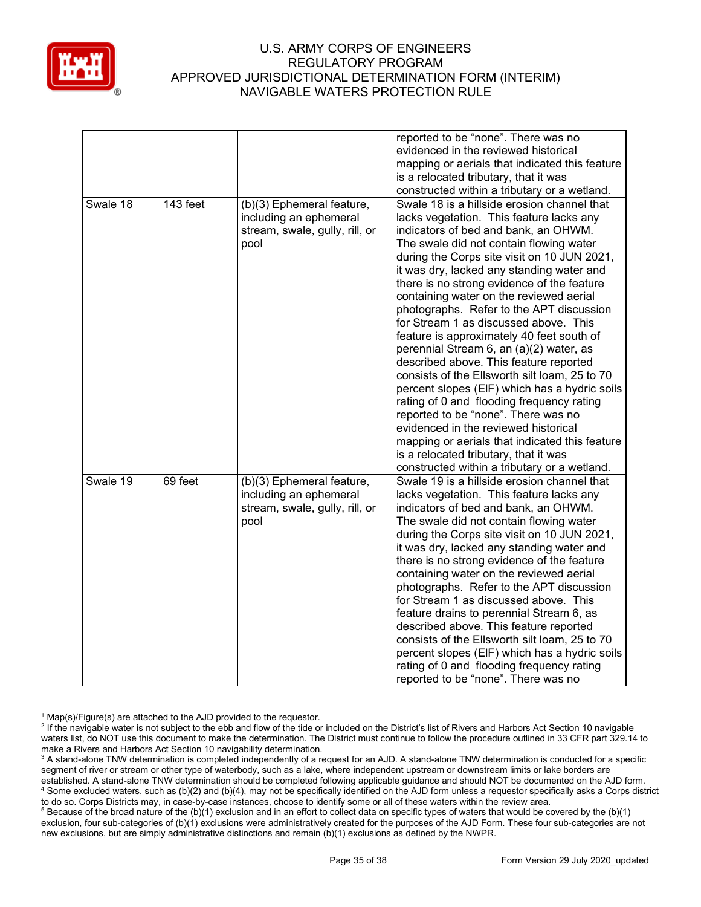| | | | reported to be “none”. There was no evidenced in the reviewed historical mapping or aerials that indicated this feature is a relocated tributary, that it was constructed within a tributary or a wetland. |
|---|---|---|---|
| Swale 18 | 143 feet | (b)(3) Ephemeral feature, including an ephemeral stream, swale, gully, rill, or pool | Swale 18 is a hillside erosion channel that lacks vegetation. This feature lacks any indicators of bed and bank, an OHWM. The swale did not contain flowing water during the Corps site visit on 10 JUN 2021, it was dry, lacked any standing water and there is no strong evidence of the feature containing water on the reviewed aerial photographs. Refer to the APT discussion for Stream 1 as discussed above. This feature is approximately 40 feet south of perennial Stream 6, an (a)(2) water, as described above. This feature reported consists of the Ellsworth silt loam, 25 to 70 percent slopes (ElF) which has a hydric soils rating of 0 and flooding frequency rating reported to be “none”. There was no evidenced in the reviewed historical mapping or aerials that indicated this feature is a relocated tributary, that it was constructed within a tributary or a wetland. |
| Swale 19 | 69 feet | (b)(3) Ephemeral feature, including an ephemeral stream, swale, gully, rill, or pool | Swale 19 is a hillside erosion channel that lacks vegetation. This feature lacks any indicators of bed and bank, an OHWM. The swale did not contain flowing water during the Corps site visit on 10 JUN 2021, it was dry, lacked any standing water and there is no strong evidence of the feature containing water on the reviewed aerial photographs. Refer to the APT discussion for Stream 1 as discussed above. This feature drains to perennial Stream 6, as described above. This feature reported consists of the Ellsworth silt loam, 25 to 70 percent slopes (ElF) which has a hydric soils rating of 0 and flooding frequency rating reported to be “none”. There was no |

[1] Map(s)/Figure(s) are attached to the AJD provided to the requestor.
[2] If the navigable water is not subject to the ebb and flow of the tide or included on the District's list of Rivers and Harbors Act Section 10 navigable waters list, do NOT use this document to make the determination. The District must continue to follow the procedure outlined in 33 CFR part 329.14 to make a Rivers and Harbors Act Section 10 navigability determination.
[3] A stand-alone TNW determination is completed independently of a request for an AJD. A stand-alone TNW determination is conducted for a specific segment of river or stream or other type of waterbody, such as a lake, where independent upstream or downstream limits or lake borders are established. A stand-alone TNW determination should be completed following applicable guidance and should NOT be documented on the AJD form.
[4] Some excluded waters, such as (b)(2) and (b)(4), may not be specifically identified on the AJD form unless a requestor specifically asks a Corps district to do so. Corps Districts may, in case-by-case instances, choose to identify some or all of these waters within the review area.
[5] Because of the broad nature of the (b)(1) exclusion and in an effort to collect data on specific types of waters that would be covered by the (b)(1) exclusion, four sub-categories of (b)(1) exclusions were administratively created for the purposes of the AJD Form. These four sub-categories are not new exclusions, but are simply administrative distinctions and remain (b)(1) exclusions as defined by the NWPR.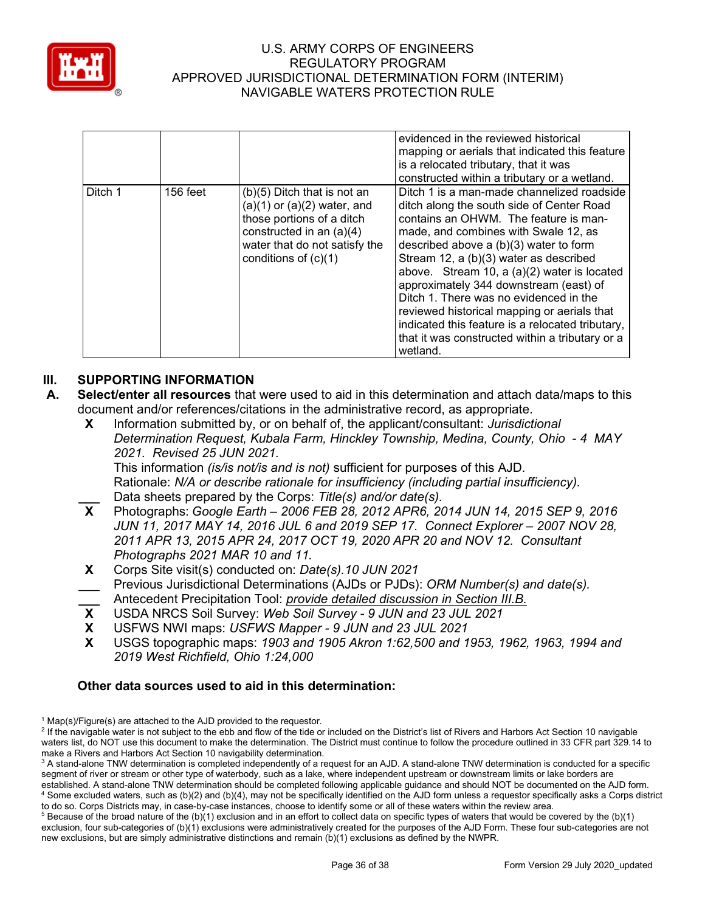| | | | evidenced in the reviewed historical mapping or aerials that indicated this feature is a relocated tributary, that it was constructed within a tributary or a wetland. |
|---|---|---|---|
| Ditch 1 | 156 feet | (b)(5) Ditch that is not an (a)(1) or (a)(2) water, and those portions of a ditch constructed in an (a)(4) water that do not satisfy the conditions of (c)(1) | Ditch 1 is a man-made channelized roadside ditch along the south side of Center Road contains an OHWM. The feature is man-made, and combines with Swale 12, as described above a (b)(3) water to form Stream 12, a (b)(3) water as described above. Stream 10, a (a)(2) water is located approximately 344 downstream (east) of Ditch 1. There was no evidenced in the reviewed historical mapping or aerials that indicated this feature is a relocated tributary, that it was constructed within a tributary or a wetland. |

## III. SUPPORTING INFORMATION

**A. Select/enter all resources** that were used to aid in this determination and attach data/maps to this document and/or references/citations in the administrative record, as appropriate.

**X** Information submitted by, or on behalf of, the applicant/consultant: *Jurisdictional Determination Request, Kubala Farm, Hinckley Township, Medina, County, Ohio - 4 MAY 2021. Revised 25 JUN 2021.*
This information *(is/is not/is and is not)* sufficient for purposes of this AJD.
Rationale: *N/A or describe rationale for insufficiency (including partial insufficiency).*

___ Data sheets prepared by the Corps: *Title(s) and/or date(s).*

**X** Photographs: *Google Earth – 2006 FEB 28, 2012 APR6, 2014 JUN 14, 2015 SEP 9, 2016 JUN 11, 2017 MAY 14, 2016 JUL 6 and 2019 SEP 17. Connect Explorer – 2007 NOV 28, 2011 APR 13, 2015 APR 24, 2017 OCT 19, 2020 APR 20 and NOV 12. Consultant Photographs 2021 MAR 10 and 11.*

**X** Corps Site visit(s) conducted on: *Date(s).10 JUN 2021*

___ Previous Jurisdictional Determinations (AJDs or PJDs): *ORM Number(s) and date(s).*

___ Antecedent Precipitation Tool: *provide detailed discussion in Section III.B.*

**X** USDA NRCS Soil Survey: *Web Soil Survey - 9 JUN and 23 JUL 2021*

**X** USFWS NWI maps: *USFWS Mapper - 9 JUN and 23 JUL 2021*

**X** USGS topographic maps: *1903 and 1905 Akron 1:62,500 and 1953, 1962, 1963, 1994 and 2019 West Richfield, Ohio 1:24,000*

**Other data sources used to aid in this determination:**

[1] Map(s)/Figure(s) are attached to the AJD provided to the requestor.

[2] If the navigable water is not subject to the ebb and flow of the tide or included on the District's list of Rivers and Harbors Act Section 10 navigable waters list, do NOT use this document to make the determination. The District must continue to follow the procedure outlined in 33 CFR part 329.14 to make a Rivers and Harbors Act Section 10 navigability determination.

[3] A stand-alone TNW determination is completed independently of a request for an AJD. A stand-alone TNW determination is conducted for a specific segment of river or stream or other type of waterbody, such as a lake, where independent upstream or downstream limits or lake borders are established. A stand-alone TNW determination should be completed following applicable guidance and should NOT be documented on the AJD form.

[4] Some excluded waters, such as (b)(2) and (b)(4), may not be specifically identified on the AJD form unless a requestor specifically asks a Corps district to do so. Corps Districts may, in case-by-case instances, choose to identify some or all of these waters within the review area.

[5] Because of the broad nature of the (b)(1) exclusion and in an effort to collect data on specific types of waters that would be covered by the (b)(1) exclusion, four sub-categories of (b)(1) exclusions were administratively created for the purposes of the AJD Form. These four sub-categories are not new exclusions, but are simply administrative distinctions and remain (b)(1) exclusions as defined by the NWPR.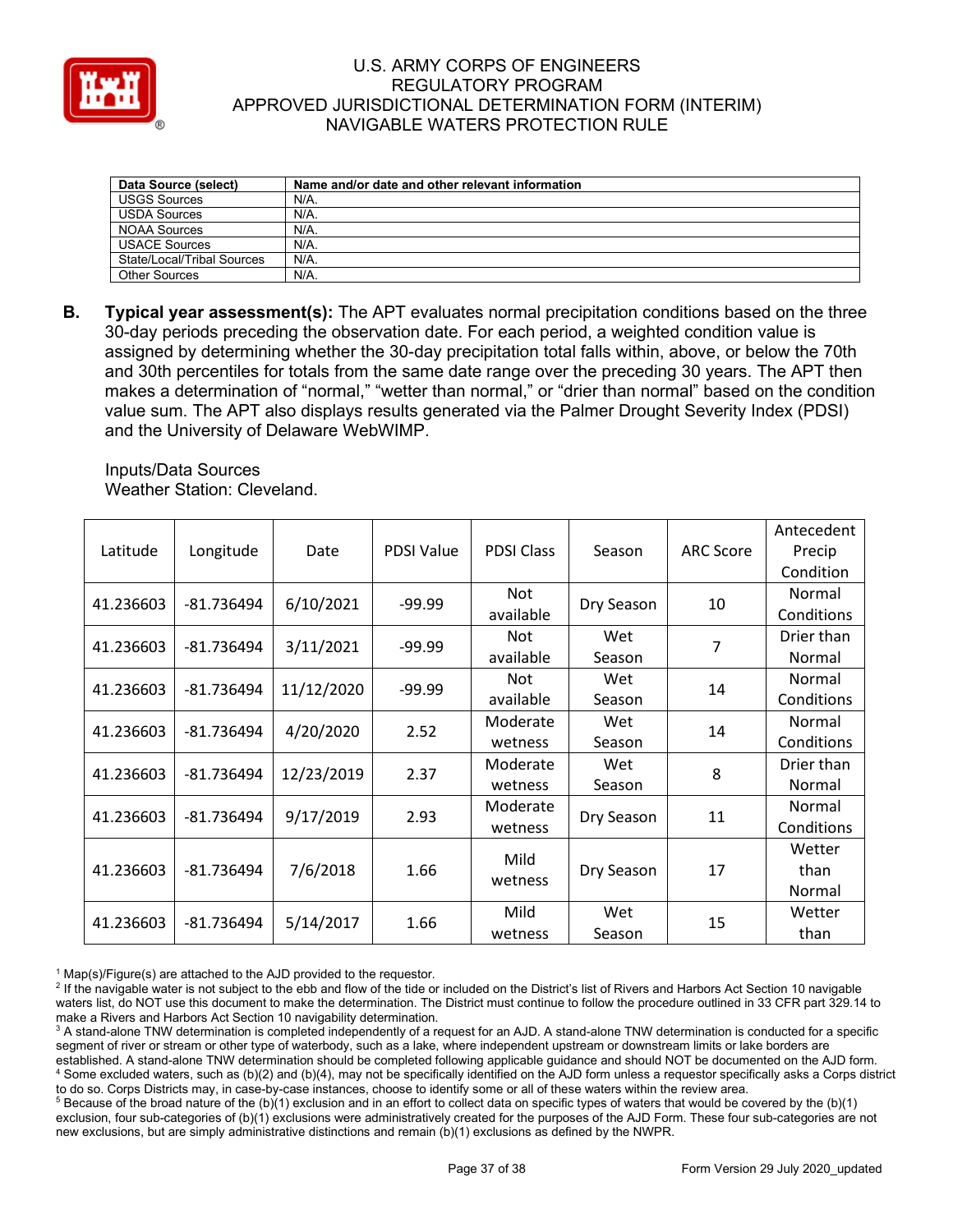| Data Source (select) | Name and/or date and other relevant information |
|---|---|
| USGS Sources | N/A. |
| USDA Sources | N/A. |
| NOAA Sources | N/A. |
| USACE Sources | N/A. |
| State/Local/Tribal Sources | N/A. |
| Other Sources | N/A. |

**B. Typical year assessment(s):** The APT evaluates normal precipitation conditions based on the three 30-day periods preceding the observation date. For each period, a weighted condition value is assigned by determining whether the 30-day precipitation total falls within, above, or below the 70th and 30th percentiles for totals from the same date range over the preceding 30 years. The APT then makes a determination of "normal," "wetter than normal," or "drier than normal" based on the condition value sum. The APT also displays results generated via the Palmer Drought Severity Index (PDSI) and the University of Delaware WebWIMP.

Inputs/Data Sources
Weather Station: Cleveland.

| Latitude | Longitude | Date | PDSI Value | PDSI Class | Season | ARC Score | Antecedent Precip Condition |
|---|---|---|---|---|---|---|---|
| 41.236603 | -81.736494 | 6/10/2021 | -99.99 | Not available | Dry Season | 10 | Normal Conditions |
| 41.236603 | -81.736494 | 3/11/2021 | -99.99 | Not available | Wet Season | 7 | Drier than Normal |
| 41.236603 | -81.736494 | 11/12/2020 | -99.99 | Not available | Wet Season | 14 | Normal Conditions |
| 41.236603 | -81.736494 | 4/20/2020 | 2.52 | Moderate wetness | Wet Season | 14 | Normal Conditions |
| 41.236603 | -81.736494 | 12/23/2019 | 2.37 | Moderate wetness | Wet Season | 8 | Drier than Normal |
| 41.236603 | -81.736494 | 9/17/2019 | 2.93 | Moderate wetness | Dry Season | 11 | Normal Conditions |
| 41.236603 | -81.736494 | 7/6/2018 | 1.66 | Mild wetness | Dry Season | 17 | Wetter than Normal |
| 41.236603 | -81.736494 | 5/14/2017 | 1.66 | Mild wetness | Wet Season | 15 | Wetter than |

[1] Map(s)/Figure(s) are attached to the AJD provided to the requestor.
[2] If the navigable water is not subject to the ebb and flow of the tide or included on the District's list of Rivers and Harbors Act Section 10 navigable waters list, do NOT use this document to make the determination. The District must continue to follow the procedure outlined in 33 CFR part 329.14 to make a Rivers and Harbors Act Section 10 navigability determination.
[3] A stand-alone TNW determination is completed independently of a request for an AJD. A stand-alone TNW determination is conducted for a specific segment of river or stream or other type of waterbody, such as a lake, where independent upstream or downstream limits or lake borders are established. A stand-alone TNW determination should be completed following applicable guidance and should NOT be documented on the AJD form.
[4] Some excluded waters, such as (b)(2) and (b)(4), may not be specifically identified on the AJD form unless a requestor specifically asks a Corps district to do so. Corps Districts may, in case-by-case instances, choose to identify some or all of these waters within the review area.
[5] Because of the broad nature of the (b)(1) exclusion and in an effort to collect data on specific types of waters that would be covered by the (b)(1) exclusion, four sub-categories of (b)(1) exclusions were administratively created for the purposes of the AJD Form. These four sub-categories are not new exclusions, but are simply administrative distinctions and remain (b)(1) exclusions as defined by the NWPR.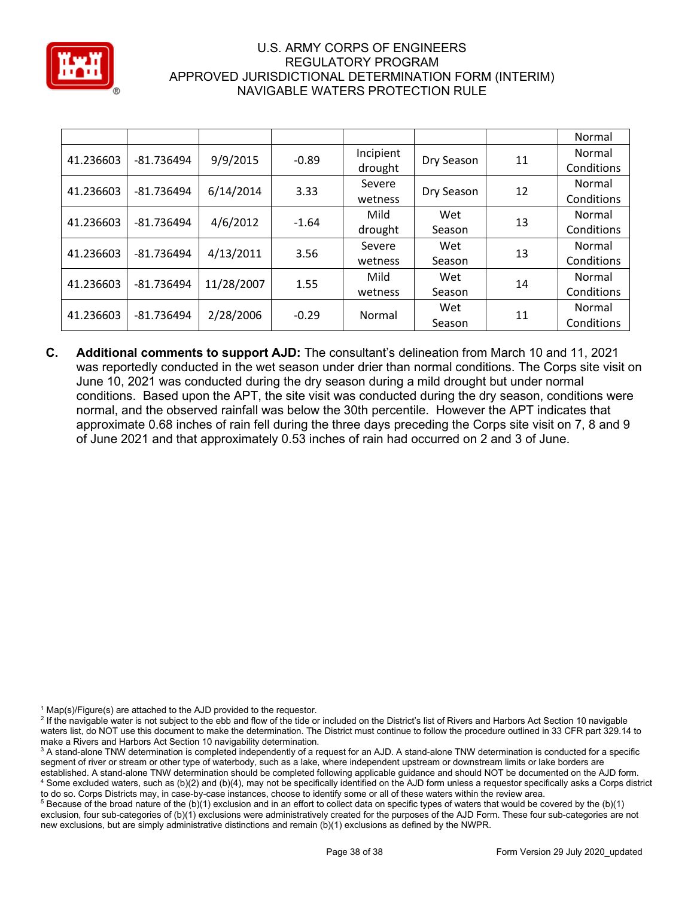| | | | | | | | |
|---|---|---|---|---|---|---|---|
| | | | | | | | Normal |
| 41.236603 | -81.736494 | 9/9/2015 | -0.89 | Incipient drought | Dry Season | 11 | Normal Conditions |
| 41.236603 | -81.736494 | 6/14/2014 | 3.33 | Severe wetness | Dry Season | 12 | Normal Conditions |
| 41.236603 | -81.736494 | 4/6/2012 | -1.64 | Mild drought | Wet Season | 13 | Normal Conditions |
| 41.236603 | -81.736494 | 4/13/2011 | 3.56 | Severe wetness | Wet Season | 13 | Normal Conditions |
| 41.236603 | -81.736494 | 11/28/2007 | 1.55 | Mild wetness | Wet Season | 14 | Normal Conditions |
| 41.236603 | -81.736494 | 2/28/2006 | -0.29 | Normal | Wet Season | 11 | Normal Conditions |

**C. Additional comments to support AJD:** The consultant's delineation from March 10 and 11, 2021 was reportedly conducted in the wet season under drier than normal conditions. The Corps site visit on June 10, 2021 was conducted during the dry season during a mild drought but under normal conditions. Based upon the APT, the site visit was conducted during the dry season, conditions were normal, and the observed rainfall was below the 30th percentile. However the APT indicates that approximate 0.68 inches of rain fell during the three days preceding the Corps site visit on 7, 8 and 9 of June 2021 and that approximately 0.53 inches of rain had occurred on 2 and 3 of June.

[1] Map(s)/Figure(s) are attached to the AJD provided to the requestor.
[2] If the navigable water is not subject to the ebb and flow of the tide or included on the District's list of Rivers and Harbors Act Section 10 navigable waters list, do NOT use this document to make the determination. The District must continue to follow the procedure outlined in 33 CFR part 329.14 to make a Rivers and Harbors Act Section 10 navigability determination.
[3] A stand-alone TNW determination is completed independently of a request for an AJD. A stand-alone TNW determination is conducted for a specific segment of river or stream or other type of waterbody, such as a lake, where independent upstream or downstream limits or lake borders are established. A stand-alone TNW determination should be completed following applicable guidance and should NOT be documented on the AJD form.
[4] Some excluded waters, such as (b)(2) and (b)(4), may not be specifically identified on the AJD form unless a requestor specifically asks a Corps district to do so. Corps Districts may, in case-by-case instances, choose to identify some or all of these waters within the review area.
[5] Because of the broad nature of the (b)(1) exclusion and in an effort to collect data on specific types of waters that would be covered by the (b)(1) exclusion, four sub-categories of (b)(1) exclusions were administratively created for the purposes of the AJD Form. These four sub-categories are not new exclusions, but are simply administrative distinctions and remain (b)(1) exclusions as defined by the NWPR.